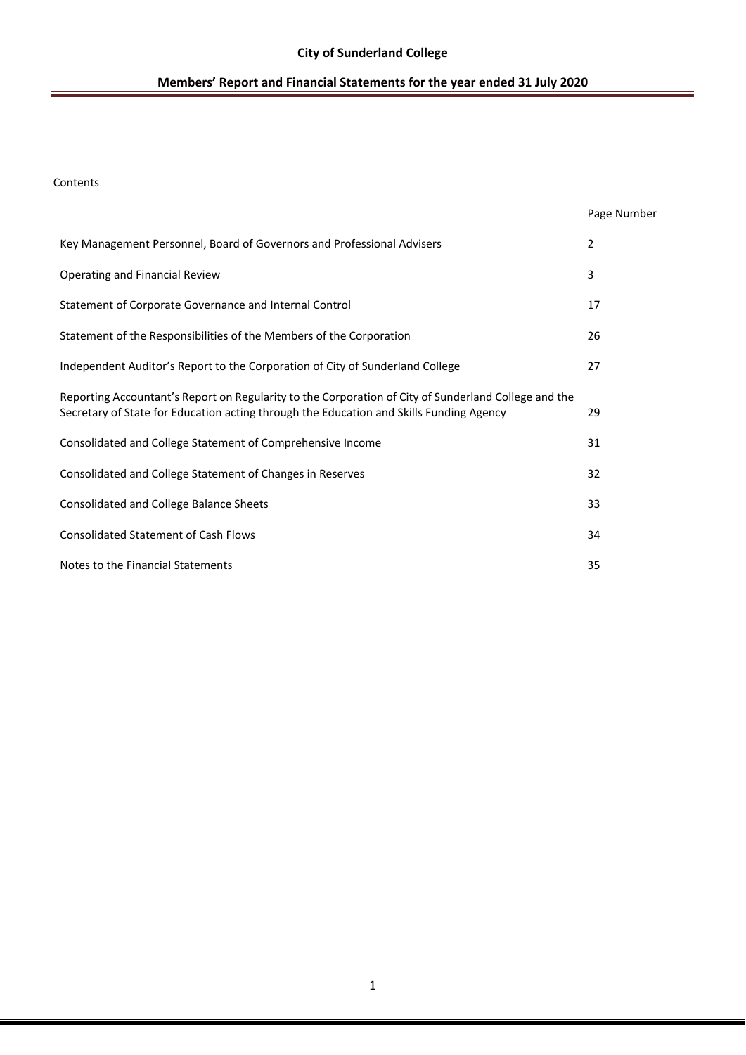# City of Sunderland College

## Members' Report and Financial Statements for the year ended 31 July 2020

Contents

| | Page Number |
|---|---|
| Key Management Personnel, Board of Governors and Professional Advisers | 2 |
| Operating and Financial Review | 3 |
| Statement of Corporate Governance and Internal Control | 17 |
| Statement of the Responsibilities of the Members of the Corporation | 26 |
| Independent Auditor's Report to the Corporation of City of Sunderland College | 27 |
| Reporting Accountant's Report on Regularity to the Corporation of City of Sunderland College and the Secretary of State for Education acting through the Education and Skills Funding Agency | 29 |
| Consolidated and College Statement of Comprehensive Income | 31 |
| Consolidated and College Statement of Changes in Reserves | 32 |
| Consolidated and College Balance Sheets | 33 |
| Consolidated Statement of Cash Flows | 34 |
| Notes to the Financial Statements | 35 |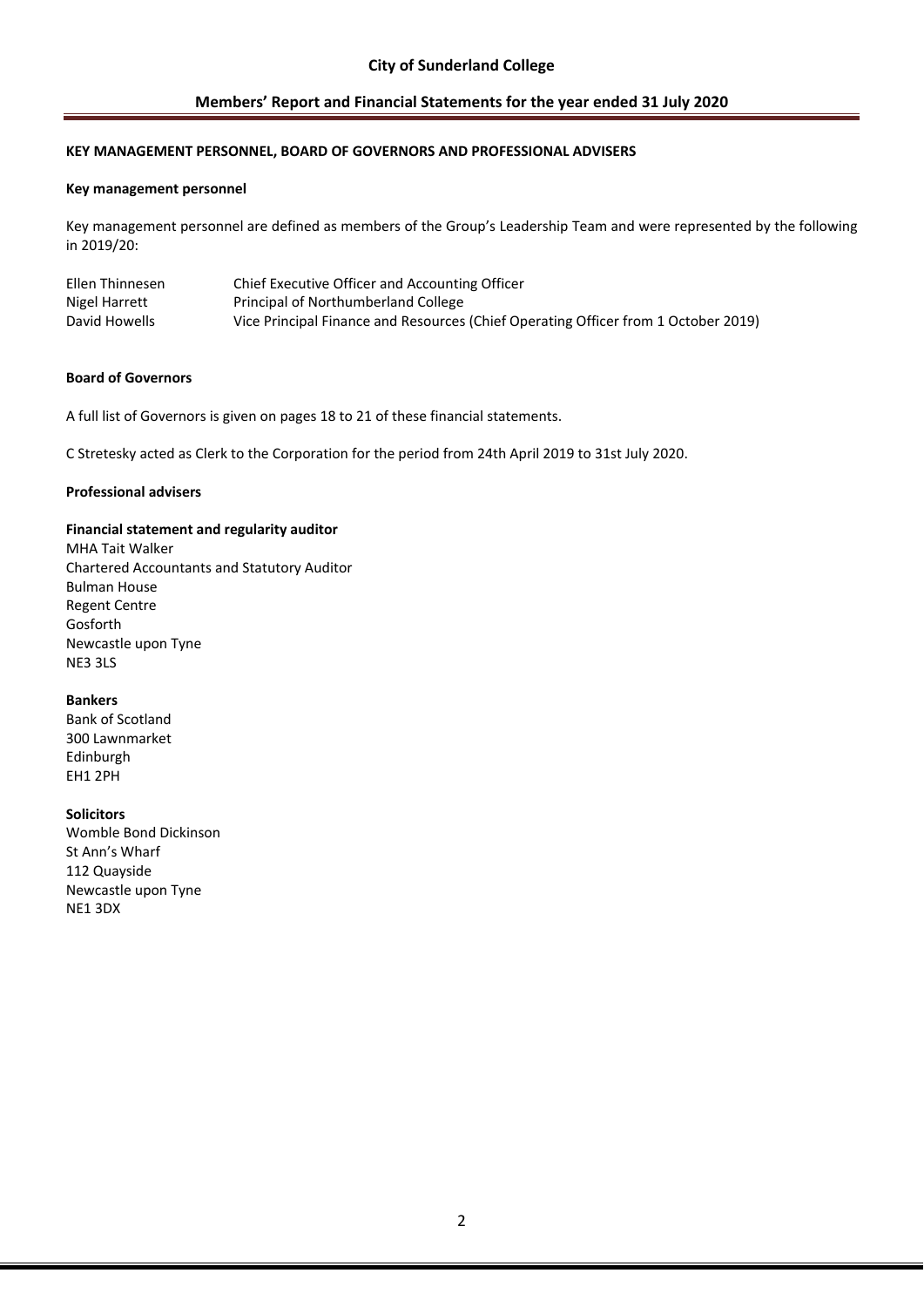## KEY MANAGEMENT PERSONNEL, BOARD OF GOVERNORS AND PROFESSIONAL ADVISERS

### Key management personnel

Key management personnel are defined as members of the Group's Leadership Team and were represented by the following in 2019/20:

| | |
|---|---|
| Ellen Thinnesen | Chief Executive Officer and Accounting Officer |
| Nigel Harrett | Principal of Northumberland College |
| David Howells | Vice Principal Finance and Resources (Chief Operating Officer from 1 October 2019) |

### Board of Governors

A full list of Governors is given on pages 18 to 21 of these financial statements.

C Stretesky acted as Clerk to the Corporation for the period from 24th April 2019 to 31st July 2020.

### Professional advisers

**Financial statement and regularity auditor**
MHA Tait Walker
Chartered Accountants and Statutory Auditor
Bulman House
Regent Centre
Gosforth
Newcastle upon Tyne
NE3 3LS

**Bankers**
Bank of Scotland
300 Lawnmarket
Edinburgh
EH1 2PH

**Solicitors**
Womble Bond Dickinson
St Ann's Wharf
112 Quayside
Newcastle upon Tyne
NE1 3DX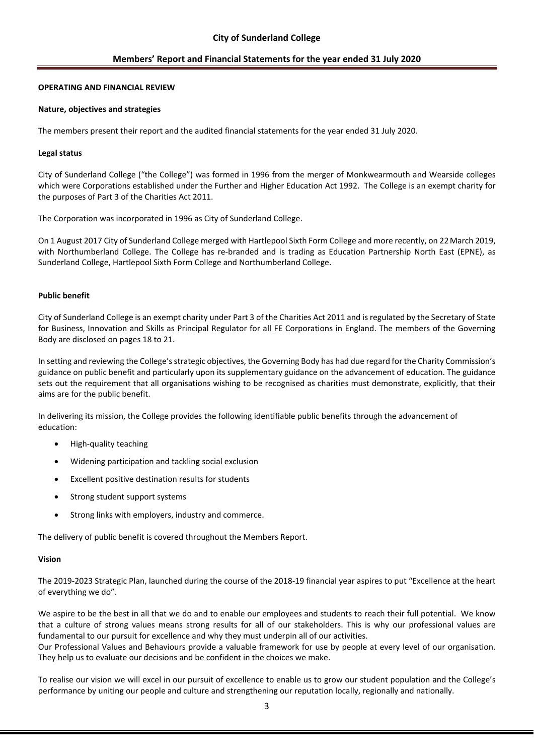## OPERATING AND FINANCIAL REVIEW

### Nature, objectives and strategies

The members present their report and the audited financial statements for the year ended 31 July 2020.

### Legal status

City of Sunderland College ("the College") was formed in 1996 from the merger of Monkwearmouth and Wearside colleges which were Corporations established under the Further and Higher Education Act 1992. The College is an exempt charity for the purposes of Part 3 of the Charities Act 2011.

The Corporation was incorporated in 1996 as City of Sunderland College.

On 1 August 2017 City of Sunderland College merged with Hartlepool Sixth Form College and more recently, on 22 March 2019, with Northumberland College. The College has re-branded and is trading as Education Partnership North East (EPNE), as Sunderland College, Hartlepool Sixth Form College and Northumberland College.

### Public benefit

City of Sunderland College is an exempt charity under Part 3 of the Charities Act 2011 and is regulated by the Secretary of State for Business, Innovation and Skills as Principal Regulator for all FE Corporations in England. The members of the Governing Body are disclosed on pages 18 to 21.

In setting and reviewing the College's strategic objectives, the Governing Body has had due regard for the Charity Commission's guidance on public benefit and particularly upon its supplementary guidance on the advancement of education. The guidance sets out the requirement that all organisations wishing to be recognised as charities must demonstrate, explicitly, that their aims are for the public benefit.

In delivering its mission, the College provides the following identifiable public benefits through the advancement of education:

- High-quality teaching
- Widening participation and tackling social exclusion
- Excellent positive destination results for students
- Strong student support systems
- Strong links with employers, industry and commerce.

The delivery of public benefit is covered throughout the Members Report.

### Vision

The 2019-2023 Strategic Plan, launched during the course of the 2018-19 financial year aspires to put "Excellence at the heart of everything we do".

We aspire to be the best in all that we do and to enable our employees and students to reach their full potential. We know that a culture of strong values means strong results for all of our stakeholders. This is why our professional values are fundamental to our pursuit for excellence and why they must underpin all of our activities.
Our Professional Values and Behaviours provide a valuable framework for use by people at every level of our organisation. They help us to evaluate our decisions and be confident in the choices we make.

To realise our vision we will excel in our pursuit of excellence to enable us to grow our student population and the College's performance by uniting our people and culture and strengthening our reputation locally, regionally and nationally.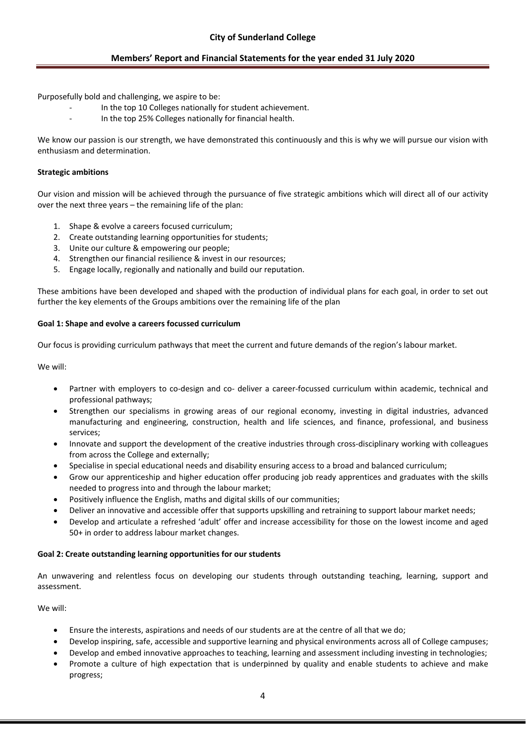Purposefully bold and challenging, we aspire to be:

- In the top 10 Colleges nationally for student achievement.
- In the top 25% Colleges nationally for financial health.

We know our passion is our strength, we have demonstrated this continuously and this is why we will pursue our vision with enthusiasm and determination.

**Strategic ambitions**

Our vision and mission will be achieved through the pursuance of five strategic ambitions which will direct all of our activity over the next three years – the remaining life of the plan:

1. Shape & evolve a careers focused curriculum;
2. Create outstanding learning opportunities for students;
3. Unite our culture & empowering our people;
4. Strengthen our financial resilience & invest in our resources;
5. Engage locally, regionally and nationally and build our reputation.

These ambitions have been developed and shaped with the production of individual plans for each goal, in order to set out further the key elements of the Groups ambitions over the remaining life of the plan

**Goal 1: Shape and evolve a careers focussed curriculum**

Our focus is providing curriculum pathways that meet the current and future demands of the region's labour market.

We will:

- Partner with employers to co-design and co- deliver a career-focussed curriculum within academic, technical and professional pathways;
- Strengthen our specialisms in growing areas of our regional economy, investing in digital industries, advanced manufacturing and engineering, construction, health and life sciences, and finance, professional, and business services;
- Innovate and support the development of the creative industries through cross-disciplinary working with colleagues from across the College and externally;
- Specialise in special educational needs and disability ensuring access to a broad and balanced curriculum;
- Grow our apprenticeship and higher education offer producing job ready apprentices and graduates with the skills needed to progress into and through the labour market;
- Positively influence the English, maths and digital skills of our communities;
- Deliver an innovative and accessible offer that supports upskilling and retraining to support labour market needs;
- Develop and articulate a refreshed 'adult' offer and increase accessibility for those on the lowest income and aged 50+ in order to address labour market changes.

**Goal 2: Create outstanding learning opportunities for our students**

An unwavering and relentless focus on developing our students through outstanding teaching, learning, support and assessment.

We will:

- Ensure the interests, aspirations and needs of our students are at the centre of all that we do;
- Develop inspiring, safe, accessible and supportive learning and physical environments across all of College campuses;
- Develop and embed innovative approaches to teaching, learning and assessment including investing in technologies;
- Promote a culture of high expectation that is underpinned by quality and enable students to achieve and make progress;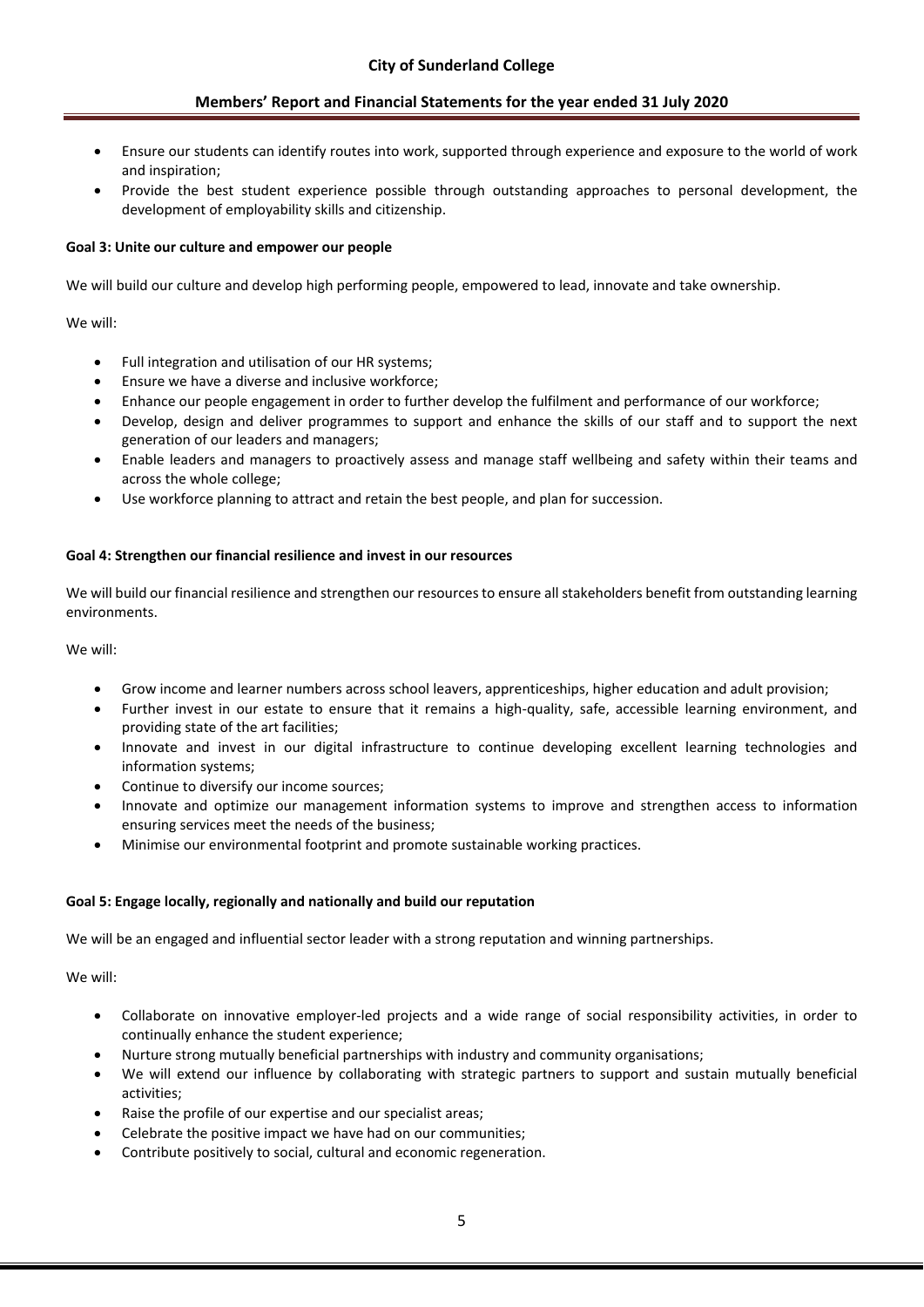- Ensure our students can identify routes into work, supported through experience and exposure to the world of work and inspiration;
- Provide the best student experience possible through outstanding approaches to personal development, the development of employability skills and citizenship.

**Goal 3: Unite our culture and empower our people**

We will build our culture and develop high performing people, empowered to lead, innovate and take ownership.

We will:

- Full integration and utilisation of our HR systems;
- Ensure we have a diverse and inclusive workforce;
- Enhance our people engagement in order to further develop the fulfilment and performance of our workforce;
- Develop, design and deliver programmes to support and enhance the skills of our staff and to support the next generation of our leaders and managers;
- Enable leaders and managers to proactively assess and manage staff wellbeing and safety within their teams and across the whole college;
- Use workforce planning to attract and retain the best people, and plan for succession.

**Goal 4: Strengthen our financial resilience and invest in our resources**

We will build our financial resilience and strengthen our resources to ensure all stakeholders benefit from outstanding learning environments.

We will:

- Grow income and learner numbers across school leavers, apprenticeships, higher education and adult provision;
- Further invest in our estate to ensure that it remains a high-quality, safe, accessible learning environment, and providing state of the art facilities;
- Innovate and invest in our digital infrastructure to continue developing excellent learning technologies and information systems;
- Continue to diversify our income sources;
- Innovate and optimize our management information systems to improve and strengthen access to information ensuring services meet the needs of the business;
- Minimise our environmental footprint and promote sustainable working practices.

**Goal 5: Engage locally, regionally and nationally and build our reputation**

We will be an engaged and influential sector leader with a strong reputation and winning partnerships.

We will:

- Collaborate on innovative employer-led projects and a wide range of social responsibility activities, in order to continually enhance the student experience;
- Nurture strong mutually beneficial partnerships with industry and community organisations;
- We will extend our influence by collaborating with strategic partners to support and sustain mutually beneficial activities;
- Raise the profile of our expertise and our specialist areas;
- Celebrate the positive impact we have had on our communities;
- Contribute positively to social, cultural and economic regeneration.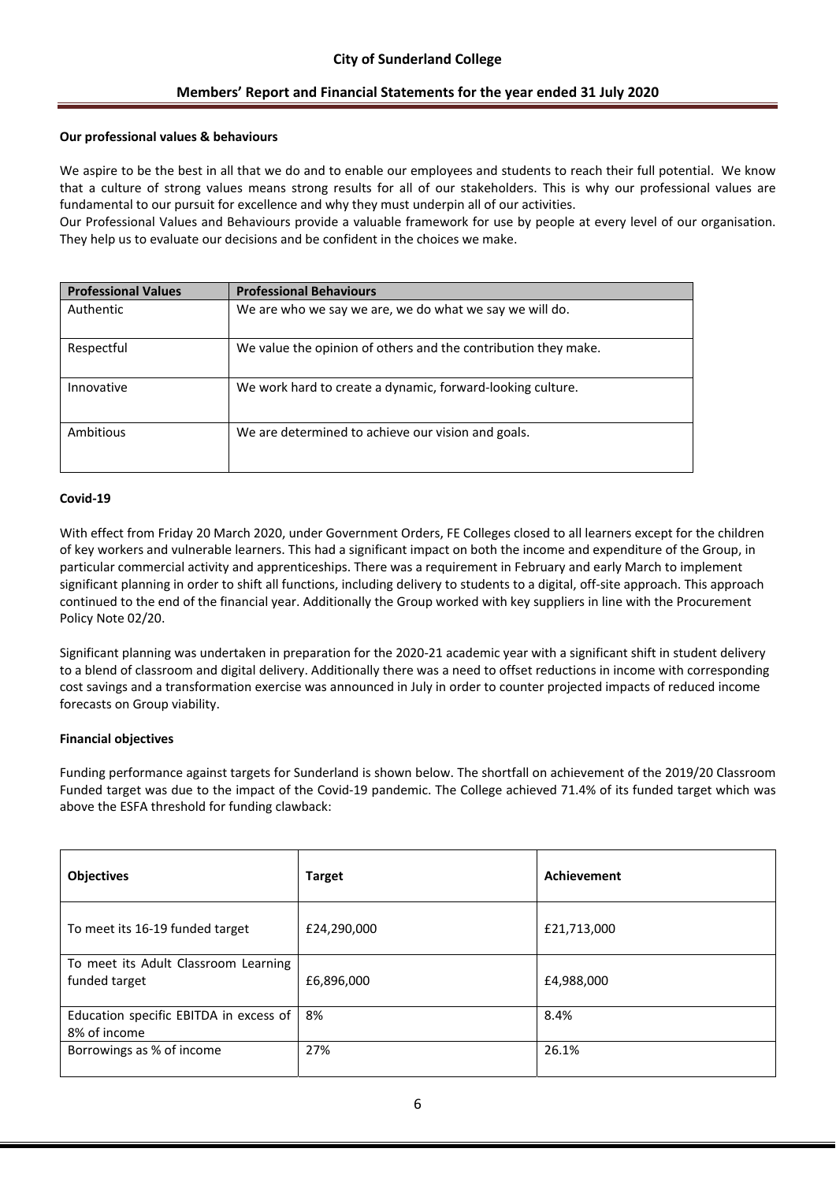### Our professional values & behaviours

We aspire to be the best in all that we do and to enable our employees and students to reach their full potential. We know that a culture of strong values means strong results for all of our stakeholders. This is why our professional values are fundamental to our pursuit for excellence and why they must underpin all of our activities.

Our Professional Values and Behaviours provide a valuable framework for use by people at every level of our organisation. They help us to evaluate our decisions and be confident in the choices we make.

| Professional Values | Professional Behaviours |
|---|---|
| Authentic | We are who we say we are, we do what we say we will do. |
| Respectful | We value the opinion of others and the contribution they make. |
| Innovative | We work hard to create a dynamic, forward-looking culture. |
| Ambitious | We are determined to achieve our vision and goals. |

### Covid-19

With effect from Friday 20 March 2020, under Government Orders, FE Colleges closed to all learners except for the children of key workers and vulnerable learners. This had a significant impact on both the income and expenditure of the Group, in particular commercial activity and apprenticeships. There was a requirement in February and early March to implement significant planning in order to shift all functions, including delivery to students to a digital, off-site approach. This approach continued to the end of the financial year. Additionally the Group worked with key suppliers in line with the Procurement Policy Note 02/20.

Significant planning was undertaken in preparation for the 2020-21 academic year with a significant shift in student delivery to a blend of classroom and digital delivery. Additionally there was a need to offset reductions in income with corresponding cost savings and a transformation exercise was announced in July in order to counter projected impacts of reduced income forecasts on Group viability.

### Financial objectives

Funding performance against targets for Sunderland is shown below. The shortfall on achievement of the 2019/20 Classroom Funded target was due to the impact of the Covid-19 pandemic. The College achieved 71.4% of its funded target which was above the ESFA threshold for funding clawback:

| Objectives | Target | Achievement |
|---|---|---|
| To meet its 16-19 funded target | £24,290,000 | £21,713,000 |
| To meet its Adult Classroom Learning funded target | £6,896,000 | £4,988,000 |
| Education specific EBITDA in excess of 8% of income | 8% | 8.4% |
| Borrowings as % of income | 27% | 26.1% |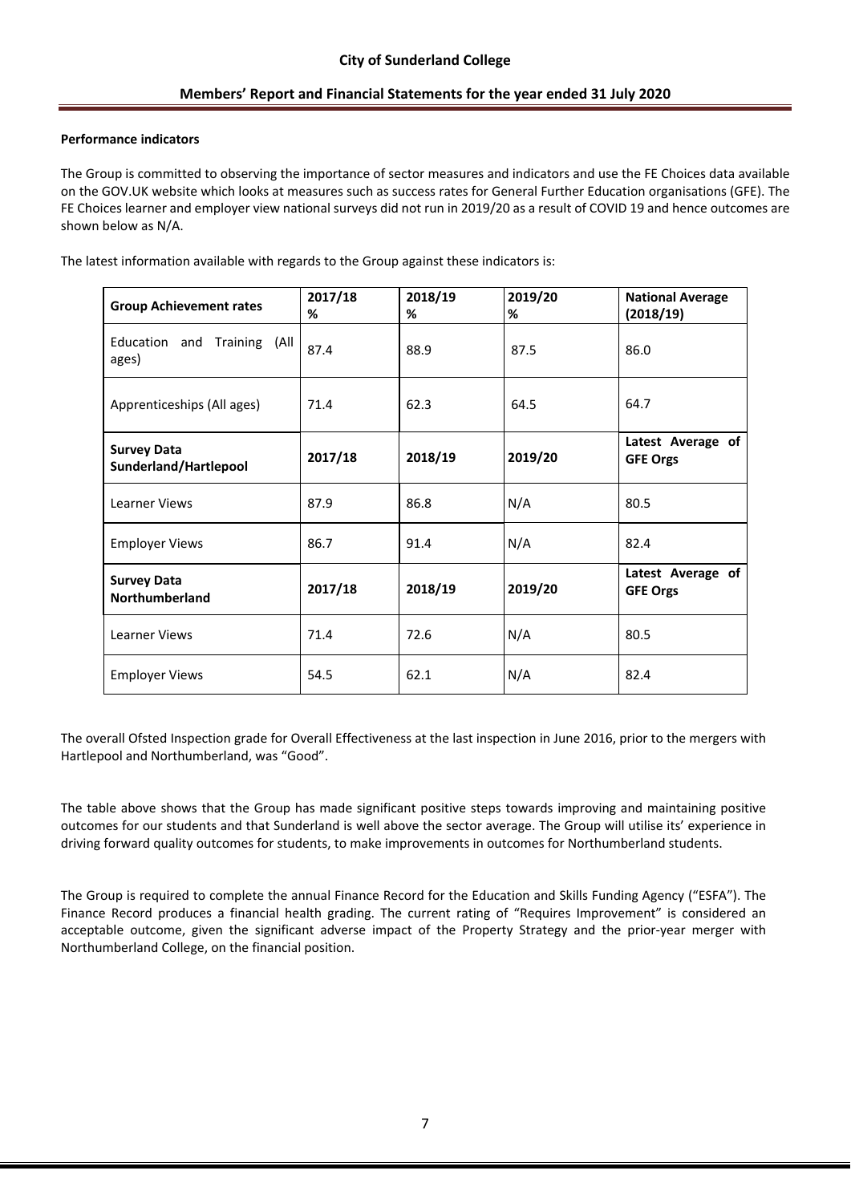**Performance indicators**

The Group is committed to observing the importance of sector measures and indicators and use the FE Choices data available on the GOV.UK website which looks at measures such as success rates for General Further Education organisations (GFE). The FE Choices learner and employer view national surveys did not run in 2019/20 as a result of COVID 19 and hence outcomes are shown below as N/A.

The latest information available with regards to the Group against these indicators is:

| **Group Achievement rates** | **2017/18 %** | **2018/19 %** | **2019/20 %** | **National Average (2018/19)** |
|---|---|---|---|---|
| Education and Training (All ages) | 87.4 | 88.9 | 87.5 | 86.0 |
| Apprenticeships (All ages) | 71.4 | 62.3 | 64.5 | 64.7 |
| **Survey Data Sunderland/Hartlepool** | **2017/18** | **2018/19** | **2019/20** | **Latest Average of GFE Orgs** |
| Learner Views | 87.9 | 86.8 | N/A | 80.5 |
| Employer Views | 86.7 | 91.4 | N/A | 82.4 |
| **Survey Data Northumberland** | **2017/18** | **2018/19** | **2019/20** | **Latest Average of GFE Orgs** |
| Learner Views | 71.4 | 72.6 | N/A | 80.5 |
| Employer Views | 54.5 | 62.1 | N/A | 82.4 |

The overall Ofsted Inspection grade for Overall Effectiveness at the last inspection in June 2016, prior to the mergers with Hartlepool and Northumberland, was "Good".

The table above shows that the Group has made significant positive steps towards improving and maintaining positive outcomes for our students and that Sunderland is well above the sector average. The Group will utilise its' experience in driving forward quality outcomes for students, to make improvements in outcomes for Northumberland students.

The Group is required to complete the annual Finance Record for the Education and Skills Funding Agency ("ESFA"). The Finance Record produces a financial health grading. The current rating of "Requires Improvement" is considered an acceptable outcome, given the significant adverse impact of the Property Strategy and the prior-year merger with Northumberland College, on the financial position.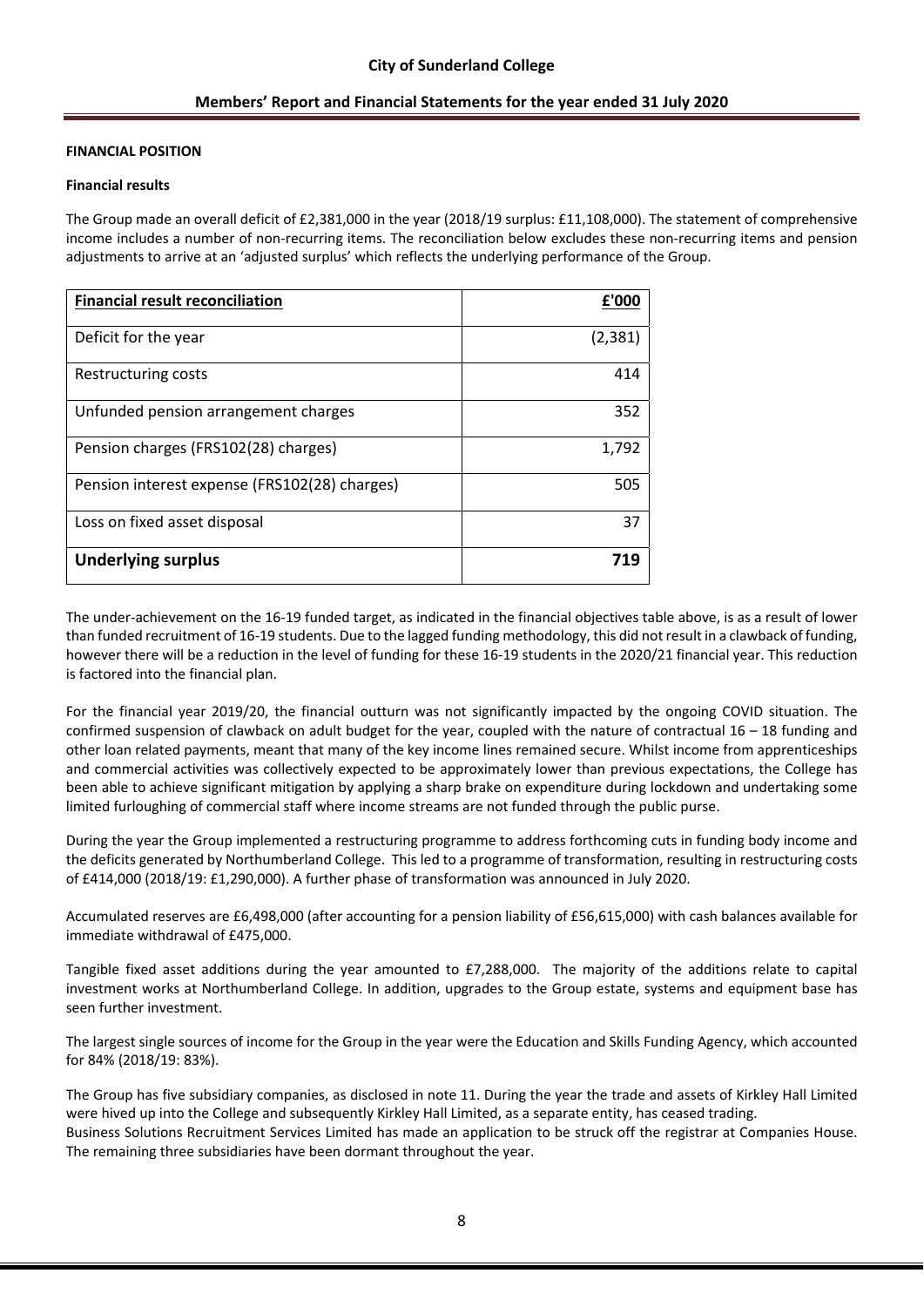**FINANCIAL POSITION**

**Financial results**

The Group made an overall deficit of £2,381,000 in the year (2018/19 surplus: £11,108,000). The statement of comprehensive income includes a number of non-recurring items. The reconciliation below excludes these non-recurring items and pension adjustments to arrive at an 'adjusted surplus' which reflects the underlying performance of the Group.

| Financial result reconciliation | £'000 |
|---|---|
| Deficit for the year | (2,381) |
| Restructuring costs | 414 |
| Unfunded pension arrangement charges | 352 |
| Pension charges (FRS102(28) charges) | 1,792 |
| Pension interest expense (FRS102(28) charges) | 505 |
| Loss on fixed asset disposal | 37 |
| **Underlying surplus** | **719** |

The under-achievement on the 16-19 funded target, as indicated in the financial objectives table above, is as a result of lower than funded recruitment of 16-19 students. Due to the lagged funding methodology, this did not result in a clawback of funding, however there will be a reduction in the level of funding for these 16-19 students in the 2020/21 financial year. This reduction is factored into the financial plan.

For the financial year 2019/20, the financial outturn was not significantly impacted by the ongoing COVID situation. The confirmed suspension of clawback on adult budget for the year, coupled with the nature of contractual 16 – 18 funding and other loan related payments, meant that many of the key income lines remained secure. Whilst income from apprenticeships and commercial activities was collectively expected to be approximately lower than previous expectations, the College has been able to achieve significant mitigation by applying a sharp brake on expenditure during lockdown and undertaking some limited furloughing of commercial staff where income streams are not funded through the public purse.

During the year the Group implemented a restructuring programme to address forthcoming cuts in funding body income and the deficits generated by Northumberland College. This led to a programme of transformation, resulting in restructuring costs of £414,000 (2018/19: £1,290,000). A further phase of transformation was announced in July 2020.

Accumulated reserves are £6,498,000 (after accounting for a pension liability of £56,615,000) with cash balances available for immediate withdrawal of £475,000.

Tangible fixed asset additions during the year amounted to £7,288,000. The majority of the additions relate to capital investment works at Northumberland College. In addition, upgrades to the Group estate, systems and equipment base has seen further investment.

The largest single sources of income for the Group in the year were the Education and Skills Funding Agency, which accounted for 84% (2018/19: 83%).

The Group has five subsidiary companies, as disclosed in note 11. During the year the trade and assets of Kirkley Hall Limited were hived up into the College and subsequently Kirkley Hall Limited, as a separate entity, has ceased trading.
Business Solutions Recruitment Services Limited has made an application to be struck off the registrar at Companies House. The remaining three subsidiaries have been dormant throughout the year.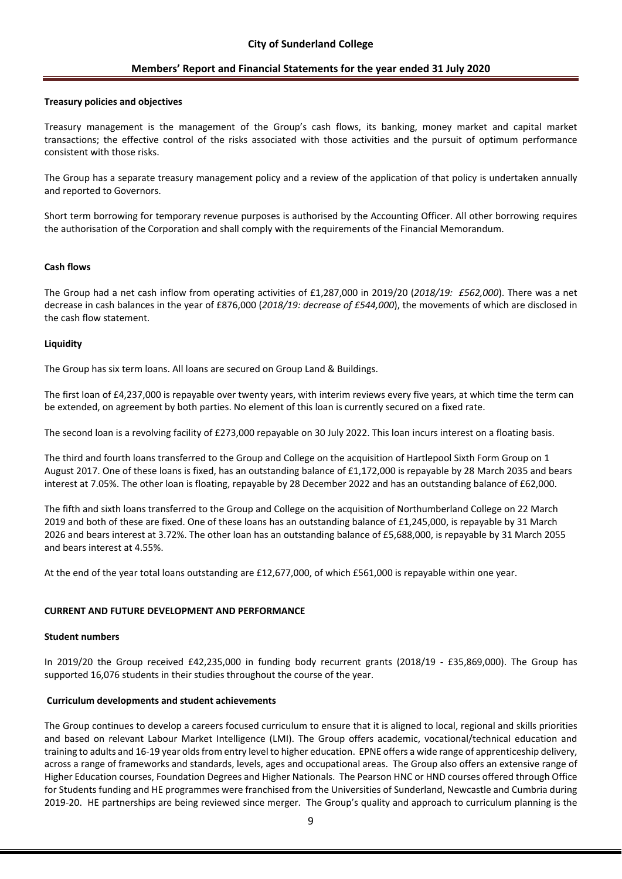#### Treasury policies and objectives

Treasury management is the management of the Group's cash flows, its banking, money market and capital market transactions; the effective control of the risks associated with those activities and the pursuit of optimum performance consistent with those risks.

The Group has a separate treasury management policy and a review of the application of that policy is undertaken annually and reported to Governors.

Short term borrowing for temporary revenue purposes is authorised by the Accounting Officer. All other borrowing requires the authorisation of the Corporation and shall comply with the requirements of the Financial Memorandum.

#### Cash flows

The Group had a net cash inflow from operating activities of £1,287,000 in 2019/20 (*2018/19: £562,000*). There was a net decrease in cash balances in the year of £876,000 (*2018/19: decrease of £544,000*), the movements of which are disclosed in the cash flow statement.

#### Liquidity

The Group has six term loans. All loans are secured on Group Land & Buildings.

The first loan of £4,237,000 is repayable over twenty years, with interim reviews every five years, at which time the term can be extended, on agreement by both parties. No element of this loan is currently secured on a fixed rate.

The second loan is a revolving facility of £273,000 repayable on 30 July 2022. This loan incurs interest on a floating basis.

The third and fourth loans transferred to the Group and College on the acquisition of Hartlepool Sixth Form Group on 1 August 2017. One of these loans is fixed, has an outstanding balance of £1,172,000 is repayable by 28 March 2035 and bears interest at 7.05%. The other loan is floating, repayable by 28 December 2022 and has an outstanding balance of £62,000.

The fifth and sixth loans transferred to the Group and College on the acquisition of Northumberland College on 22 March 2019 and both of these are fixed. One of these loans has an outstanding balance of £1,245,000, is repayable by 31 March 2026 and bears interest at 3.72%. The other loan has an outstanding balance of £5,688,000, is repayable by 31 March 2055 and bears interest at 4.55%.

At the end of the year total loans outstanding are £12,677,000, of which £561,000 is repayable within one year.

### CURRENT AND FUTURE DEVELOPMENT AND PERFORMANCE

#### Student numbers

In 2019/20 the Group received £42,235,000 in funding body recurrent grants (2018/19 - £35,869,000). The Group has supported 16,076 students in their studies throughout the course of the year.

#### Curriculum developments and student achievements

The Group continues to develop a careers focused curriculum to ensure that it is aligned to local, regional and skills priorities and based on relevant Labour Market Intelligence (LMI). The Group offers academic, vocational/technical education and training to adults and 16-19 year olds from entry level to higher education. EPNE offers a wide range of apprenticeship delivery, across a range of frameworks and standards, levels, ages and occupational areas. The Group also offers an extensive range of Higher Education courses, Foundation Degrees and Higher Nationals. The Pearson HNC or HND courses offered through Office for Students funding and HE programmes were franchised from the Universities of Sunderland, Newcastle and Cumbria during 2019-20. HE partnerships are being reviewed since merger. The Group's quality and approach to curriculum planning is the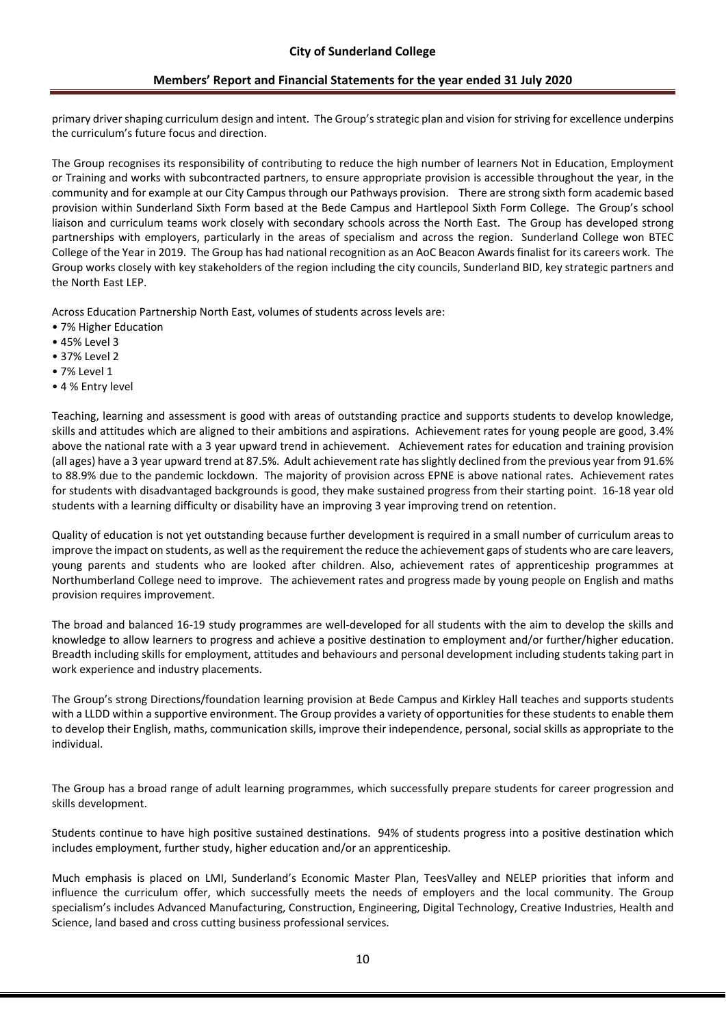primary driver shaping curriculum design and intent. The Group's strategic plan and vision for striving for excellence underpins the curriculum's future focus and direction.

The Group recognises its responsibility of contributing to reduce the high number of learners Not in Education, Employment or Training and works with subcontracted partners, to ensure appropriate provision is accessible throughout the year, in the community and for example at our City Campus through our Pathways provision. There are strong sixth form academic based provision within Sunderland Sixth Form based at the Bede Campus and Hartlepool Sixth Form College. The Group's school liaison and curriculum teams work closely with secondary schools across the North East. The Group has developed strong partnerships with employers, particularly in the areas of specialism and across the region. Sunderland College won BTEC College of the Year in 2019. The Group has had national recognition as an AoC Beacon Awards finalist for its careers work. The Group works closely with key stakeholders of the region including the city councils, Sunderland BID, key strategic partners and the North East LEP.

Across Education Partnership North East, volumes of students across levels are:

- 7% Higher Education
- 45% Level 3
- 37% Level 2
- 7% Level 1
- 4 % Entry level

Teaching, learning and assessment is good with areas of outstanding practice and supports students to develop knowledge, skills and attitudes which are aligned to their ambitions and aspirations. Achievement rates for young people are good, 3.4% above the national rate with a 3 year upward trend in achievement. Achievement rates for education and training provision (all ages) have a 3 year upward trend at 87.5%. Adult achievement rate has slightly declined from the previous year from 91.6% to 88.9% due to the pandemic lockdown. The majority of provision across EPNE is above national rates. Achievement rates for students with disadvantaged backgrounds is good, they make sustained progress from their starting point. 16-18 year old students with a learning difficulty or disability have an improving 3 year improving trend on retention.

Quality of education is not yet outstanding because further development is required in a small number of curriculum areas to improve the impact on students, as well as the requirement the reduce the achievement gaps of students who are care leavers, young parents and students who are looked after children. Also, achievement rates of apprenticeship programmes at Northumberland College need to improve. The achievement rates and progress made by young people on English and maths provision requires improvement.

The broad and balanced 16-19 study programmes are well-developed for all students with the aim to develop the skills and knowledge to allow learners to progress and achieve a positive destination to employment and/or further/higher education. Breadth including skills for employment, attitudes and behaviours and personal development including students taking part in work experience and industry placements.

The Group's strong Directions/foundation learning provision at Bede Campus and Kirkley Hall teaches and supports students with a LLDD within a supportive environment. The Group provides a variety of opportunities for these students to enable them to develop their English, maths, communication skills, improve their independence, personal, social skills as appropriate to the individual.

The Group has a broad range of adult learning programmes, which successfully prepare students for career progression and skills development.

Students continue to have high positive sustained destinations. 94% of students progress into a positive destination which includes employment, further study, higher education and/or an apprenticeship.

Much emphasis is placed on LMI, Sunderland's Economic Master Plan, TeesValley and NELEP priorities that inform and influence the curriculum offer, which successfully meets the needs of employers and the local community. The Group specialism's includes Advanced Manufacturing, Construction, Engineering, Digital Technology, Creative Industries, Health and Science, land based and cross cutting business professional services.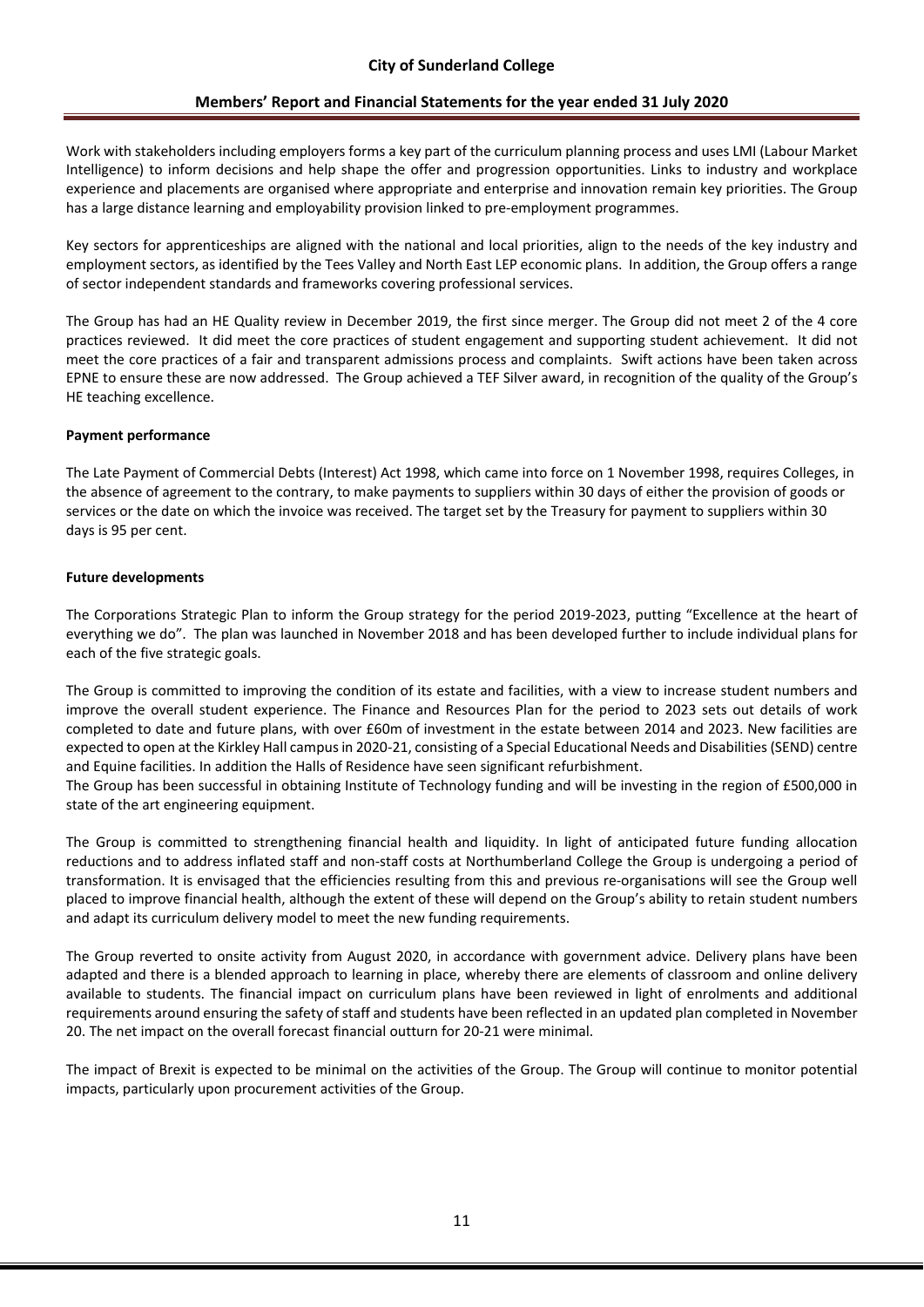Work with stakeholders including employers forms a key part of the curriculum planning process and uses LMI (Labour Market Intelligence) to inform decisions and help shape the offer and progression opportunities. Links to industry and workplace experience and placements are organised where appropriate and enterprise and innovation remain key priorities. The Group has a large distance learning and employability provision linked to pre-employment programmes.

Key sectors for apprenticeships are aligned with the national and local priorities, align to the needs of the key industry and employment sectors, as identified by the Tees Valley and North East LEP economic plans. In addition, the Group offers a range of sector independent standards and frameworks covering professional services.

The Group has had an HE Quality review in December 2019, the first since merger. The Group did not meet 2 of the 4 core practices reviewed. It did meet the core practices of student engagement and supporting student achievement. It did not meet the core practices of a fair and transparent admissions process and complaints. Swift actions have been taken across EPNE to ensure these are now addressed. The Group achieved a TEF Silver award, in recognition of the quality of the Group's HE teaching excellence.

**Payment performance**

The Late Payment of Commercial Debts (Interest) Act 1998, which came into force on 1 November 1998, requires Colleges, in the absence of agreement to the contrary, to make payments to suppliers within 30 days of either the provision of goods or services or the date on which the invoice was received. The target set by the Treasury for payment to suppliers within 30 days is 95 per cent.

**Future developments**

The Corporations Strategic Plan to inform the Group strategy for the period 2019-2023, putting "Excellence at the heart of everything we do". The plan was launched in November 2018 and has been developed further to include individual plans for each of the five strategic goals.

The Group is committed to improving the condition of its estate and facilities, with a view to increase student numbers and improve the overall student experience. The Finance and Resources Plan for the period to 2023 sets out details of work completed to date and future plans, with over £60m of investment in the estate between 2014 and 2023. New facilities are expected to open at the Kirkley Hall campus in 2020-21, consisting of a Special Educational Needs and Disabilities (SEND) centre and Equine facilities. In addition the Halls of Residence have seen significant refurbishment.
The Group has been successful in obtaining Institute of Technology funding and will be investing in the region of £500,000 in state of the art engineering equipment.

The Group is committed to strengthening financial health and liquidity. In light of anticipated future funding allocation reductions and to address inflated staff and non-staff costs at Northumberland College the Group is undergoing a period of transformation. It is envisaged that the efficiencies resulting from this and previous re-organisations will see the Group well placed to improve financial health, although the extent of these will depend on the Group's ability to retain student numbers and adapt its curriculum delivery model to meet the new funding requirements.

The Group reverted to onsite activity from August 2020, in accordance with government advice. Delivery plans have been adapted and there is a blended approach to learning in place, whereby there are elements of classroom and online delivery available to students. The financial impact on curriculum plans have been reviewed in light of enrolments and additional requirements around ensuring the safety of staff and students have been reflected in an updated plan completed in November 20. The net impact on the overall forecast financial outturn for 20-21 were minimal.

The impact of Brexit is expected to be minimal on the activities of the Group. The Group will continue to monitor potential impacts, particularly upon procurement activities of the Group.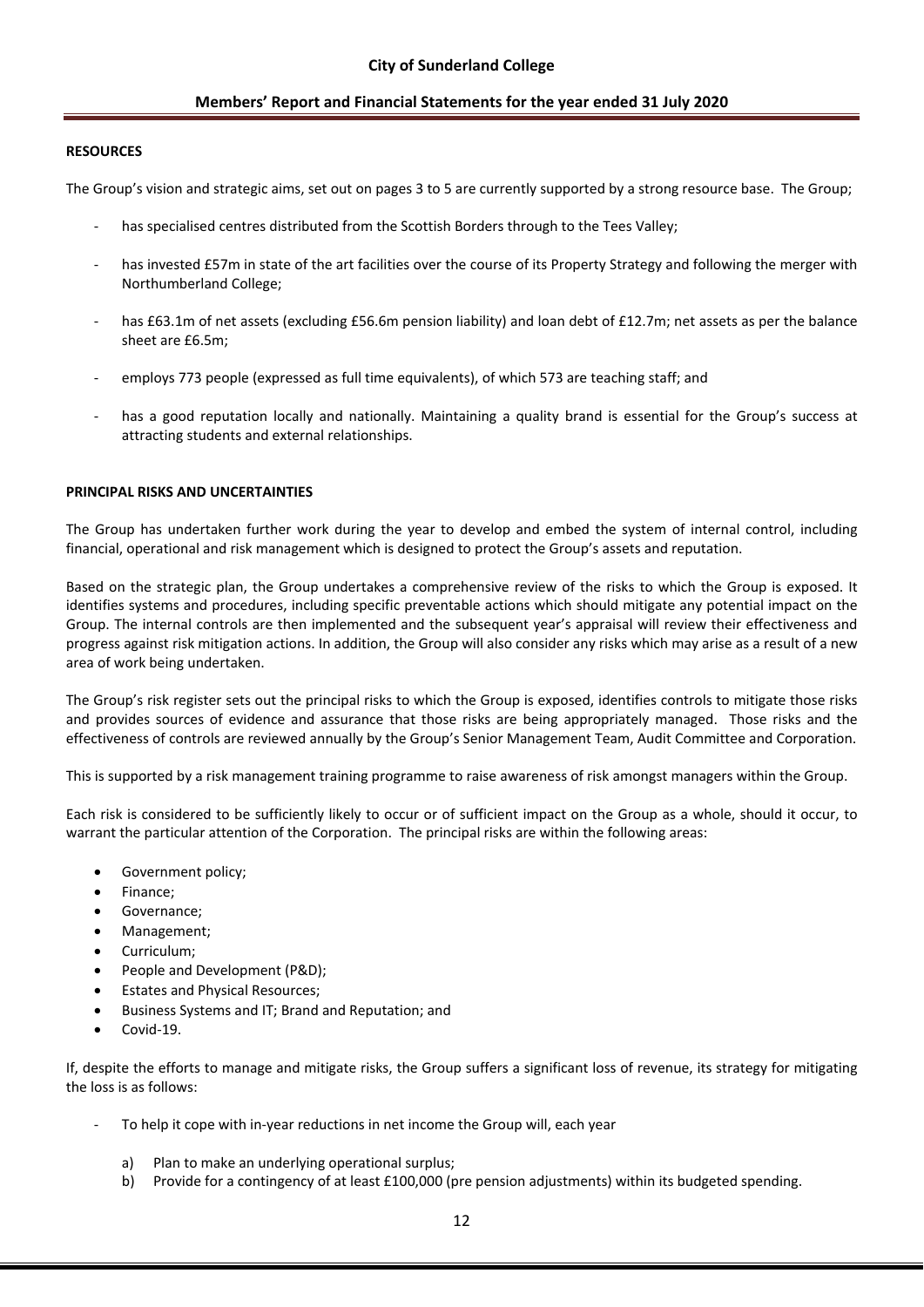## RESOURCES

The Group's vision and strategic aims, set out on pages 3 to 5 are currently supported by a strong resource base. The Group;

- has specialised centres distributed from the Scottish Borders through to the Tees Valley;
- has invested £57m in state of the art facilities over the course of its Property Strategy and following the merger with Northumberland College;
- has £63.1m of net assets (excluding £56.6m pension liability) and loan debt of £12.7m; net assets as per the balance sheet are £6.5m;
- employs 773 people (expressed as full time equivalents), of which 573 are teaching staff; and
- has a good reputation locally and nationally. Maintaining a quality brand is essential for the Group's success at attracting students and external relationships.

## PRINCIPAL RISKS AND UNCERTAINTIES

The Group has undertaken further work during the year to develop and embed the system of internal control, including financial, operational and risk management which is designed to protect the Group's assets and reputation.

Based on the strategic plan, the Group undertakes a comprehensive review of the risks to which the Group is exposed. It identifies systems and procedures, including specific preventable actions which should mitigate any potential impact on the Group. The internal controls are then implemented and the subsequent year's appraisal will review their effectiveness and progress against risk mitigation actions. In addition, the Group will also consider any risks which may arise as a result of a new area of work being undertaken.

The Group's risk register sets out the principal risks to which the Group is exposed, identifies controls to mitigate those risks and provides sources of evidence and assurance that those risks are being appropriately managed. Those risks and the effectiveness of controls are reviewed annually by the Group's Senior Management Team, Audit Committee and Corporation.

This is supported by a risk management training programme to raise awareness of risk amongst managers within the Group.

Each risk is considered to be sufficiently likely to occur or of sufficient impact on the Group as a whole, should it occur, to warrant the particular attention of the Corporation. The principal risks are within the following areas:

- Government policy;
- Finance;
- Governance;
- Management;
- Curriculum;
- People and Development (P&D);
- Estates and Physical Resources;
- Business Systems and IT; Brand and Reputation; and
- Covid-19.

If, despite the efforts to manage and mitigate risks, the Group suffers a significant loss of revenue, its strategy for mitigating the loss is as follows:

- To help it cope with in-year reductions in net income the Group will, each year
    a) Plan to make an underlying operational surplus;
    b) Provide for a contingency of at least £100,000 (pre pension adjustments) within its budgeted spending.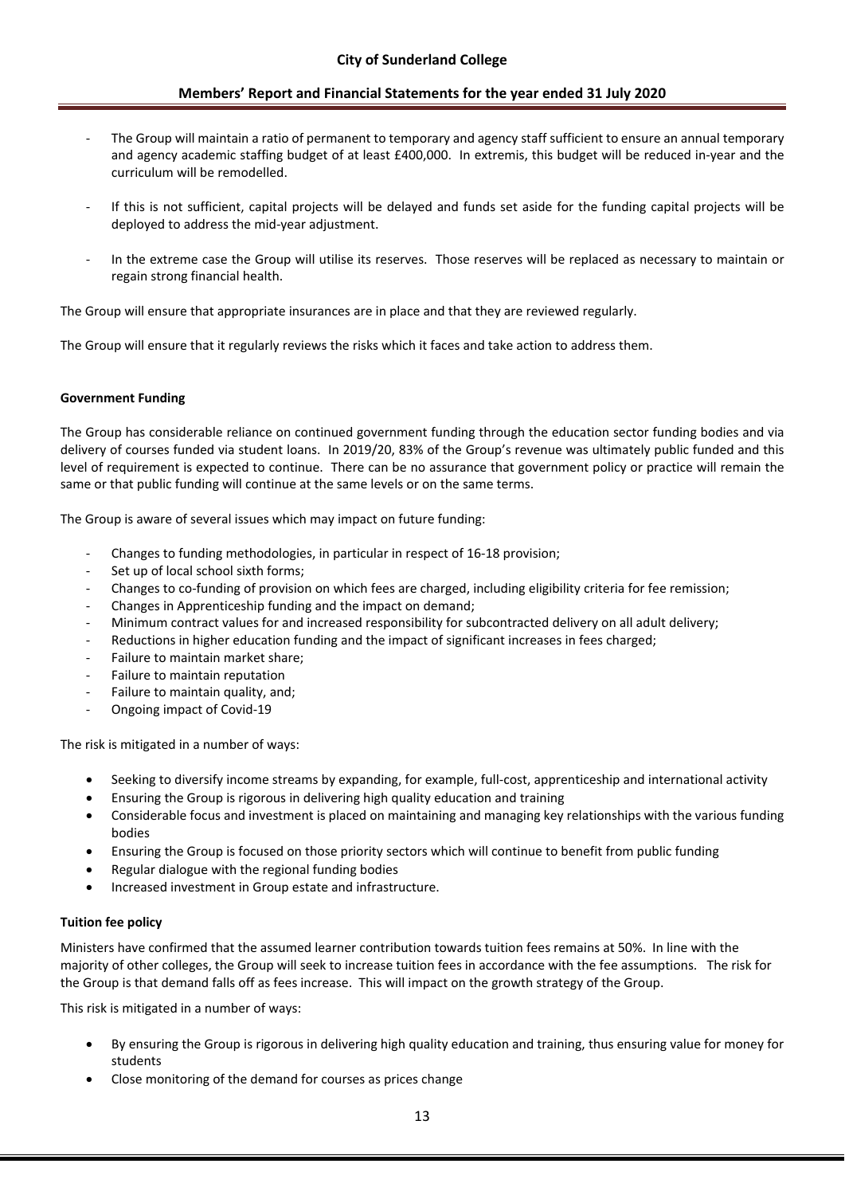- The Group will maintain a ratio of permanent to temporary and agency staff sufficient to ensure an annual temporary and agency academic staffing budget of at least £400,000. In extremis, this budget will be reduced in-year and the curriculum will be remodelled.

- If this is not sufficient, capital projects will be delayed and funds set aside for the funding capital projects will be deployed to address the mid-year adjustment.

- In the extreme case the Group will utilise its reserves. Those reserves will be replaced as necessary to maintain or regain strong financial health.

The Group will ensure that appropriate insurances are in place and that they are reviewed regularly.

The Group will ensure that it regularly reviews the risks which it faces and take action to address them.

**Government Funding**

The Group has considerable reliance on continued government funding through the education sector funding bodies and via delivery of courses funded via student loans. In 2019/20, 83% of the Group's revenue was ultimately public funded and this level of requirement is expected to continue. There can be no assurance that government policy or practice will remain the same or that public funding will continue at the same levels or on the same terms.

The Group is aware of several issues which may impact on future funding:

- Changes to funding methodologies, in particular in respect of 16-18 provision;
- Set up of local school sixth forms;
- Changes to co-funding of provision on which fees are charged, including eligibility criteria for fee remission;
- Changes in Apprenticeship funding and the impact on demand;
- Minimum contract values for and increased responsibility for subcontracted delivery on all adult delivery;
- Reductions in higher education funding and the impact of significant increases in fees charged;
- Failure to maintain market share;
- Failure to maintain reputation
- Failure to maintain quality, and;
- Ongoing impact of Covid-19

The risk is mitigated in a number of ways:

- Seeking to diversify income streams by expanding, for example, full-cost, apprenticeship and international activity
- Ensuring the Group is rigorous in delivering high quality education and training
- Considerable focus and investment is placed on maintaining and managing key relationships with the various funding bodies
- Ensuring the Group is focused on those priority sectors which will continue to benefit from public funding
- Regular dialogue with the regional funding bodies
- Increased investment in Group estate and infrastructure.

**Tuition fee policy**

Ministers have confirmed that the assumed learner contribution towards tuition fees remains at 50%. In line with the majority of other colleges, the Group will seek to increase tuition fees in accordance with the fee assumptions. The risk for the Group is that demand falls off as fees increase. This will impact on the growth strategy of the Group.

This risk is mitigated in a number of ways:

- By ensuring the Group is rigorous in delivering high quality education and training, thus ensuring value for money for students
- Close monitoring of the demand for courses as prices change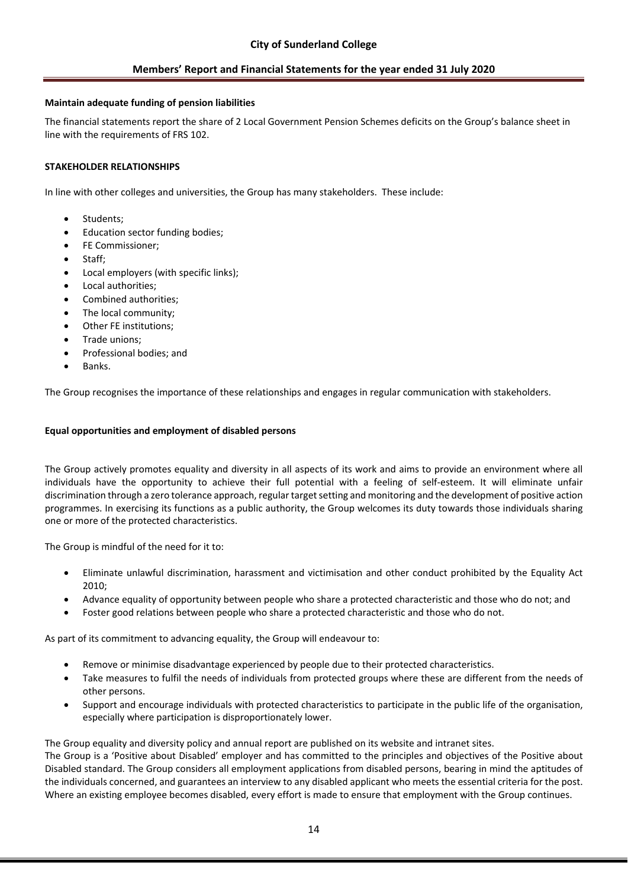**Maintain adequate funding of pension liabilities**

The financial statements report the share of 2 Local Government Pension Schemes deficits on the Group's balance sheet in line with the requirements of FRS 102.

**STAKEHOLDER RELATIONSHIPS**

In line with other colleges and universities, the Group has many stakeholders. These include:

- Students;
- Education sector funding bodies;
- FE Commissioner;
- Staff;
- Local employers (with specific links);
- Local authorities;
- Combined authorities;
- The local community;
- Other FE institutions;
- Trade unions;
- Professional bodies; and
- Banks.

The Group recognises the importance of these relationships and engages in regular communication with stakeholders.

**Equal opportunities and employment of disabled persons**

The Group actively promotes equality and diversity in all aspects of its work and aims to provide an environment where all individuals have the opportunity to achieve their full potential with a feeling of self-esteem. It will eliminate unfair discrimination through a zero tolerance approach, regular target setting and monitoring and the development of positive action programmes. In exercising its functions as a public authority, the Group welcomes its duty towards those individuals sharing one or more of the protected characteristics.

The Group is mindful of the need for it to:

- Eliminate unlawful discrimination, harassment and victimisation and other conduct prohibited by the Equality Act 2010;
- Advance equality of opportunity between people who share a protected characteristic and those who do not; and
- Foster good relations between people who share a protected characteristic and those who do not.

As part of its commitment to advancing equality, the Group will endeavour to:

- Remove or minimise disadvantage experienced by people due to their protected characteristics.
- Take measures to fulfil the needs of individuals from protected groups where these are different from the needs of other persons.
- Support and encourage individuals with protected characteristics to participate in the public life of the organisation, especially where participation is disproportionately lower.

The Group equality and diversity policy and annual report are published on its website and intranet sites.
The Group is a 'Positive about Disabled' employer and has committed to the principles and objectives of the Positive about Disabled standard. The Group considers all employment applications from disabled persons, bearing in mind the aptitudes of the individuals concerned, and guarantees an interview to any disabled applicant who meets the essential criteria for the post. Where an existing employee becomes disabled, every effort is made to ensure that employment with the Group continues.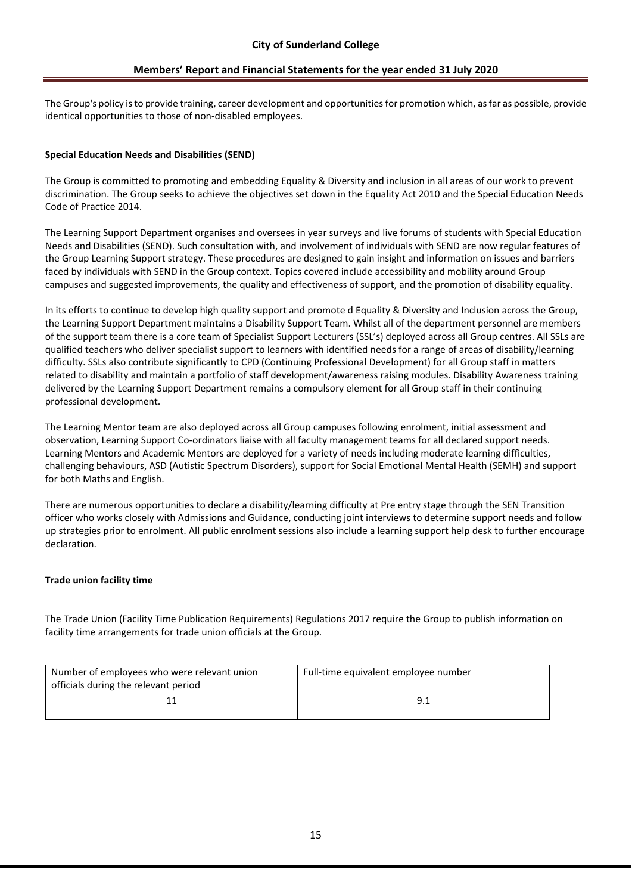The Group's policy is to provide training, career development and opportunities for promotion which, as far as possible, provide identical opportunities to those of non-disabled employees.

**Special Education Needs and Disabilities (SEND)**

The Group is committed to promoting and embedding Equality & Diversity and inclusion in all areas of our work to prevent discrimination. The Group seeks to achieve the objectives set down in the Equality Act 2010 and the Special Education Needs Code of Practice 2014.

The Learning Support Department organises and oversees in year surveys and live forums of students with Special Education Needs and Disabilities (SEND). Such consultation with, and involvement of individuals with SEND are now regular features of the Group Learning Support strategy. These procedures are designed to gain insight and information on issues and barriers faced by individuals with SEND in the Group context. Topics covered include accessibility and mobility around Group campuses and suggested improvements, the quality and effectiveness of support, and the promotion of disability equality.

In its efforts to continue to develop high quality support and promote d Equality & Diversity and Inclusion across the Group, the Learning Support Department maintains a Disability Support Team. Whilst all of the department personnel are members of the support team there is a core team of Specialist Support Lecturers (SSL's) deployed across all Group centres. All SSLs are qualified teachers who deliver specialist support to learners with identified needs for a range of areas of disability/learning difficulty. SSLs also contribute significantly to CPD (Continuing Professional Development) for all Group staff in matters related to disability and maintain a portfolio of staff development/awareness raising modules. Disability Awareness training delivered by the Learning Support Department remains a compulsory element for all Group staff in their continuing professional development.

The Learning Mentor team are also deployed across all Group campuses following enrolment, initial assessment and observation, Learning Support Co-ordinators liaise with all faculty management teams for all declared support needs. Learning Mentors and Academic Mentors are deployed for a variety of needs including moderate learning difficulties, challenging behaviours, ASD (Autistic Spectrum Disorders), support for Social Emotional Mental Health (SEMH) and support for both Maths and English.

There are numerous opportunities to declare a disability/learning difficulty at Pre entry stage through the SEN Transition officer who works closely with Admissions and Guidance, conducting joint interviews to determine support needs and follow up strategies prior to enrolment. All public enrolment sessions also include a learning support help desk to further encourage declaration.

**Trade union facility time**

The Trade Union (Facility Time Publication Requirements) Regulations 2017 require the Group to publish information on facility time arrangements for trade union officials at the Group.

| Number of employees who were relevant union officials during the relevant period | Full-time equivalent employee number |
|---|---|
| 11 | 9.1 |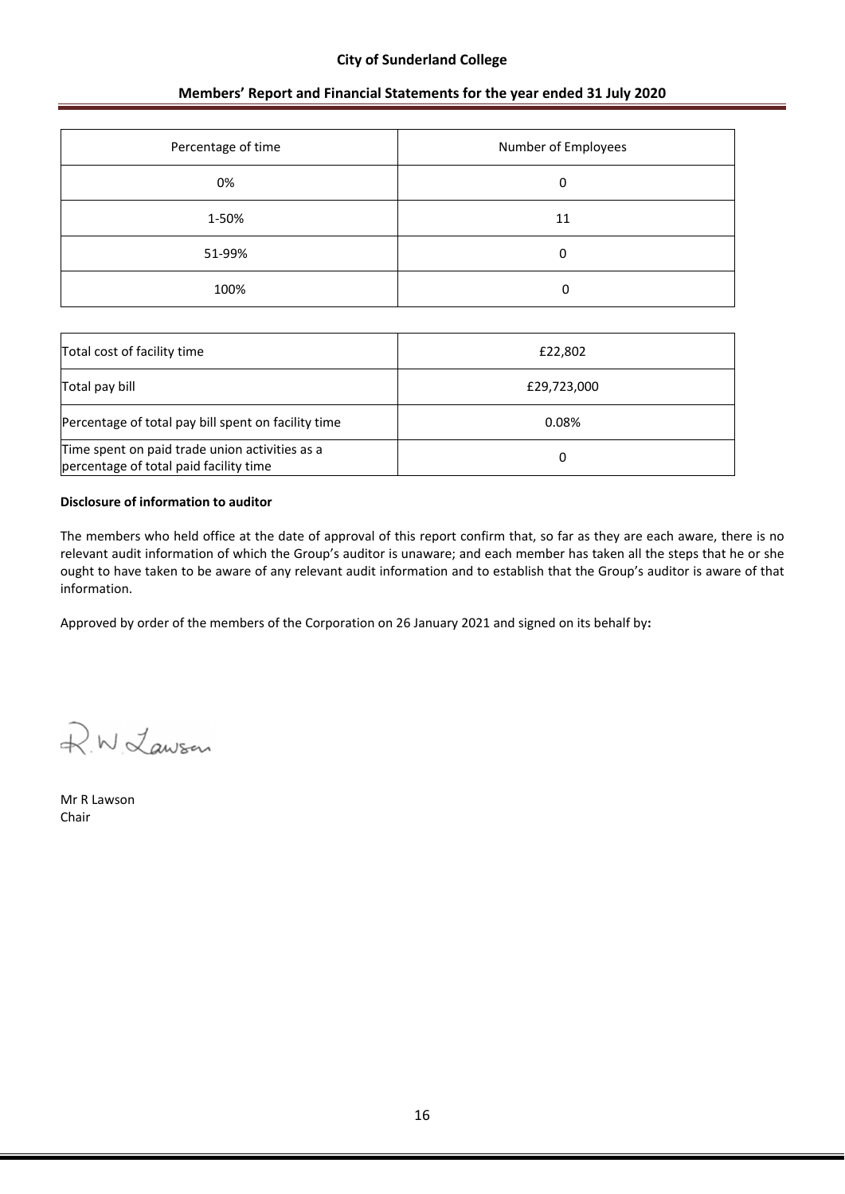| Percentage of time | Number of Employees |
| --- | --- |
| 0% | 0 |
| 1-50% | 11 |
| 51-99% | 0 |
| 100% | 0 |

| | |
| --- | --- |
| Total cost of facility time | £22,802 |
| Total pay bill | £29,723,000 |
| Percentage of total pay bill spent on facility time | 0.08% |
| Time spent on paid trade union activities as a percentage of total paid facility time | 0 |

**Disclosure of information to auditor**

The members who held office at the date of approval of this report confirm that, so far as they are each aware, there is no relevant audit information of which the Group's auditor is unaware; and each member has taken all the steps that he or she ought to have taken to be aware of any relevant audit information and to establish that the Group's auditor is aware of that information.

Approved by order of the members of the Corporation on 26 January 2021 and signed on its behalf by**:**

R.W.Lawson

Mr R Lawson
Chair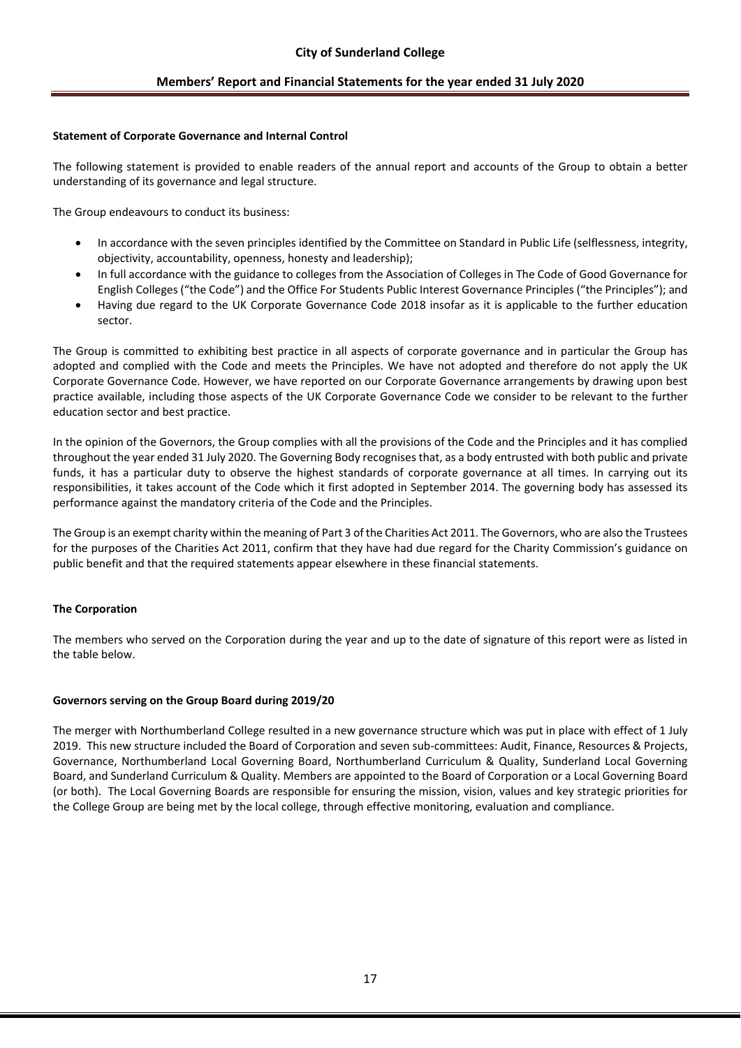**Statement of Corporate Governance and Internal Control**

The following statement is provided to enable readers of the annual report and accounts of the Group to obtain a better understanding of its governance and legal structure.

The Group endeavours to conduct its business:

- In accordance with the seven principles identified by the Committee on Standard in Public Life (selflessness, integrity, objectivity, accountability, openness, honesty and leadership);
- In full accordance with the guidance to colleges from the Association of Colleges in The Code of Good Governance for English Colleges ("the Code") and the Office For Students Public Interest Governance Principles ("the Principles"); and
- Having due regard to the UK Corporate Governance Code 2018 insofar as it is applicable to the further education sector.

The Group is committed to exhibiting best practice in all aspects of corporate governance and in particular the Group has adopted and complied with the Code and meets the Principles. We have not adopted and therefore do not apply the UK Corporate Governance Code. However, we have reported on our Corporate Governance arrangements by drawing upon best practice available, including those aspects of the UK Corporate Governance Code we consider to be relevant to the further education sector and best practice.

In the opinion of the Governors, the Group complies with all the provisions of the Code and the Principles and it has complied throughout the year ended 31 July 2020. The Governing Body recognises that, as a body entrusted with both public and private funds, it has a particular duty to observe the highest standards of corporate governance at all times. In carrying out its responsibilities, it takes account of the Code which it first adopted in September 2014. The governing body has assessed its performance against the mandatory criteria of the Code and the Principles.

The Group is an exempt charity within the meaning of Part 3 of the Charities Act 2011. The Governors, who are also the Trustees for the purposes of the Charities Act 2011, confirm that they have had due regard for the Charity Commission's guidance on public benefit and that the required statements appear elsewhere in these financial statements.

**The Corporation**

The members who served on the Corporation during the year and up to the date of signature of this report were as listed in the table below.

**Governors serving on the Group Board during 2019/20**

The merger with Northumberland College resulted in a new governance structure which was put in place with effect of 1 July 2019. This new structure included the Board of Corporation and seven sub-committees: Audit, Finance, Resources & Projects, Governance, Northumberland Local Governing Board, Northumberland Curriculum & Quality, Sunderland Local Governing Board, and Sunderland Curriculum & Quality. Members are appointed to the Board of Corporation or a Local Governing Board (or both). The Local Governing Boards are responsible for ensuring the mission, vision, values and key strategic priorities for the College Group are being met by the local college, through effective monitoring, evaluation and compliance.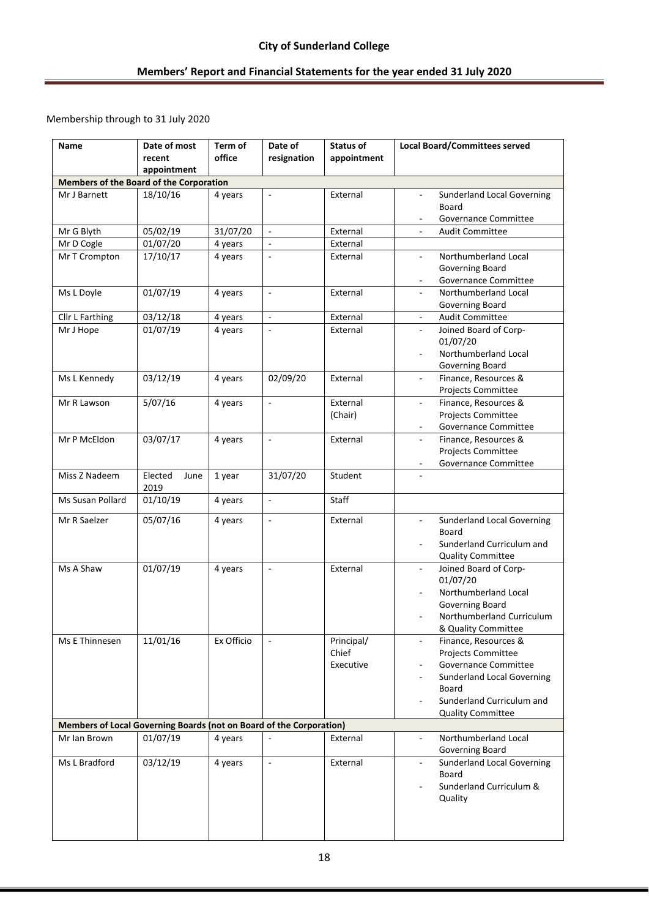Membership through to 31 July 2020

| Name | Date of most recent appointment | Term of office | Date of resignation | Status of appointment | Local Board/Committees served |
|---|---|---|---|---|---|
| **Members of the Board of the Corporation** | | | | | |
| Mr J Barnett | 18/10/16 | 4 years | - | External | - Sunderland Local Governing Board<br>- Governance Committee |
| Mr G Blyth | 05/02/19 | 31/07/20 | - | External | - Audit Committee |
| Mr D Cogle | 01/07/20 | 4 years | - | External | |
| Mr T Crompton | 17/10/17 | 4 years | - | External | - Northumberland Local Governing Board<br>- Governance Committee |
| Ms L Doyle | 01/07/19 | 4 years | - | External | - Northumberland Local Governing Board |
| Cllr L Farthing | 03/12/18 | 4 years | - | External | - Audit Committee |
| Mr J Hope | 01/07/19 | 4 years | - | External | - Joined Board of Corp-01/07/20<br>- Northumberland Local Governing Board |
| Ms L Kennedy | 03/12/19 | 4 years | 02/09/20 | External | - Finance, Resources & Projects Committee |
| Mr R Lawson | 5/07/16 | 4 years | - | External (Chair) | - Finance, Resources & Projects Committee<br>- Governance Committee |
| Mr P McEldon | 03/07/17 | 4 years | - | External | - Finance, Resources & Projects Committee<br>- Governance Committee |
| Miss Z Nadeem | Elected June 2019 | 1 year | 31/07/20 | Student | - |
| Ms Susan Pollard | 01/10/19 | 4 years | - | Staff | |
| Mr R Saelzer | 05/07/16 | 4 years | - | External | - Sunderland Local Governing Board<br>- Sunderland Curriculum and Quality Committee |
| Ms A Shaw | 01/07/19 | 4 years | - | External | - Joined Board of Corp-01/07/20<br>- Northumberland Local Governing Board<br>- Northumberland Curriculum & Quality Committee |
| Ms E Thinnesen | 11/01/16 | Ex Officio | - | Principal/ Chief Executive | - Finance, Resources & Projects Committee<br>- Governance Committee<br>- Sunderland Local Governing Board<br>- Sunderland Curriculum and Quality Committee |
| **Members of Local Governing Boards (not on Board of the Corporation)** | | | | | |
| Mr Ian Brown | 01/07/19 | 4 years | - | External | - Northumberland Local Governing Board |
| Ms L Bradford | 03/12/19 | 4 years | - | External | - Sunderland Local Governing Board<br>- Sunderland Curriculum & Quality |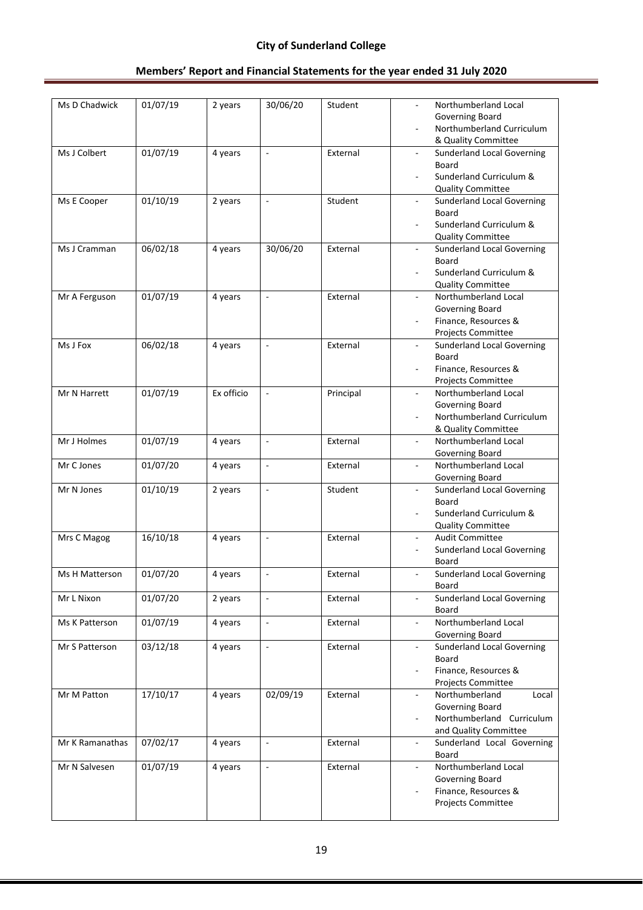| Ms D Chadwick | 01/07/19 | 2 years | 30/06/20 | Student | - Northumberland Local Governing Board<br>- Northumberland Curriculum & Quality Committee |
|---|---|---|---|---|---|
| Ms J Colbert | 01/07/19 | 4 years | - | External | - Sunderland Local Governing Board<br>- Sunderland Curriculum & Quality Committee |
| Ms E Cooper | 01/10/19 | 2 years | - | Student | - Sunderland Local Governing Board<br>- Sunderland Curriculum & Quality Committee |
| Ms J Cramman | 06/02/18 | 4 years | 30/06/20 | External | - Sunderland Local Governing Board<br>- Sunderland Curriculum & Quality Committee |
| Mr A Ferguson | 01/07/19 | 4 years | - | External | - Northumberland Local Governing Board<br>- Finance, Resources & Projects Committee |
| Ms J Fox | 06/02/18 | 4 years | - | External | - Sunderland Local Governing Board<br>- Finance, Resources & Projects Committee |
| Mr N Harrett | 01/07/19 | Ex officio | - | Principal | - Northumberland Local Governing Board<br>- Northumberland Curriculum & Quality Committee |
| Mr J Holmes | 01/07/19 | 4 years | - | External | - Northumberland Local Governing Board |
| Mr C Jones | 01/07/20 | 4 years | - | External | - Northumberland Local Governing Board |
| Mr N Jones | 01/10/19 | 2 years | - | Student | - Sunderland Local Governing Board<br>- Sunderland Curriculum & Quality Committee |
| Mrs C Magog | 16/10/18 | 4 years | - | External | - Audit Committee<br>- Sunderland Local Governing Board |
| Ms H Matterson | 01/07/20 | 4 years | - | External | - Sunderland Local Governing Board |
| Mr L Nixon | 01/07/20 | 2 years | - | External | - Sunderland Local Governing Board |
| Ms K Patterson | 01/07/19 | 4 years | - | External | - Northumberland Local Governing Board |
| Mr S Patterson | 03/12/18 | 4 years | - | External | - Sunderland Local Governing Board<br>- Finance, Resources & Projects Committee |
| Mr M Patton | 17/10/17 | 4 years | 02/09/19 | External | - Northumberland Local Governing Board<br>- Northumberland Curriculum and Quality Committee |
| Mr K Ramanathas | 07/02/17 | 4 years | - | External | - Sunderland Local Governing Board |
| Mr N Salvesen | 01/07/19 | 4 years | - | External | - Northumberland Local Governing Board<br>- Finance, Resources & Projects Committee |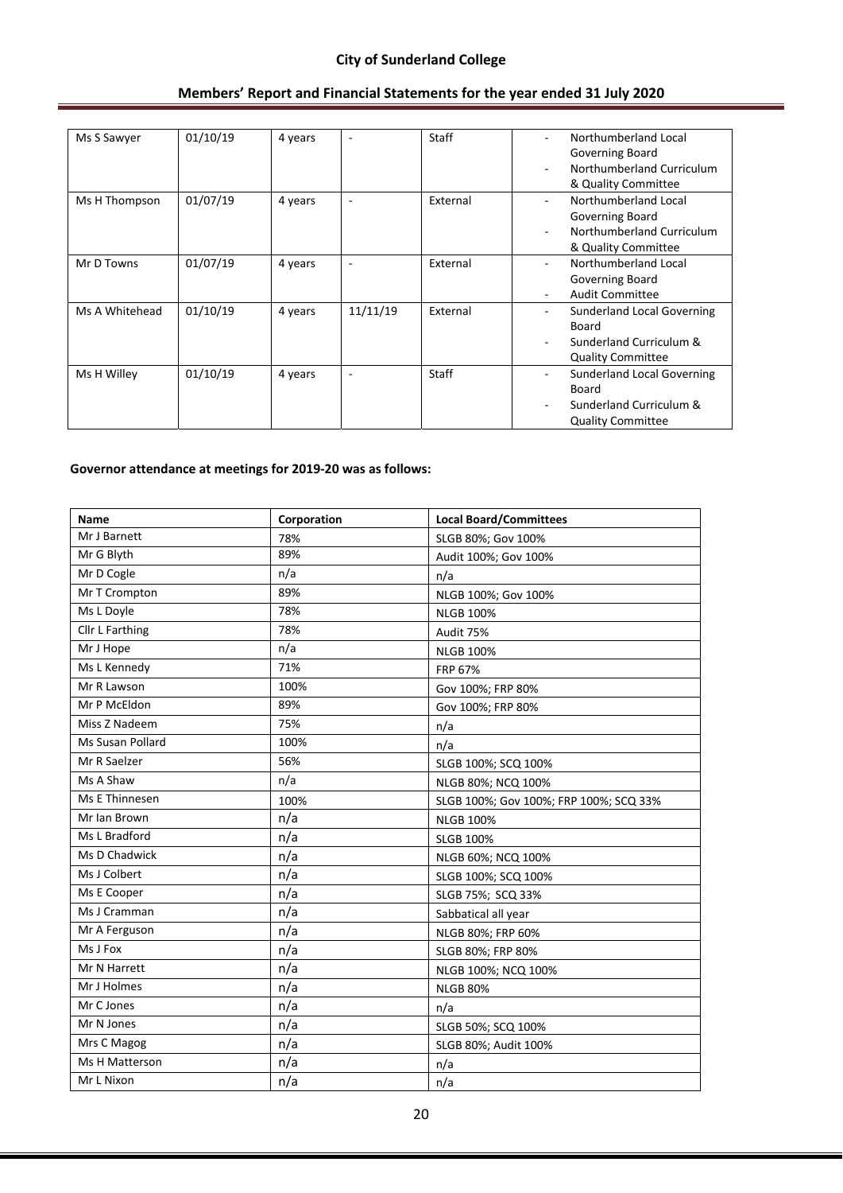| Ms S Sawyer | 01/10/19 | 4 years | - | Staff | - Northumberland Local Governing Board<br>- Northumberland Curriculum & Quality Committee |
|---|---|---|---|---|---|
| Ms H Thompson | 01/07/19 | 4 years | - | External | - Northumberland Local Governing Board<br>- Northumberland Curriculum & Quality Committee |
| Mr D Towns | 01/07/19 | 4 years | - | External | - Northumberland Local Governing Board<br>- Audit Committee |
| Ms A Whitehead | 01/10/19 | 4 years | 11/11/19 | External | - Sunderland Local Governing Board<br>- Sunderland Curriculum & Quality Committee |
| Ms H Willey | 01/10/19 | 4 years | - | Staff | - Sunderland Local Governing Board<br>- Sunderland Curriculum & Quality Committee |

**Governor attendance at meetings for 2019-20 was as follows:**

| Name | Corporation | Local Board/Committees |
|---|---|---|
| Mr J Barnett | 78% | SLGB 80%; Gov 100% |
| Mr G Blyth | 89% | Audit 100%; Gov 100% |
| Mr D Cogle | n/a | n/a |
| Mr T Crompton | 89% | NLGB 100%; Gov 100% |
| Ms L Doyle | 78% | NLGB 100% |
| Cllr L Farthing | 78% | Audit 75% |
| Mr J Hope | n/a | NLGB 100% |
| Ms L Kennedy | 71% | FRP 67% |
| Mr R Lawson | 100% | Gov 100%; FRP 80% |
| Mr P McEldon | 89% | Gov 100%; FRP 80% |
| Miss Z Nadeem | 75% | n/a |
| Ms Susan Pollard | 100% | n/a |
| Mr R Saelzer | 56% | SLGB 100%; SCQ 100% |
| Ms A Shaw | n/a | NLGB 80%; NCQ 100% |
| Ms E Thinnesen | 100% | SLGB 100%; Gov 100%; FRP 100%; SCQ 33% |
| Mr Ian Brown | n/a | NLGB 100% |
| Ms L Bradford | n/a | SLGB 100% |
| Ms D Chadwick | n/a | NLGB 60%; NCQ 100% |
| Ms J Colbert | n/a | SLGB 100%; SCQ 100% |
| Ms E Cooper | n/a | SLGB 75%; SCQ 33% |
| Ms J Cramman | n/a | Sabbatical all year |
| Mr A Ferguson | n/a | NLGB 80%; FRP 60% |
| Ms J Fox | n/a | SLGB 80%; FRP 80% |
| Mr N Harrett | n/a | NLGB 100%; NCQ 100% |
| Mr J Holmes | n/a | NLGB 80% |
| Mr C Jones | n/a | n/a |
| Mr N Jones | n/a | SLGB 50%; SCQ 100% |
| Mrs C Magog | n/a | SLGB 80%; Audit 100% |
| Ms H Matterson | n/a | n/a |
| Mr L Nixon | n/a | n/a |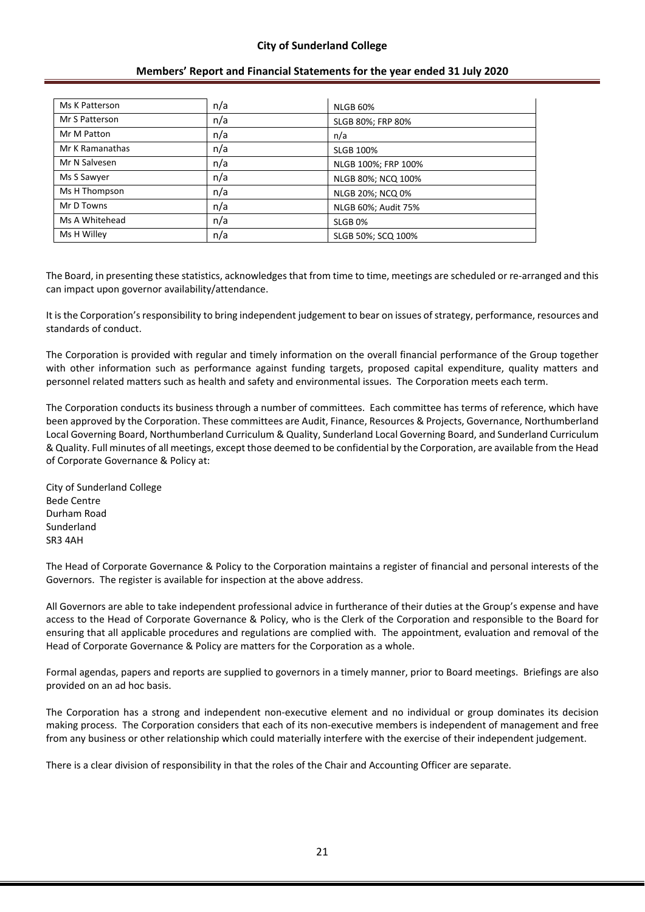| | | |
|---|---|---|
| Ms K Patterson | n/a | NLGB 60% |
| Mr S Patterson | n/a | SLGB 80%; FRP 80% |
| Mr M Patton | n/a | n/a |
| Mr K Ramanathas | n/a | SLGB 100% |
| Mr N Salvesen | n/a | NLGB 100%; FRP 100% |
| Ms S Sawyer | n/a | NLGB 80%; NCQ 100% |
| Ms H Thompson | n/a | NLGB 20%; NCQ 0% |
| Mr D Towns | n/a | NLGB 60%; Audit 75% |
| Ms A Whitehead | n/a | SLGB 0% |
| Ms H Willey | n/a | SLGB 50%; SCQ 100% |

The Board, in presenting these statistics, acknowledges that from time to time, meetings are scheduled or re-arranged and this can impact upon governor availability/attendance.

It is the Corporation's responsibility to bring independent judgement to bear on issues of strategy, performance, resources and standards of conduct.

The Corporation is provided with regular and timely information on the overall financial performance of the Group together with other information such as performance against funding targets, proposed capital expenditure, quality matters and personnel related matters such as health and safety and environmental issues. The Corporation meets each term.

The Corporation conducts its business through a number of committees. Each committee has terms of reference, which have been approved by the Corporation. These committees are Audit, Finance, Resources & Projects, Governance, Northumberland Local Governing Board, Northumberland Curriculum & Quality, Sunderland Local Governing Board, and Sunderland Curriculum & Quality. Full minutes of all meetings, except those deemed to be confidential by the Corporation, are available from the Head of Corporate Governance & Policy at:

City of Sunderland College
Bede Centre
Durham Road
Sunderland
SR3 4AH

The Head of Corporate Governance & Policy to the Corporation maintains a register of financial and personal interests of the Governors. The register is available for inspection at the above address.

All Governors are able to take independent professional advice in furtherance of their duties at the Group's expense and have access to the Head of Corporate Governance & Policy, who is the Clerk of the Corporation and responsible to the Board for ensuring that all applicable procedures and regulations are complied with. The appointment, evaluation and removal of the Head of Corporate Governance & Policy are matters for the Corporation as a whole.

Formal agendas, papers and reports are supplied to governors in a timely manner, prior to Board meetings. Briefings are also provided on an ad hoc basis.

The Corporation has a strong and independent non-executive element and no individual or group dominates its decision making process. The Corporation considers that each of its non-executive members is independent of management and free from any business or other relationship which could materially interfere with the exercise of their independent judgement.

There is a clear division of responsibility in that the roles of the Chair and Accounting Officer are separate.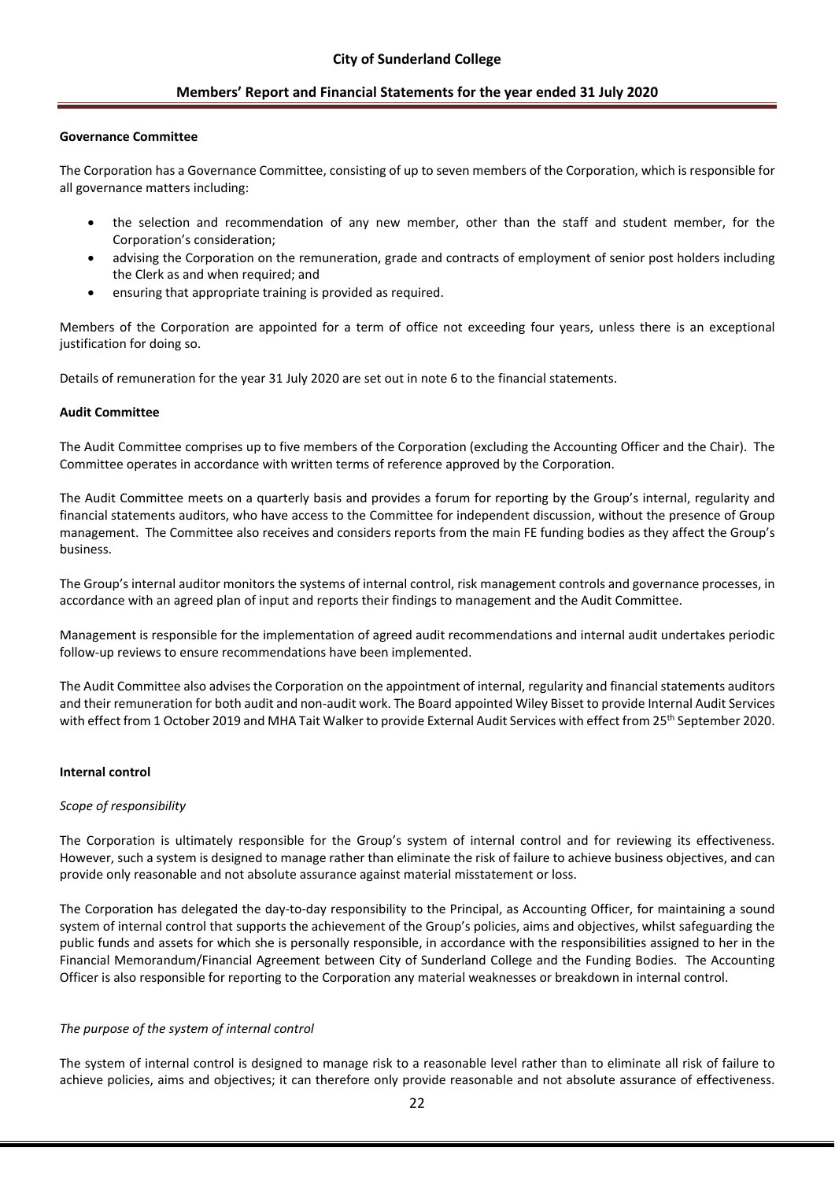**Governance Committee**

The Corporation has a Governance Committee, consisting of up to seven members of the Corporation, which is responsible for all governance matters including:

- the selection and recommendation of any new member, other than the staff and student member, for the Corporation's consideration;
- advising the Corporation on the remuneration, grade and contracts of employment of senior post holders including the Clerk as and when required; and
- ensuring that appropriate training is provided as required.

Members of the Corporation are appointed for a term of office not exceeding four years, unless there is an exceptional justification for doing so.

Details of remuneration for the year 31 July 2020 are set out in note 6 to the financial statements.

**Audit Committee**

The Audit Committee comprises up to five members of the Corporation (excluding the Accounting Officer and the Chair). The Committee operates in accordance with written terms of reference approved by the Corporation.

The Audit Committee meets on a quarterly basis and provides a forum for reporting by the Group's internal, regularity and financial statements auditors, who have access to the Committee for independent discussion, without the presence of Group management. The Committee also receives and considers reports from the main FE funding bodies as they affect the Group's business.

The Group's internal auditor monitors the systems of internal control, risk management controls and governance processes, in accordance with an agreed plan of input and reports their findings to management and the Audit Committee.

Management is responsible for the implementation of agreed audit recommendations and internal audit undertakes periodic follow-up reviews to ensure recommendations have been implemented.

The Audit Committee also advises the Corporation on the appointment of internal, regularity and financial statements auditors and their remuneration for both audit and non-audit work. The Board appointed Wiley Bisset to provide Internal Audit Services with effect from 1 October 2019 and MHA Tait Walker to provide External Audit Services with effect from 25th September 2020.

**Internal control**

*Scope of responsibility*

The Corporation is ultimately responsible for the Group's system of internal control and for reviewing its effectiveness. However, such a system is designed to manage rather than eliminate the risk of failure to achieve business objectives, and can provide only reasonable and not absolute assurance against material misstatement or loss.

The Corporation has delegated the day-to-day responsibility to the Principal, as Accounting Officer, for maintaining a sound system of internal control that supports the achievement of the Group's policies, aims and objectives, whilst safeguarding the public funds and assets for which she is personally responsible, in accordance with the responsibilities assigned to her in the Financial Memorandum/Financial Agreement between City of Sunderland College and the Funding Bodies. The Accounting Officer is also responsible for reporting to the Corporation any material weaknesses or breakdown in internal control.

*The purpose of the system of internal control*

The system of internal control is designed to manage risk to a reasonable level rather than to eliminate all risk of failure to achieve policies, aims and objectives; it can therefore only provide reasonable and not absolute assurance of effectiveness.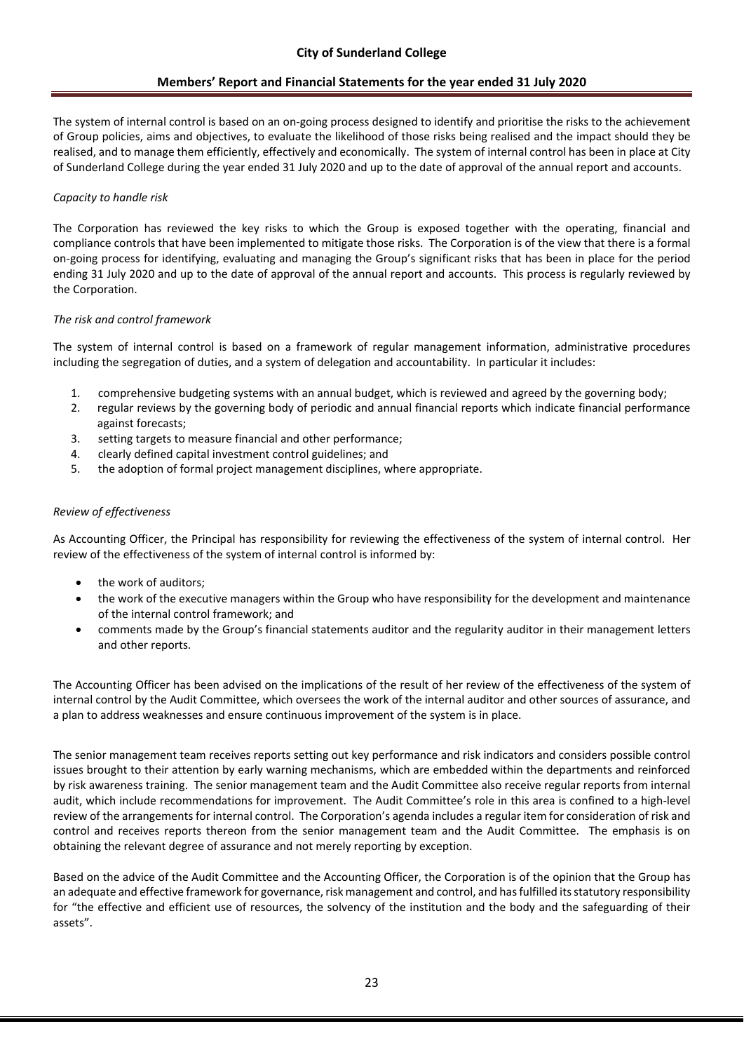The system of internal control is based on an on-going process designed to identify and prioritise the risks to the achievement of Group policies, aims and objectives, to evaluate the likelihood of those risks being realised and the impact should they be realised, and to manage them efficiently, effectively and economically. The system of internal control has been in place at City of Sunderland College during the year ended 31 July 2020 and up to the date of approval of the annual report and accounts.

*Capacity to handle risk*

The Corporation has reviewed the key risks to which the Group is exposed together with the operating, financial and compliance controls that have been implemented to mitigate those risks. The Corporation is of the view that there is a formal on-going process for identifying, evaluating and managing the Group's significant risks that has been in place for the period ending 31 July 2020 and up to the date of approval of the annual report and accounts. This process is regularly reviewed by the Corporation.

*The risk and control framework*

The system of internal control is based on a framework of regular management information, administrative procedures including the segregation of duties, and a system of delegation and accountability. In particular it includes:

1. comprehensive budgeting systems with an annual budget, which is reviewed and agreed by the governing body;
2. regular reviews by the governing body of periodic and annual financial reports which indicate financial performance against forecasts;
3. setting targets to measure financial and other performance;
4. clearly defined capital investment control guidelines; and
5. the adoption of formal project management disciplines, where appropriate.

*Review of effectiveness*

As Accounting Officer, the Principal has responsibility for reviewing the effectiveness of the system of internal control. Her review of the effectiveness of the system of internal control is informed by:

- the work of auditors;
- the work of the executive managers within the Group who have responsibility for the development and maintenance of the internal control framework; and
- comments made by the Group's financial statements auditor and the regularity auditor in their management letters and other reports.

The Accounting Officer has been advised on the implications of the result of her review of the effectiveness of the system of internal control by the Audit Committee, which oversees the work of the internal auditor and other sources of assurance, and a plan to address weaknesses and ensure continuous improvement of the system is in place.

The senior management team receives reports setting out key performance and risk indicators and considers possible control issues brought to their attention by early warning mechanisms, which are embedded within the departments and reinforced by risk awareness training. The senior management team and the Audit Committee also receive regular reports from internal audit, which include recommendations for improvement. The Audit Committee's role in this area is confined to a high-level review of the arrangements for internal control. The Corporation's agenda includes a regular item for consideration of risk and control and receives reports thereon from the senior management team and the Audit Committee. The emphasis is on obtaining the relevant degree of assurance and not merely reporting by exception.

Based on the advice of the Audit Committee and the Accounting Officer, the Corporation is of the opinion that the Group has an adequate and effective framework for governance, risk management and control, and has fulfilled its statutory responsibility for "the effective and efficient use of resources, the solvency of the institution and the body and the safeguarding of their assets".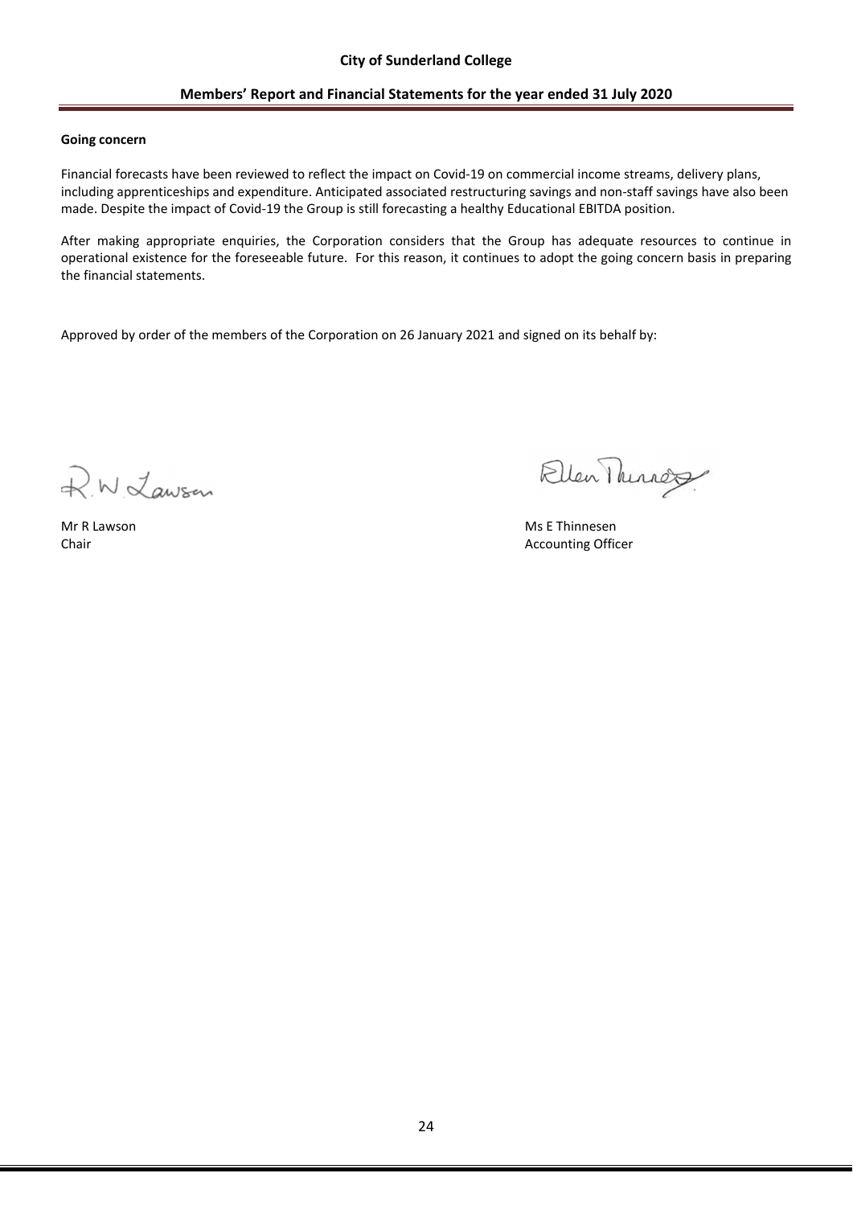**Going concern**

Financial forecasts have been reviewed to reflect the impact on Covid-19 on commercial income streams, delivery plans, including apprenticeships and expenditure. Anticipated associated restructuring savings and non-staff savings have also been made. Despite the impact of Covid-19 the Group is still forecasting a healthy Educational EBITDA position.

After making appropriate enquiries, the Corporation considers that the Group has adequate resources to continue in operational existence for the foreseeable future. For this reason, it continues to adopt the going concern basis in preparing the financial statements.

Approved by order of the members of the Corporation on 26 January 2021 and signed on its behalf by:

Mr R Lawson
Chair

Ms E Thinnesen
Accounting Officer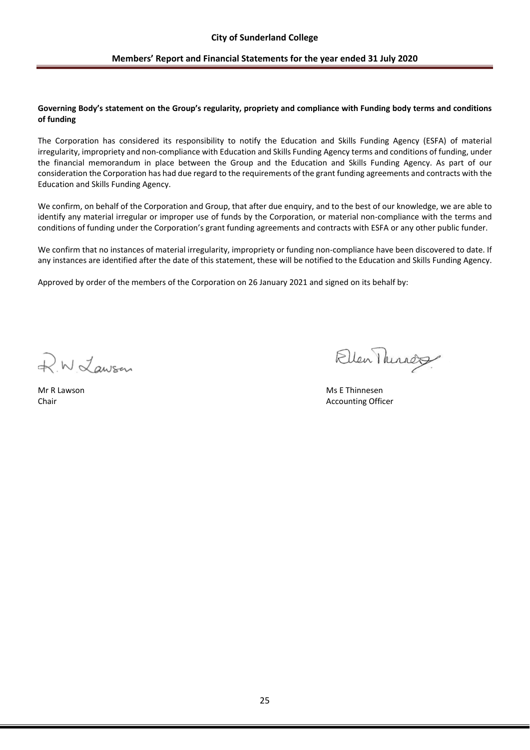**Governing Body's statement on the Group's regularity, propriety and compliance with Funding body terms and conditions of funding**

The Corporation has considered its responsibility to notify the Education and Skills Funding Agency (ESFA) of material irregularity, impropriety and non-compliance with Education and Skills Funding Agency terms and conditions of funding, under the financial memorandum in place between the Group and the Education and Skills Funding Agency. As part of our consideration the Corporation has had due regard to the requirements of the grant funding agreements and contracts with the Education and Skills Funding Agency.

We confirm, on behalf of the Corporation and Group, that after due enquiry, and to the best of our knowledge, we are able to identify any material irregular or improper use of funds by the Corporation, or material non-compliance with the terms and conditions of funding under the Corporation's grant funding agreements and contracts with ESFA or any other public funder.

We confirm that no instances of material irregularity, impropriety or funding non-compliance have been discovered to date. If any instances are identified after the date of this statement, these will be notified to the Education and Skills Funding Agency.

Approved by order of the members of the Corporation on 26 January 2021 and signed on its behalf by:

Mr R Lawson
Chair

Ms E Thinnesen
Accounting Officer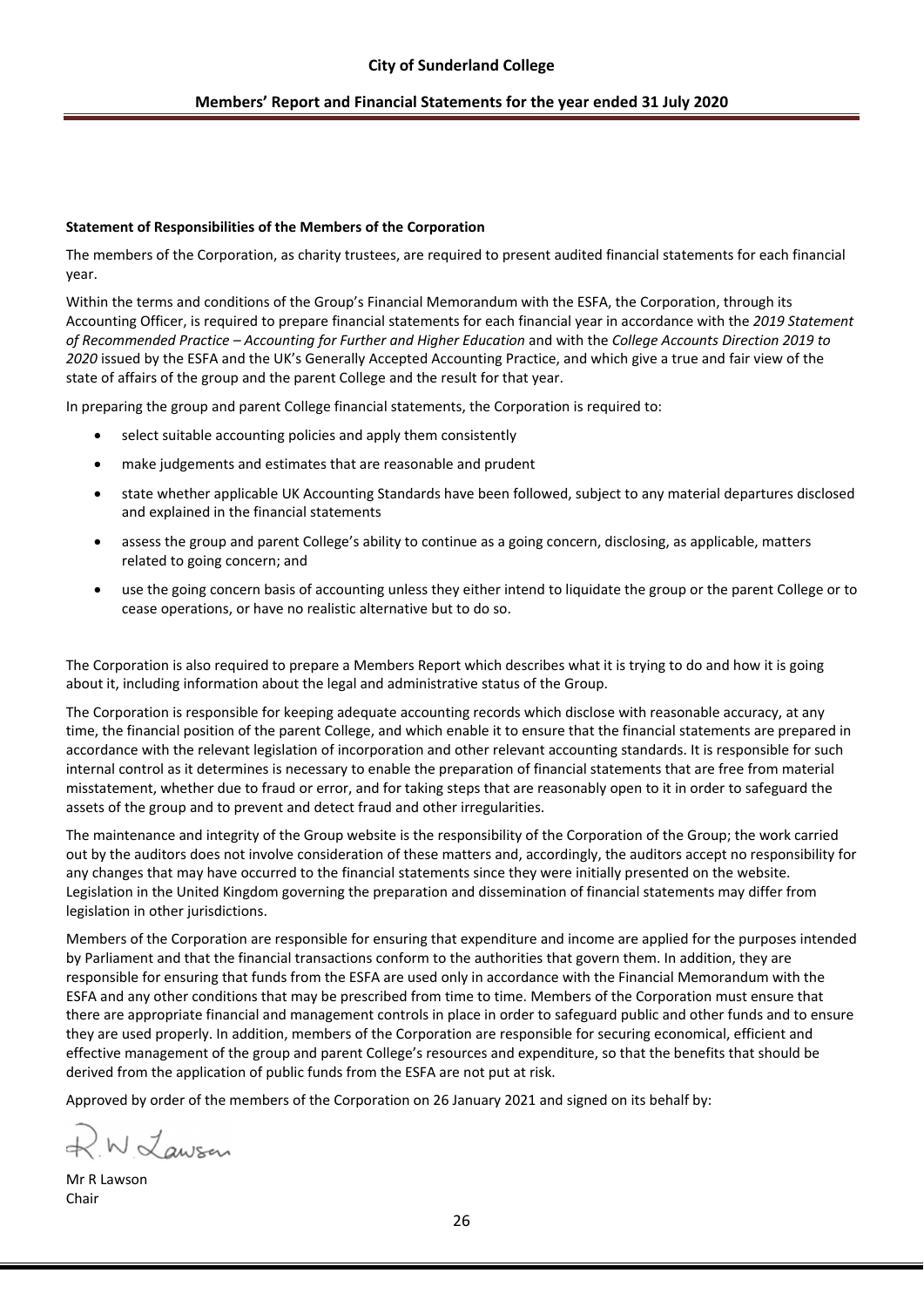**Statement of Responsibilities of the Members of the Corporation**

The members of the Corporation, as charity trustees, are required to present audited financial statements for each financial year.

Within the terms and conditions of the Group's Financial Memorandum with the ESFA, the Corporation, through its Accounting Officer, is required to prepare financial statements for each financial year in accordance with the *2019 Statement of Recommended Practice – Accounting for Further and Higher Education* and with the *College Accounts Direction 2019 to 2020* issued by the ESFA and the UK's Generally Accepted Accounting Practice, and which give a true and fair view of the state of affairs of the group and the parent College and the result for that year.

In preparing the group and parent College financial statements, the Corporation is required to:

- select suitable accounting policies and apply them consistently
- make judgements and estimates that are reasonable and prudent
- state whether applicable UK Accounting Standards have been followed, subject to any material departures disclosed and explained in the financial statements
- assess the group and parent College's ability to continue as a going concern, disclosing, as applicable, matters related to going concern; and
- use the going concern basis of accounting unless they either intend to liquidate the group or the parent College or to cease operations, or have no realistic alternative but to do so.

The Corporation is also required to prepare a Members Report which describes what it is trying to do and how it is going about it, including information about the legal and administrative status of the Group.

The Corporation is responsible for keeping adequate accounting records which disclose with reasonable accuracy, at any time, the financial position of the parent College, and which enable it to ensure that the financial statements are prepared in accordance with the relevant legislation of incorporation and other relevant accounting standards. It is responsible for such internal control as it determines is necessary to enable the preparation of financial statements that are free from material misstatement, whether due to fraud or error, and for taking steps that are reasonably open to it in order to safeguard the assets of the group and to prevent and detect fraud and other irregularities.

The maintenance and integrity of the Group website is the responsibility of the Corporation of the Group; the work carried out by the auditors does not involve consideration of these matters and, accordingly, the auditors accept no responsibility for any changes that may have occurred to the financial statements since they were initially presented on the website. Legislation in the United Kingdom governing the preparation and dissemination of financial statements may differ from legislation in other jurisdictions.

Members of the Corporation are responsible for ensuring that expenditure and income are applied for the purposes intended by Parliament and that the financial transactions conform to the authorities that govern them. In addition, they are responsible for ensuring that funds from the ESFA are used only in accordance with the Financial Memorandum with the ESFA and any other conditions that may be prescribed from time to time. Members of the Corporation must ensure that there are appropriate financial and management controls in place in order to safeguard public and other funds and to ensure they are used properly. In addition, members of the Corporation are responsible for securing economical, efficient and effective management of the group and parent College's resources and expenditure, so that the benefits that should be derived from the application of public funds from the ESFA are not put at risk.

Approved by order of the members of the Corporation on 26 January 2021 and signed on its behalf by:

R.W. Lawson

Mr R Lawson
Chair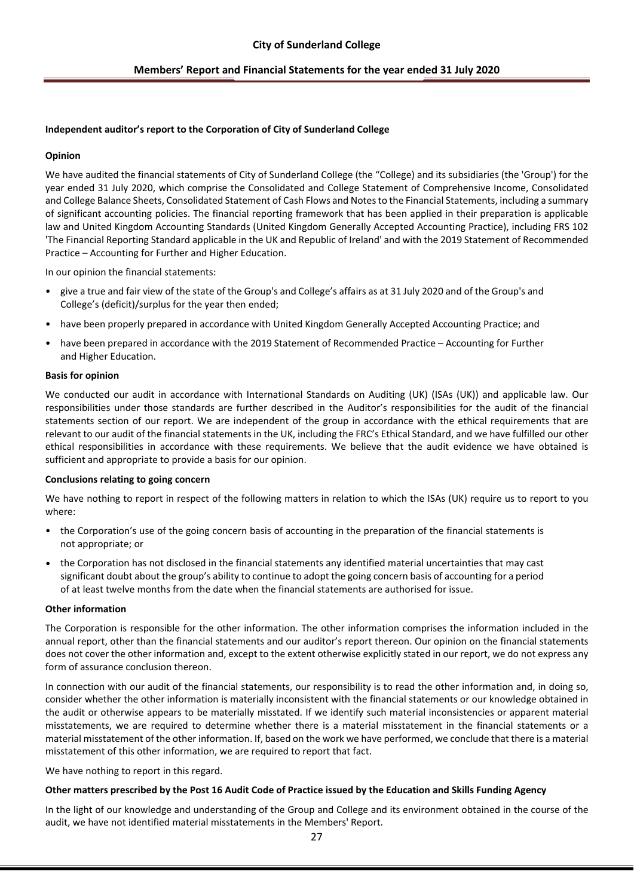### Independent auditor's report to the Corporation of City of Sunderland College

**Opinion**

We have audited the financial statements of City of Sunderland College (the "College) and its subsidiaries (the 'Group') for the year ended 31 July 2020, which comprise the Consolidated and College Statement of Comprehensive Income, Consolidated and College Balance Sheets, Consolidated Statement of Cash Flows and Notes to the Financial Statements, including a summary of significant accounting policies. The financial reporting framework that has been applied in their preparation is applicable law and United Kingdom Accounting Standards (United Kingdom Generally Accepted Accounting Practice), including FRS 102 'The Financial Reporting Standard applicable in the UK and Republic of Ireland' and with the 2019 Statement of Recommended Practice – Accounting for Further and Higher Education.

In our opinion the financial statements:

- give a true and fair view of the state of the Group's and College's affairs as at 31 July 2020 and of the Group's and College's (deficit)/surplus for the year then ended;
- have been properly prepared in accordance with United Kingdom Generally Accepted Accounting Practice; and
- have been prepared in accordance with the 2019 Statement of Recommended Practice – Accounting for Further and Higher Education.

**Basis for opinion**

We conducted our audit in accordance with International Standards on Auditing (UK) (ISAs (UK)) and applicable law. Our responsibilities under those standards are further described in the Auditor's responsibilities for the audit of the financial statements section of our report. We are independent of the group in accordance with the ethical requirements that are relevant to our audit of the financial statements in the UK, including the FRC's Ethical Standard, and we have fulfilled our other ethical responsibilities in accordance with these requirements. We believe that the audit evidence we have obtained is sufficient and appropriate to provide a basis for our opinion.

**Conclusions relating to going concern**

We have nothing to report in respect of the following matters in relation to which the ISAs (UK) require us to report to you where:

- the Corporation's use of the going concern basis of accounting in the preparation of the financial statements is not appropriate; or
- the Corporation has not disclosed in the financial statements any identified material uncertainties that may cast significant doubt about the group's ability to continue to adopt the going concern basis of accounting for a period of at least twelve months from the date when the financial statements are authorised for issue.

**Other information**

The Corporation is responsible for the other information. The other information comprises the information included in the annual report, other than the financial statements and our auditor's report thereon. Our opinion on the financial statements does not cover the other information and, except to the extent otherwise explicitly stated in our report, we do not express any form of assurance conclusion thereon.

In connection with our audit of the financial statements, our responsibility is to read the other information and, in doing so, consider whether the other information is materially inconsistent with the financial statements or our knowledge obtained in the audit or otherwise appears to be materially misstated. If we identify such material inconsistencies or apparent material misstatements, we are required to determine whether there is a material misstatement in the financial statements or a material misstatement of the other information. If, based on the work we have performed, we conclude that there is a material misstatement of this other information, we are required to report that fact.

We have nothing to report in this regard.

**Other matters prescribed by the Post 16 Audit Code of Practice issued by the Education and Skills Funding Agency**

In the light of our knowledge and understanding of the Group and College and its environment obtained in the course of the audit, we have not identified material misstatements in the Members' Report.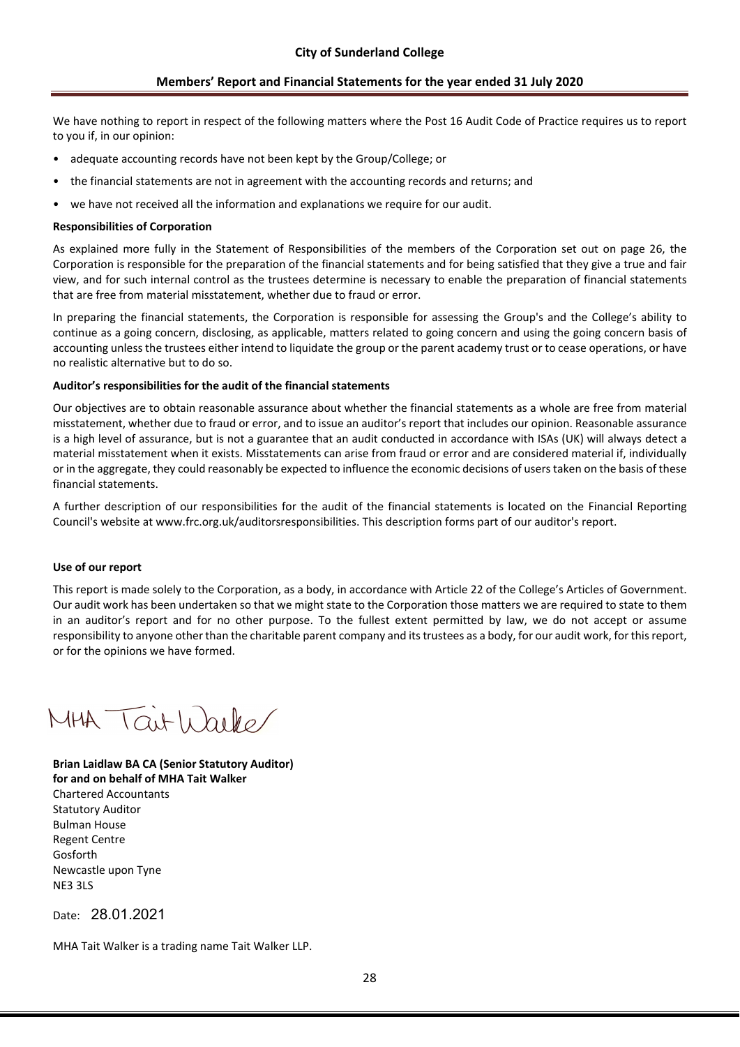We have nothing to report in respect of the following matters where the Post 16 Audit Code of Practice requires us to report to you if, in our opinion:

- adequate accounting records have not been kept by the Group/College; or
- the financial statements are not in agreement with the accounting records and returns; and
- we have not received all the information and explanations we require for our audit.

**Responsibilities of Corporation**

As explained more fully in the Statement of Responsibilities of the members of the Corporation set out on page 26, the Corporation is responsible for the preparation of the financial statements and for being satisfied that they give a true and fair view, and for such internal control as the trustees determine is necessary to enable the preparation of financial statements that are free from material misstatement, whether due to fraud or error.

In preparing the financial statements, the Corporation is responsible for assessing the Group's and the College's ability to continue as a going concern, disclosing, as applicable, matters related to going concern and using the going concern basis of accounting unless the trustees either intend to liquidate the group or the parent academy trust or to cease operations, or have no realistic alternative but to do so.

**Auditor's responsibilities for the audit of the financial statements**

Our objectives are to obtain reasonable assurance about whether the financial statements as a whole are free from material misstatement, whether due to fraud or error, and to issue an auditor's report that includes our opinion. Reasonable assurance is a high level of assurance, but is not a guarantee that an audit conducted in accordance with ISAs (UK) will always detect a material misstatement when it exists. Misstatements can arise from fraud or error and are considered material if, individually or in the aggregate, they could reasonably be expected to influence the economic decisions of users taken on the basis of these financial statements.

A further description of our responsibilities for the audit of the financial statements is located on the Financial Reporting Council's website at www.frc.org.uk/auditorsresponsibilities. This description forms part of our auditor's report.

**Use of our report**

This report is made solely to the Corporation, as a body, in accordance with Article 22 of the College's Articles of Government. Our audit work has been undertaken so that we might state to the Corporation those matters we are required to state to them in an auditor's report and for no other purpose. To the fullest extent permitted by law, we do not accept or assume responsibility to anyone other than the charitable parent company and its trustees as a body, for our audit work, for this report, or for the opinions we have formed.

MHA Tait Walker

**Brian Laidlaw BA CA (Senior Statutory Auditor)**
**for and on behalf of MHA Tait Walker**
Chartered Accountants
Statutory Auditor
Bulman House
Regent Centre
Gosforth
Newcastle upon Tyne
NE3 3LS

Date: 28.01.2021

MHA Tait Walker is a trading name Tait Walker LLP.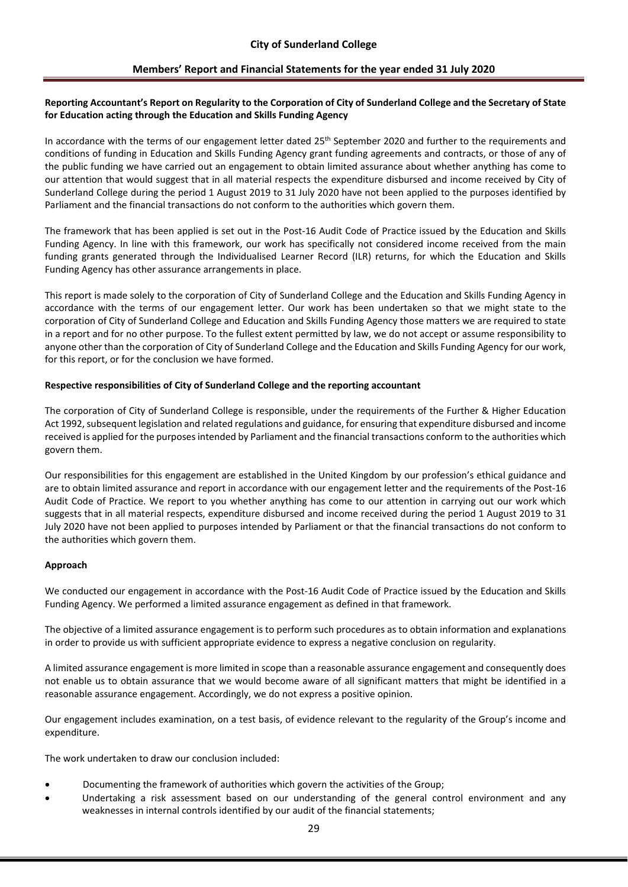**Reporting Accountant's Report on Regularity to the Corporation of City of Sunderland College and the Secretary of State for Education acting through the Education and Skills Funding Agency**

In accordance with the terms of our engagement letter dated 25th September 2020 and further to the requirements and conditions of funding in Education and Skills Funding Agency grant funding agreements and contracts, or those of any of the public funding we have carried out an engagement to obtain limited assurance about whether anything has come to our attention that would suggest that in all material respects the expenditure disbursed and income received by City of Sunderland College during the period 1 August 2019 to 31 July 2020 have not been applied to the purposes identified by Parliament and the financial transactions do not conform to the authorities which govern them.

The framework that has been applied is set out in the Post-16 Audit Code of Practice issued by the Education and Skills Funding Agency. In line with this framework, our work has specifically not considered income received from the main funding grants generated through the Individualised Learner Record (ILR) returns, for which the Education and Skills Funding Agency has other assurance arrangements in place.

This report is made solely to the corporation of City of Sunderland College and the Education and Skills Funding Agency in accordance with the terms of our engagement letter. Our work has been undertaken so that we might state to the corporation of City of Sunderland College and Education and Skills Funding Agency those matters we are required to state in a report and for no other purpose. To the fullest extent permitted by law, we do not accept or assume responsibility to anyone other than the corporation of City of Sunderland College and the Education and Skills Funding Agency for our work, for this report, or for the conclusion we have formed.

**Respective responsibilities of City of Sunderland College and the reporting accountant**

The corporation of City of Sunderland College is responsible, under the requirements of the Further & Higher Education Act 1992, subsequent legislation and related regulations and guidance, for ensuring that expenditure disbursed and income received is applied for the purposes intended by Parliament and the financial transactions conform to the authorities which govern them.

Our responsibilities for this engagement are established in the United Kingdom by our profession's ethical guidance and are to obtain limited assurance and report in accordance with our engagement letter and the requirements of the Post-16 Audit Code of Practice. We report to you whether anything has come to our attention in carrying out our work which suggests that in all material respects, expenditure disbursed and income received during the period 1 August 2019 to 31 July 2020 have not been applied to purposes intended by Parliament or that the financial transactions do not conform to the authorities which govern them.

**Approach**

We conducted our engagement in accordance with the Post-16 Audit Code of Practice issued by the Education and Skills Funding Agency. We performed a limited assurance engagement as defined in that framework.

The objective of a limited assurance engagement is to perform such procedures as to obtain information and explanations in order to provide us with sufficient appropriate evidence to express a negative conclusion on regularity.

A limited assurance engagement is more limited in scope than a reasonable assurance engagement and consequently does not enable us to obtain assurance that we would become aware of all significant matters that might be identified in a reasonable assurance engagement. Accordingly, we do not express a positive opinion.

Our engagement includes examination, on a test basis, of evidence relevant to the regularity of the Group's income and expenditure.

The work undertaken to draw our conclusion included:

- Documenting the framework of authorities which govern the activities of the Group;
- Undertaking a risk assessment based on our understanding of the general control environment and any weaknesses in internal controls identified by our audit of the financial statements;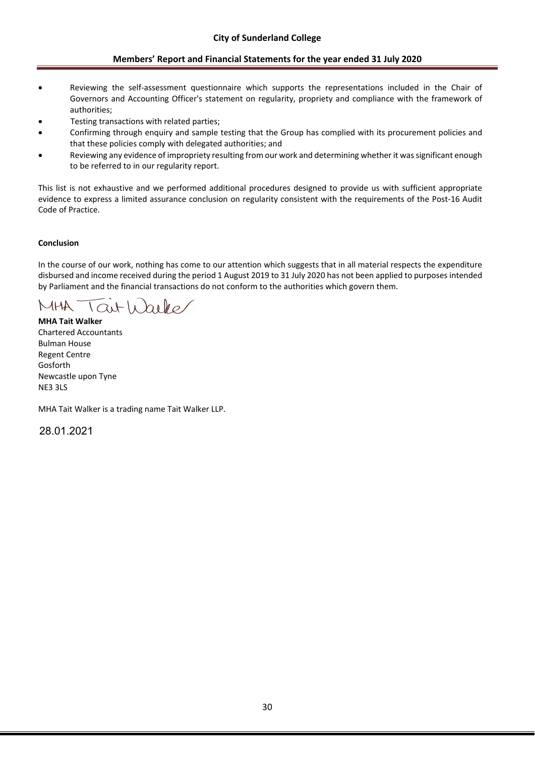- Reviewing the self-assessment questionnaire which supports the representations included in the Chair of Governors and Accounting Officer's statement on regularity, propriety and compliance with the framework of authorities;
- Testing transactions with related parties;
- Confirming through enquiry and sample testing that the Group has complied with its procurement policies and that these policies comply with delegated authorities; and
- Reviewing any evidence of impropriety resulting from our work and determining whether it was significant enough to be referred to in our regularity report.

This list is not exhaustive and we performed additional procedures designed to provide us with sufficient appropriate evidence to express a limited assurance conclusion on regularity consistent with the requirements of the Post-16 Audit Code of Practice.

**Conclusion**

In the course of our work, nothing has come to our attention which suggests that in all material respects the expenditure disbursed and income received during the period 1 August 2019 to 31 July 2020 has not been applied to purposes intended by Parliament and the financial transactions do not conform to the authorities which govern them.

MHA Tait Walker

**MHA Tait Walker**
Chartered Accountants
Bulman House
Regent Centre
Gosforth
Newcastle upon Tyne
NE3 3LS

MHA Tait Walker is a trading name Tait Walker LLP.

28.01.2021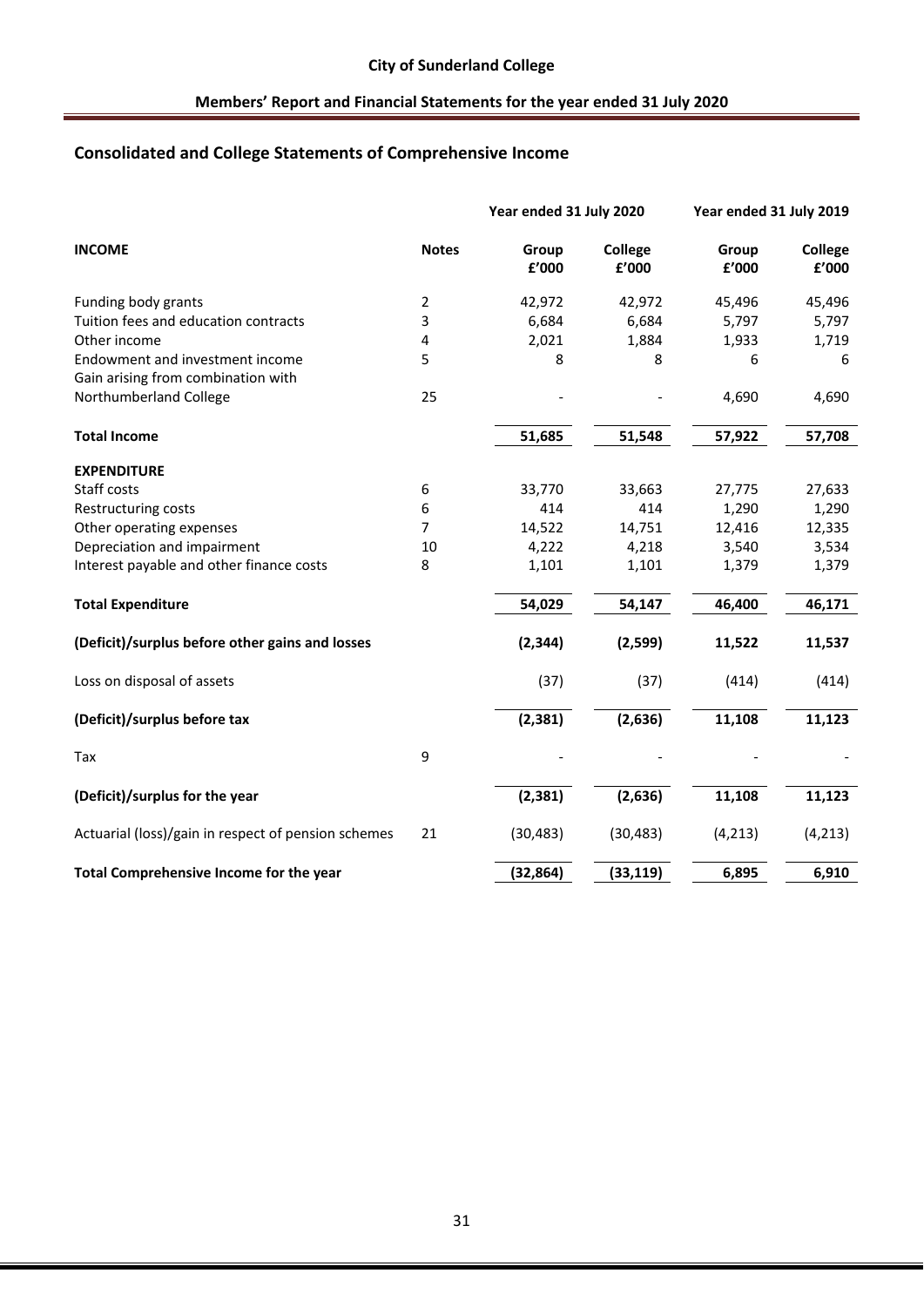## Consolidated and College Statements of Comprehensive Income

| | | Year ended 31 July 2020 | | Year ended 31 July 2019 | |
|---|---|---|---|---|---|
| **INCOME** | **Notes** | **Group £'000** | **College £'000** | **Group £'000** | **College £'000** |
| Funding body grants | 2 | 42,972 | 42,972 | 45,496 | 45,496 |
| Tuition fees and education contracts | 3 | 6,684 | 6,684 | 5,797 | 5,797 |
| Other income | 4 | 2,021 | 1,884 | 1,933 | 1,719 |
| Endowment and investment income | 5 | 8 | 8 | 6 | 6 |
| Gain arising from combination with Northumberland College | 25 | - | - | 4,690 | 4,690 |
| **Total Income** | | **51,685** | **51,548** | **57,922** | **57,708** |
| **EXPENDITURE** | | | | | |
| Staff costs | 6 | 33,770 | 33,663 | 27,775 | 27,633 |
| Restructuring costs | 6 | 414 | 414 | 1,290 | 1,290 |
| Other operating expenses | 7 | 14,522 | 14,751 | 12,416 | 12,335 |
| Depreciation and impairment | 10 | 4,222 | 4,218 | 3,540 | 3,534 |
| Interest payable and other finance costs | 8 | 1,101 | 1,101 | 1,379 | 1,379 |
| **Total Expenditure** | | **54,029** | **54,147** | **46,400** | **46,171** |
| **(Deficit)/surplus before other gains and losses** | | **(2,344)** | **(2,599)** | **11,522** | **11,537** |
| Loss on disposal of assets | | (37) | (37) | (414) | (414) |
| **(Deficit)/surplus before tax** | | **(2,381)** | **(2,636)** | **11,108** | **11,123** |
| Tax | 9 | - | - | - | - |
| **(Deficit)/surplus for the year** | | **(2,381)** | **(2,636)** | **11,108** | **11,123** |
| Actuarial (loss)/gain in respect of pension schemes | 21 | (30,483) | (30,483) | (4,213) | (4,213) |
| **Total Comprehensive Income for the year** | | **(32,864)** | **(33,119)** | **6,895** | **6,910** |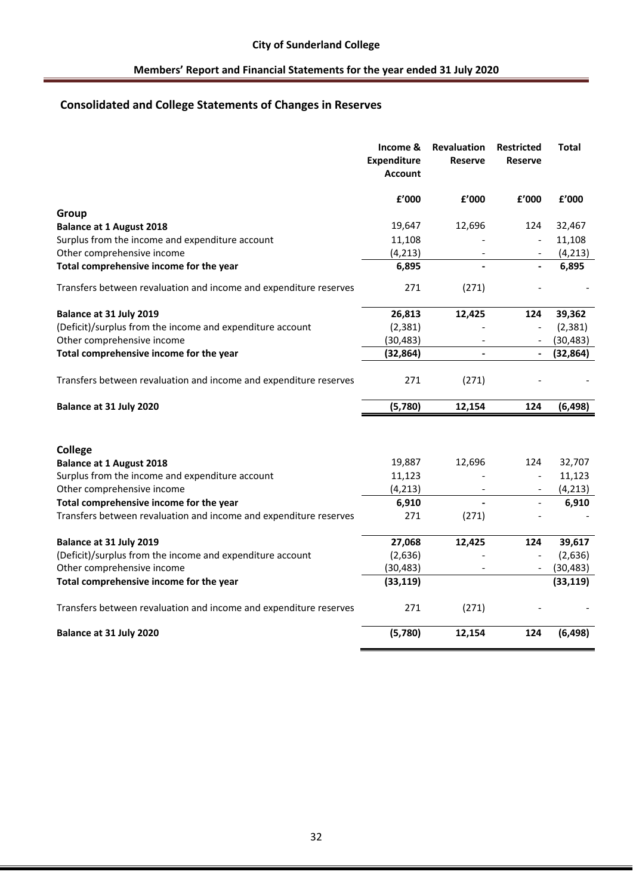## Consolidated and College Statements of Changes in Reserves

| | Income & Expenditure Account | Revaluation Reserve | Restricted Reserve | Total |
|---|---|---|---|---|
| | £'000 | £'000 | £'000 | £'000 |
| **Group** | | | | |
| **Balance at 1 August 2018** | 19,647 | 12,696 | 124 | 32,467 |
| Surplus from the income and expenditure account | 11,108 | - | - | 11,108 |
| Other comprehensive income | (4,213) | - | - | (4,213) |
| **Total comprehensive income for the year** | **6,895** | **-** | **-** | **6,895** |
| Transfers between revaluation and income and expenditure reserves | 271 | (271) | - | - |
| **Balance at 31 July 2019** | **26,813** | **12,425** | **124** | **39,362** |
| (Deficit)/surplus from the income and expenditure account | (2,381) | - | - | (2,381) |
| Other comprehensive income | (30,483) | - | - | (30,483) |
| **Total comprehensive income for the year** | **(32,864)** | **-** | **-** | **(32,864)** |
| Transfers between revaluation and income and expenditure reserves | 271 | (271) | - | - |
| **Balance at 31 July 2020** | **(5,780)** | **12,154** | **124** | **(6,498)** |
| | | | | |
| **College** | | | | |
| **Balance at 1 August 2018** | 19,887 | 12,696 | 124 | 32,707 |
| Surplus from the income and expenditure account | 11,123 | - | - | 11,123 |
| Other comprehensive income | (4,213) | - | - | (4,213) |
| **Total comprehensive income for the year** | **6,910** | **-** | - | **6,910** |
| Transfers between revaluation and income and expenditure reserves | 271 | (271) | - | - |
| **Balance at 31 July 2019** | **27,068** | **12,425** | **124** | **39,617** |
| (Deficit)/surplus from the income and expenditure account | (2,636) | - | - | (2,636) |
| Other comprehensive income | (30,483) | - | - | (30,483) |
| **Total comprehensive income for the year** | **(33,119)** | | | **(33,119)** |
| Transfers between revaluation and income and expenditure reserves | 271 | (271) | - | - |
| **Balance at 31 July 2020** | **(5,780)** | **12,154** | **124** | **(6,498)** |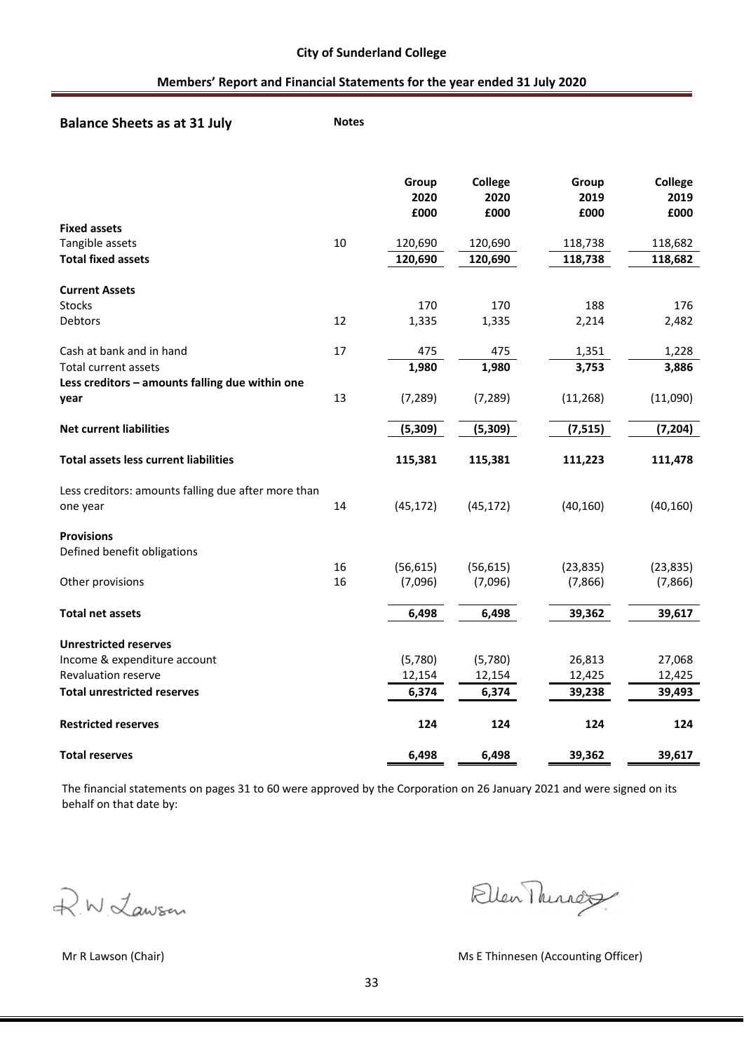## Balance Sheets as at 31 July

| | Notes | Group 2020 £000 | College 2020 £000 | Group 2019 £000 | College 2019 £000 |
|---|---|---|---|---|---|
| **Fixed assets** | | | | | |
| Tangible assets | 10 | 120,690 | 120,690 | 118,738 | 118,682 |
| **Total fixed assets** | | **120,690** | **120,690** | **118,738** | **118,682** |
| **Current Assets** | | | | | |
| Stocks | | 170 | 170 | 188 | 176 |
| Debtors | 12 | 1,335 | 1,335 | 2,214 | 2,482 |
| Cash at bank and in hand | 17 | 475 | 475 | 1,351 | 1,228 |
| Total current assets | | **1,980** | **1,980** | **3,753** | **3,886** |
| **Less creditors – amounts falling due within one year** | 13 | (7,289) | (7,289) | (11,268) | (11,090) |
| **Net current liabilities** | | **(5,309)** | **(5,309)** | **(7,515)** | **(7,204)** |
| **Total assets less current liabilities** | | **115,381** | **115,381** | **111,223** | **111,478** |
| Less creditors: amounts falling due after more than one year | 14 | (45,172) | (45,172) | (40,160) | (40,160) |
| **Provisions** | | | | | |
| Defined benefit obligations | 16 | (56,615) | (56,615) | (23,835) | (23,835) |
| Other provisions | 16 | (7,096) | (7,096) | (7,866) | (7,866) |
| **Total net assets** | | **6,498** | **6,498** | **39,362** | **39,617** |
| **Unrestricted reserves** | | | | | |
| Income & expenditure account | | (5,780) | (5,780) | 26,813 | 27,068 |
| Revaluation reserve | | 12,154 | 12,154 | 12,425 | 12,425 |
| **Total unrestricted reserves** | | **6,374** | **6,374** | **39,238** | **39,493** |
| **Restricted reserves** | | **124** | **124** | **124** | **124** |
| **Total reserves** | | **6,498** | **6,498** | **39,362** | **39,617** |

The financial statements on pages 31 to 60 were approved by the Corporation on 26 January 2021 and were signed on its behalf on that date by:

Mr R Lawson (Chair)

Ms E Thinnesen (Accounting Officer)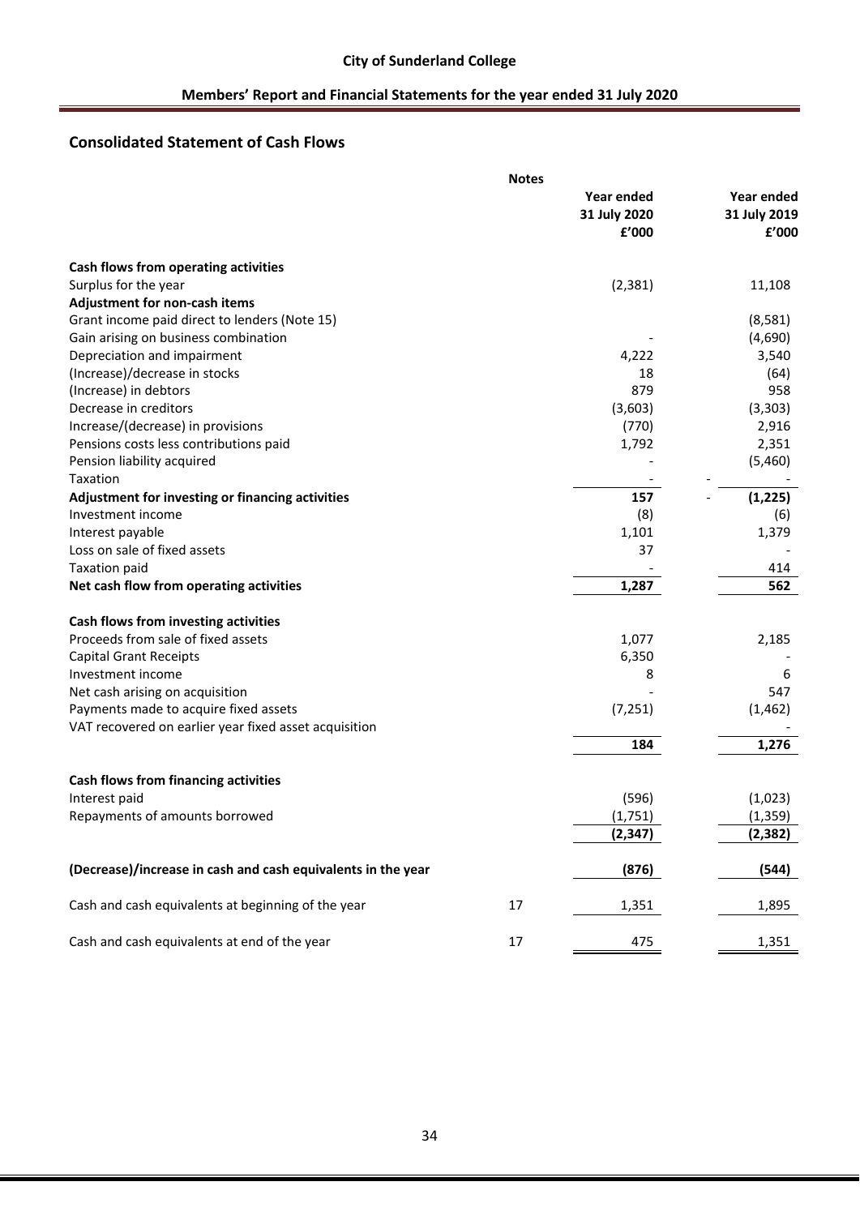## Consolidated Statement of Cash Flows

| | Notes | Year ended 31 July 2020 £'000 | Year ended 31 July 2019 £'000 |
|---|---|---|---|
| **Cash flows from operating activities** | | | |
| Surplus for the year | | (2,381) | 11,108 |
| **Adjustment for non-cash items** | | | |
| Grant income paid direct to lenders (Note 15) | | | (8,581) |
| Gain arising on business combination | | - | (4,690) |
| Depreciation and impairment | | 4,222 | 3,540 |
| (Increase)/decrease in stocks | | 18 | (64) |
| (Increase) in debtors | | 879 | 958 |
| Decrease in creditors | | (3,603) | (3,303) |
| Increase/(decrease) in provisions | | (770) | 2,916 |
| Pensions costs less contributions paid | | 1,792 | 2,351 |
| Pension liability acquired | | - | (5,460) |
| Taxation | | - | - |
| **Adjustment for investing or financing activities** | | **157** | **(1,225)** |
| Investment income | | (8) | (6) |
| Interest payable | | 1,101 | 1,379 |
| Loss on sale of fixed assets | | 37 | - |
| Taxation paid | | - | 414 |
| **Net cash flow from operating activities** | | **1,287** | **562** |
| | | | |
| **Cash flows from investing activities** | | | |
| Proceeds from sale of fixed assets | | 1,077 | 2,185 |
| Capital Grant Receipts | | 6,350 | - |
| Investment income | | 8 | 6 |
| Net cash arising on acquisition | | - | 547 |
| Payments made to acquire fixed assets | | (7,251) | (1,462) |
| VAT recovered on earlier year fixed asset acquisition | | | - |
| | | **184** | **1,276** |
| | | | |
| **Cash flows from financing activities** | | | |
| Interest paid | | (596) | (1,023) |
| Repayments of amounts borrowed | | (1,751) | (1,359) |
| | | **(2,347)** | **(2,382)** |
| | | | |
| **(Decrease)/increase in cash and cash equivalents in the year** | | **(876)** | **(544)** |
| | | | |
| Cash and cash equivalents at beginning of the year | 17 | 1,351 | 1,895 |
| | | | |
| Cash and cash equivalents at end of the year | 17 | 475 | 1,351 |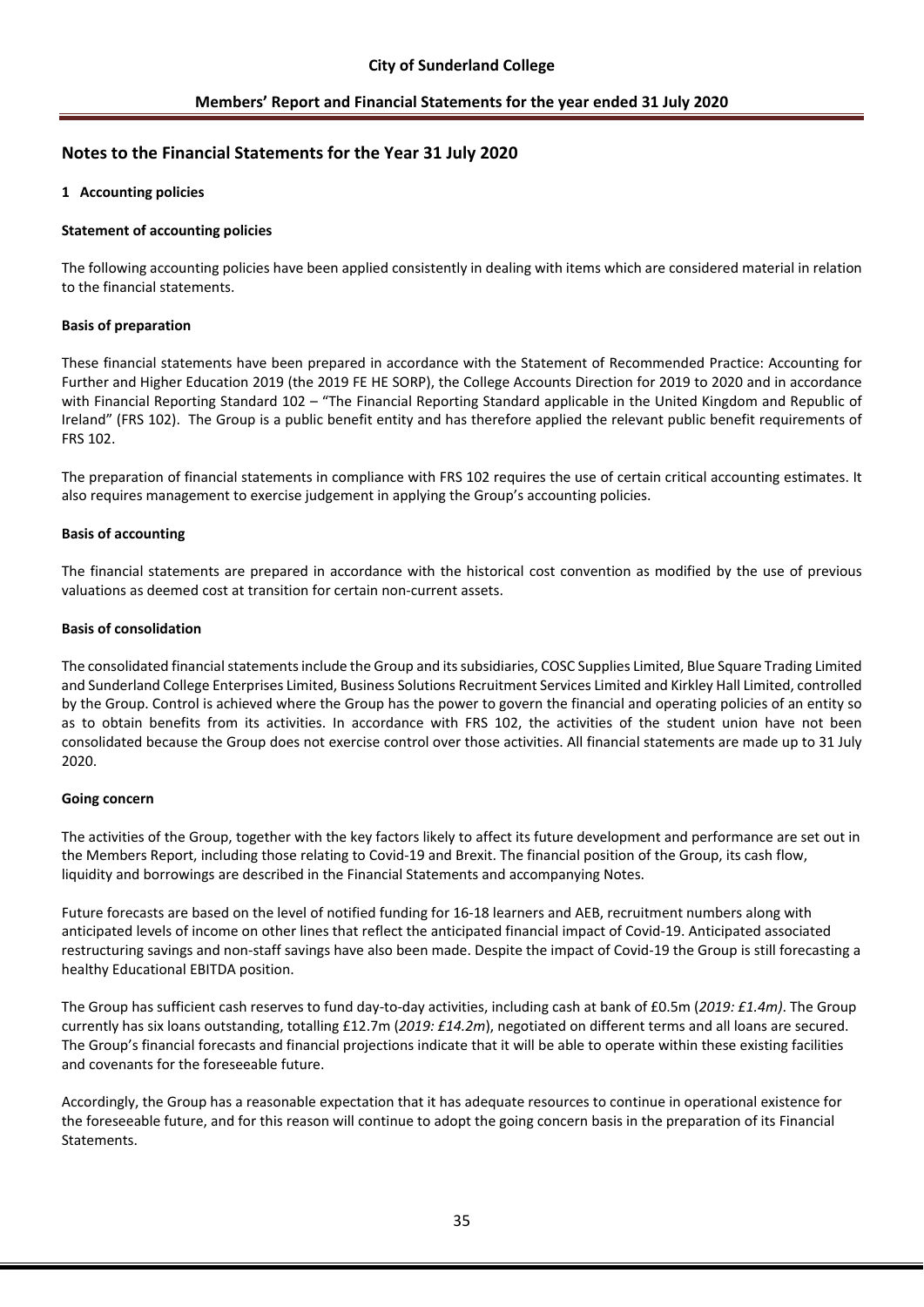## Notes to the Financial Statements for the Year 31 July 2020

### 1 Accounting policies

**Statement of accounting policies**

The following accounting policies have been applied consistently in dealing with items which are considered material in relation to the financial statements.

**Basis of preparation**

These financial statements have been prepared in accordance with the Statement of Recommended Practice: Accounting for Further and Higher Education 2019 (the 2019 FE HE SORP), the College Accounts Direction for 2019 to 2020 and in accordance with Financial Reporting Standard 102 – "The Financial Reporting Standard applicable in the United Kingdom and Republic of Ireland" (FRS 102). The Group is a public benefit entity and has therefore applied the relevant public benefit requirements of FRS 102.

The preparation of financial statements in compliance with FRS 102 requires the use of certain critical accounting estimates. It also requires management to exercise judgement in applying the Group's accounting policies.

**Basis of accounting**

The financial statements are prepared in accordance with the historical cost convention as modified by the use of previous valuations as deemed cost at transition for certain non-current assets.

**Basis of consolidation**

The consolidated financial statements include the Group and its subsidiaries, COSC Supplies Limited, Blue Square Trading Limited and Sunderland College Enterprises Limited, Business Solutions Recruitment Services Limited and Kirkley Hall Limited, controlled by the Group. Control is achieved where the Group has the power to govern the financial and operating policies of an entity so as to obtain benefits from its activities. In accordance with FRS 102, the activities of the student union have not been consolidated because the Group does not exercise control over those activities. All financial statements are made up to 31 July 2020.

**Going concern**

The activities of the Group, together with the key factors likely to affect its future development and performance are set out in the Members Report, including those relating to Covid-19 and Brexit. The financial position of the Group, its cash flow, liquidity and borrowings are described in the Financial Statements and accompanying Notes.

Future forecasts are based on the level of notified funding for 16-18 learners and AEB, recruitment numbers along with anticipated levels of income on other lines that reflect the anticipated financial impact of Covid-19. Anticipated associated restructuring savings and non-staff savings have also been made. Despite the impact of Covid-19 the Group is still forecasting a healthy Educational EBITDA position.

The Group has sufficient cash reserves to fund day-to-day activities, including cash at bank of £0.5m (*2019: £1.4m)*. The Group currently has six loans outstanding, totalling £12.7m (*2019: £14.2m*), negotiated on different terms and all loans are secured. The Group's financial forecasts and financial projections indicate that it will be able to operate within these existing facilities and covenants for the foreseeable future.

Accordingly, the Group has a reasonable expectation that it has adequate resources to continue in operational existence for the foreseeable future, and for this reason will continue to adopt the going concern basis in the preparation of its Financial Statements.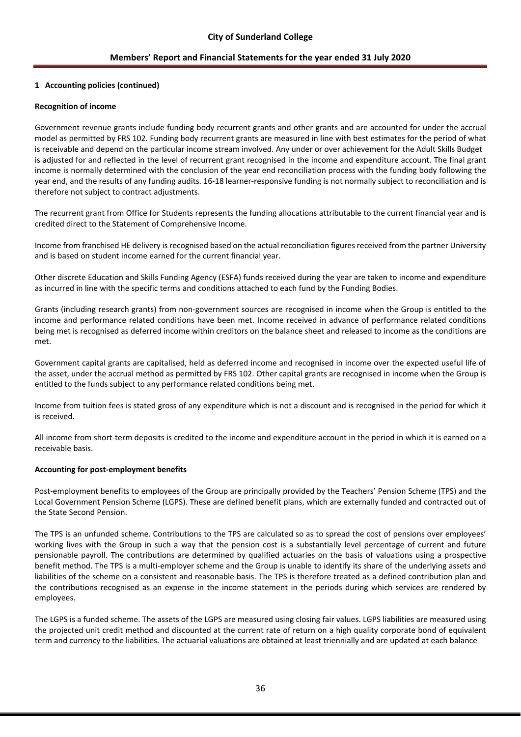**1 Accounting policies (continued)**

**Recognition of income**

Government revenue grants include funding body recurrent grants and other grants and are accounted for under the accrual model as permitted by FRS 102. Funding body recurrent grants are measured in line with best estimates for the period of what is receivable and depend on the particular income stream involved. Any under or over achievement for the Adult Skills Budget is adjusted for and reflected in the level of recurrent grant recognised in the income and expenditure account. The final grant income is normally determined with the conclusion of the year end reconciliation process with the funding body following the year end, and the results of any funding audits. 16-18 learner-responsive funding is not normally subject to reconciliation and is therefore not subject to contract adjustments.

The recurrent grant from Office for Students represents the funding allocations attributable to the current financial year and is credited direct to the Statement of Comprehensive Income.

Income from franchised HE delivery is recognised based on the actual reconciliation figures received from the partner University and is based on student income earned for the current financial year.

Other discrete Education and Skills Funding Agency (ESFA) funds received during the year are taken to income and expenditure as incurred in line with the specific terms and conditions attached to each fund by the Funding Bodies.

Grants (including research grants) from non-government sources are recognised in income when the Group is entitled to the income and performance related conditions have been met. Income received in advance of performance related conditions being met is recognised as deferred income within creditors on the balance sheet and released to income as the conditions are met.

Government capital grants are capitalised, held as deferred income and recognised in income over the expected useful life of the asset, under the accrual method as permitted by FRS 102. Other capital grants are recognised in income when the Group is entitled to the funds subject to any performance related conditions being met.

Income from tuition fees is stated gross of any expenditure which is not a discount and is recognised in the period for which it is received.

All income from short-term deposits is credited to the income and expenditure account in the period in which it is earned on a receivable basis.

**Accounting for post-employment benefits**

Post-employment benefits to employees of the Group are principally provided by the Teachers' Pension Scheme (TPS) and the Local Government Pension Scheme (LGPS). These are defined benefit plans, which are externally funded and contracted out of the State Second Pension.

The TPS is an unfunded scheme. Contributions to the TPS are calculated so as to spread the cost of pensions over employees' working lives with the Group in such a way that the pension cost is a substantially level percentage of current and future pensionable payroll. The contributions are determined by qualified actuaries on the basis of valuations using a prospective benefit method. The TPS is a multi-employer scheme and the Group is unable to identify its share of the underlying assets and liabilities of the scheme on a consistent and reasonable basis. The TPS is therefore treated as a defined contribution plan and the contributions recognised as an expense in the income statement in the periods during which services are rendered by employees.

The LGPS is a funded scheme. The assets of the LGPS are measured using closing fair values. LGPS liabilities are measured using the projected unit credit method and discounted at the current rate of return on a high quality corporate bond of equivalent term and currency to the liabilities. The actuarial valuations are obtained at least triennially and are updated at each balance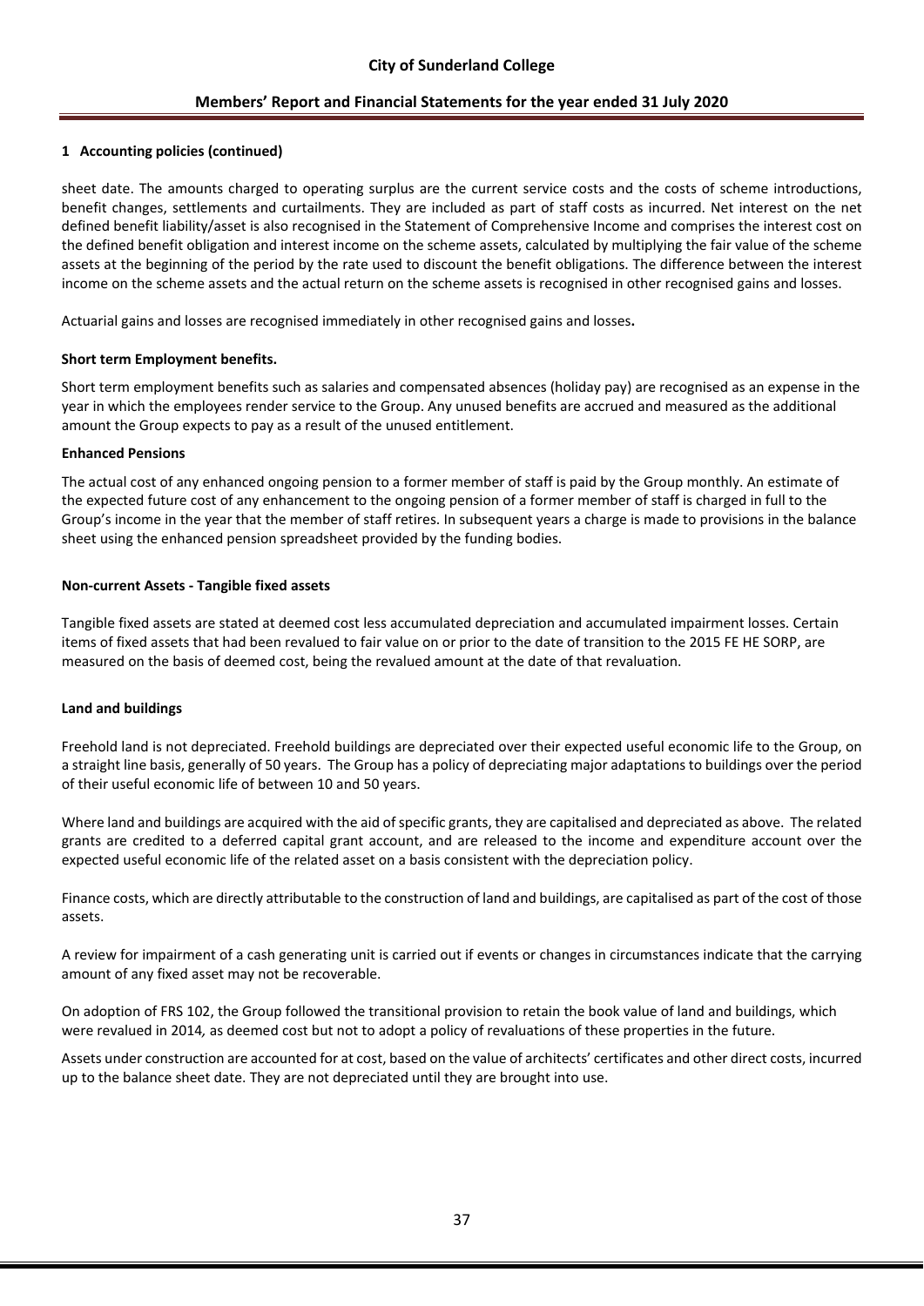## 1 Accounting policies (continued)

sheet date. The amounts charged to operating surplus are the current service costs and the costs of scheme introductions, benefit changes, settlements and curtailments. They are included as part of staff costs as incurred. Net interest on the net defined benefit liability/asset is also recognised in the Statement of Comprehensive Income and comprises the interest cost on the defined benefit obligation and interest income on the scheme assets, calculated by multiplying the fair value of the scheme assets at the beginning of the period by the rate used to discount the benefit obligations. The difference between the interest income on the scheme assets and the actual return on the scheme assets is recognised in other recognised gains and losses.

Actuarial gains and losses are recognised immediately in other recognised gains and losses.

**Short term Employment benefits.**

Short term employment benefits such as salaries and compensated absences (holiday pay) are recognised as an expense in the year in which the employees render service to the Group. Any unused benefits are accrued and measured as the additional amount the Group expects to pay as a result of the unused entitlement.

**Enhanced Pensions**

The actual cost of any enhanced ongoing pension to a former member of staff is paid by the Group monthly. An estimate of the expected future cost of any enhancement to the ongoing pension of a former member of staff is charged in full to the Group's income in the year that the member of staff retires. In subsequent years a charge is made to provisions in the balance sheet using the enhanced pension spreadsheet provided by the funding bodies.

**Non-current Assets - Tangible fixed assets**

Tangible fixed assets are stated at deemed cost less accumulated depreciation and accumulated impairment losses. Certain items of fixed assets that had been revalued to fair value on or prior to the date of transition to the 2015 FE HE SORP, are measured on the basis of deemed cost, being the revalued amount at the date of that revaluation.

**Land and buildings**

Freehold land is not depreciated. Freehold buildings are depreciated over their expected useful economic life to the Group, on a straight line basis, generally of 50 years. The Group has a policy of depreciating major adaptations to buildings over the period of their useful economic life of between 10 and 50 years.

Where land and buildings are acquired with the aid of specific grants, they are capitalised and depreciated as above. The related grants are credited to a deferred capital grant account, and are released to the income and expenditure account over the expected useful economic life of the related asset on a basis consistent with the depreciation policy.

Finance costs, which are directly attributable to the construction of land and buildings, are capitalised as part of the cost of those assets.

A review for impairment of a cash generating unit is carried out if events or changes in circumstances indicate that the carrying amount of any fixed asset may not be recoverable.

On adoption of FRS 102, the Group followed the transitional provision to retain the book value of land and buildings, which were revalued in 2014, as deemed cost but not to adopt a policy of revaluations of these properties in the future.

Assets under construction are accounted for at cost, based on the value of architects' certificates and other direct costs, incurred up to the balance sheet date. They are not depreciated until they are brought into use.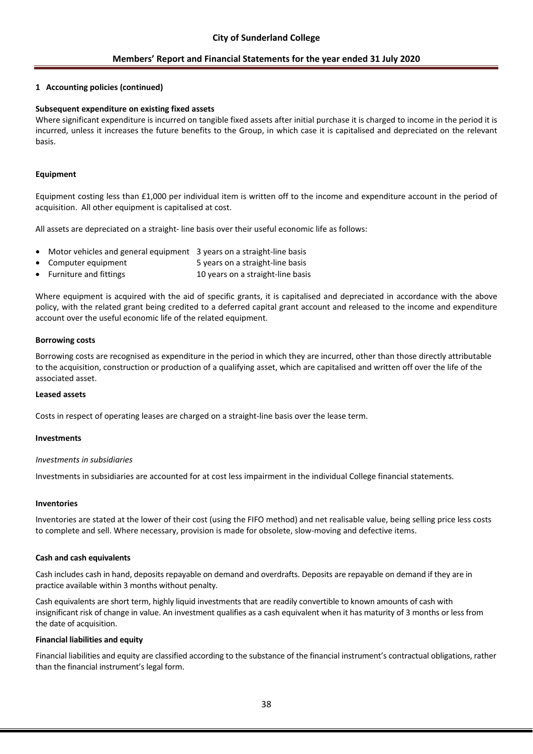## 1 Accounting policies (continued)

**Subsequent expenditure on existing fixed assets**

Where significant expenditure is incurred on tangible fixed assets after initial purchase it is charged to income in the period it is incurred, unless it increases the future benefits to the Group, in which case it is capitalised and depreciated on the relevant basis.

**Equipment**

Equipment costing less than £1,000 per individual item is written off to the income and expenditure account in the period of acquisition. All other equipment is capitalised at cost.

All assets are depreciated on a straight- line basis over their useful economic life as follows:

- Motor vehicles and general equipment 3 years on a straight-line basis
- Computer equipment 5 years on a straight-line basis
- Furniture and fittings 10 years on a straight-line basis

Where equipment is acquired with the aid of specific grants, it is capitalised and depreciated in accordance with the above policy, with the related grant being credited to a deferred capital grant account and released to the income and expenditure account over the useful economic life of the related equipment.

**Borrowing costs**

Borrowing costs are recognised as expenditure in the period in which they are incurred, other than those directly attributable to the acquisition, construction or production of a qualifying asset, which are capitalised and written off over the life of the associated asset.

**Leased assets**

Costs in respect of operating leases are charged on a straight-line basis over the lease term.

**Investments**

*Investments in subsidiaries*

Investments in subsidiaries are accounted for at cost less impairment in the individual College financial statements.

**Inventories**

Inventories are stated at the lower of their cost (using the FIFO method) and net realisable value, being selling price less costs to complete and sell. Where necessary, provision is made for obsolete, slow-moving and defective items.

**Cash and cash equivalents**

Cash includes cash in hand, deposits repayable on demand and overdrafts. Deposits are repayable on demand if they are in practice available within 3 months without penalty.

Cash equivalents are short term, highly liquid investments that are readily convertible to known amounts of cash with insignificant risk of change in value. An investment qualifies as a cash equivalent when it has maturity of 3 months or less from the date of acquisition.

**Financial liabilities and equity**

Financial liabilities and equity are classified according to the substance of the financial instrument's contractual obligations, rather than the financial instrument's legal form.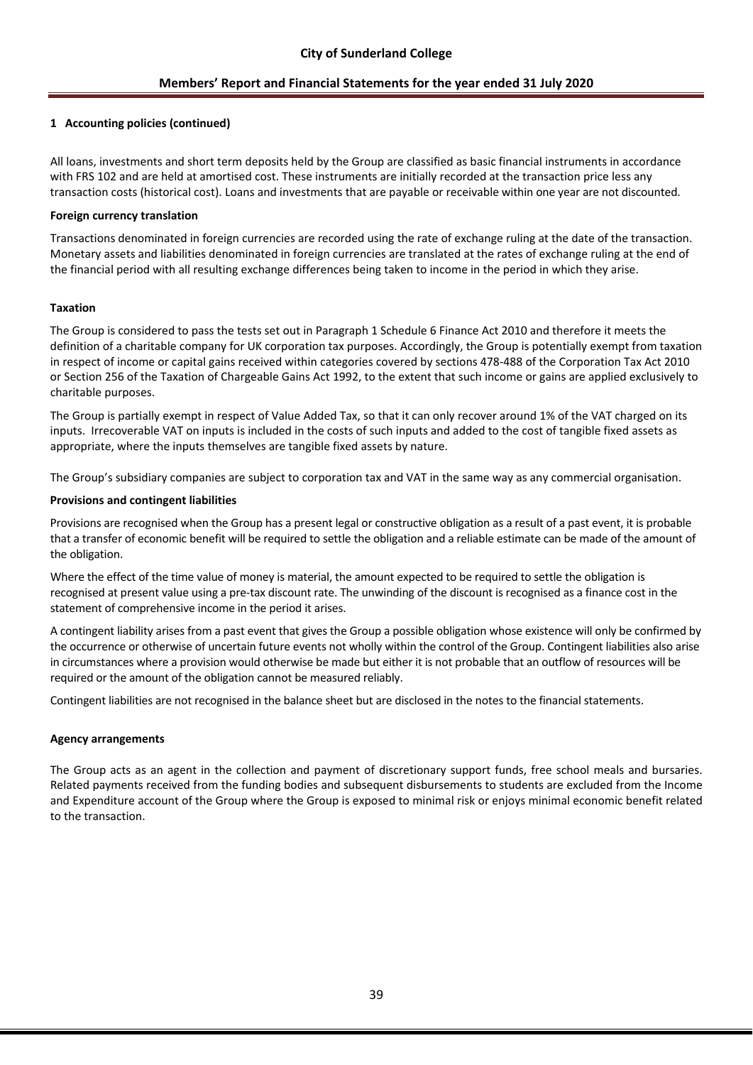## 1 Accounting policies (continued)

All loans, investments and short term deposits held by the Group are classified as basic financial instruments in accordance with FRS 102 and are held at amortised cost. These instruments are initially recorded at the transaction price less any transaction costs (historical cost). Loans and investments that are payable or receivable within one year are not discounted.

### Foreign currency translation

Transactions denominated in foreign currencies are recorded using the rate of exchange ruling at the date of the transaction. Monetary assets and liabilities denominated in foreign currencies are translated at the rates of exchange ruling at the end of the financial period with all resulting exchange differences being taken to income in the period in which they arise.

### Taxation

The Group is considered to pass the tests set out in Paragraph 1 Schedule 6 Finance Act 2010 and therefore it meets the definition of a charitable company for UK corporation tax purposes. Accordingly, the Group is potentially exempt from taxation in respect of income or capital gains received within categories covered by sections 478-488 of the Corporation Tax Act 2010 or Section 256 of the Taxation of Chargeable Gains Act 1992, to the extent that such income or gains are applied exclusively to charitable purposes.

The Group is partially exempt in respect of Value Added Tax, so that it can only recover around 1% of the VAT charged on its inputs. Irrecoverable VAT on inputs is included in the costs of such inputs and added to the cost of tangible fixed assets as appropriate, where the inputs themselves are tangible fixed assets by nature.

The Group's subsidiary companies are subject to corporation tax and VAT in the same way as any commercial organisation.

### Provisions and contingent liabilities

Provisions are recognised when the Group has a present legal or constructive obligation as a result of a past event, it is probable that a transfer of economic benefit will be required to settle the obligation and a reliable estimate can be made of the amount of the obligation.

Where the effect of the time value of money is material, the amount expected to be required to settle the obligation is recognised at present value using a pre-tax discount rate. The unwinding of the discount is recognised as a finance cost in the statement of comprehensive income in the period it arises.

A contingent liability arises from a past event that gives the Group a possible obligation whose existence will only be confirmed by the occurrence or otherwise of uncertain future events not wholly within the control of the Group. Contingent liabilities also arise in circumstances where a provision would otherwise be made but either it is not probable that an outflow of resources will be required or the amount of the obligation cannot be measured reliably.

Contingent liabilities are not recognised in the balance sheet but are disclosed in the notes to the financial statements.

### Agency arrangements

The Group acts as an agent in the collection and payment of discretionary support funds, free school meals and bursaries. Related payments received from the funding bodies and subsequent disbursements to students are excluded from the Income and Expenditure account of the Group where the Group is exposed to minimal risk or enjoys minimal economic benefit related to the transaction.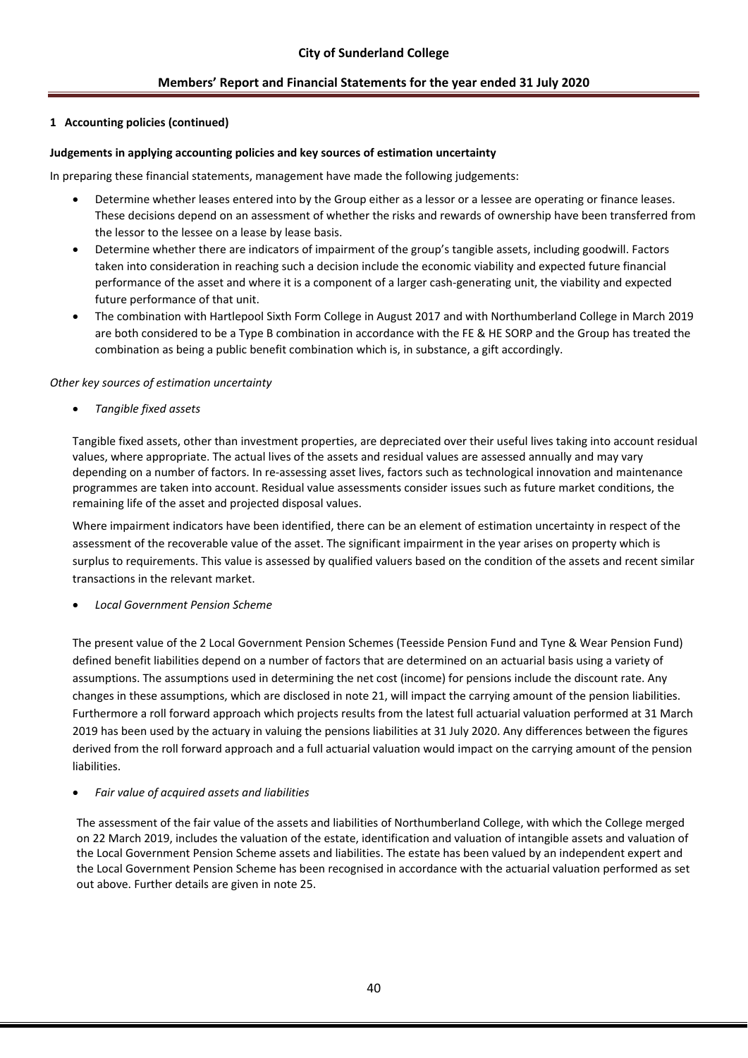## 1 Accounting policies (continued)

**Judgements in applying accounting policies and key sources of estimation uncertainty**

In preparing these financial statements, management have made the following judgements:

- Determine whether leases entered into by the Group either as a lessor or a lessee are operating or finance leases. These decisions depend on an assessment of whether the risks and rewards of ownership have been transferred from the lessor to the lessee on a lease by lease basis.
- Determine whether there are indicators of impairment of the group's tangible assets, including goodwill. Factors taken into consideration in reaching such a decision include the economic viability and expected future financial performance of the asset and where it is a component of a larger cash-generating unit, the viability and expected future performance of that unit.
- The combination with Hartlepool Sixth Form College in August 2017 and with Northumberland College in March 2019 are both considered to be a Type B combination in accordance with the FE & HE SORP and the Group has treated the combination as being a public benefit combination which is, in substance, a gift accordingly.

*Other key sources of estimation uncertainty*

- *Tangible fixed assets*

Tangible fixed assets, other than investment properties, are depreciated over their useful lives taking into account residual values, where appropriate. The actual lives of the assets and residual values are assessed annually and may vary depending on a number of factors. In re-assessing asset lives, factors such as technological innovation and maintenance programmes are taken into account. Residual value assessments consider issues such as future market conditions, the remaining life of the asset and projected disposal values.

Where impairment indicators have been identified, there can be an element of estimation uncertainty in respect of the assessment of the recoverable value of the asset. The significant impairment in the year arises on property which is surplus to requirements. This value is assessed by qualified valuers based on the condition of the assets and recent similar transactions in the relevant market.

- *Local Government Pension Scheme*

The present value of the 2 Local Government Pension Schemes (Teesside Pension Fund and Tyne & Wear Pension Fund) defined benefit liabilities depend on a number of factors that are determined on an actuarial basis using a variety of assumptions. The assumptions used in determining the net cost (income) for pensions include the discount rate. Any changes in these assumptions, which are disclosed in note 21, will impact the carrying amount of the pension liabilities. Furthermore a roll forward approach which projects results from the latest full actuarial valuation performed at 31 March 2019 has been used by the actuary in valuing the pensions liabilities at 31 July 2020. Any differences between the figures derived from the roll forward approach and a full actuarial valuation would impact on the carrying amount of the pension liabilities.

- *Fair value of acquired assets and liabilities*

The assessment of the fair value of the assets and liabilities of Northumberland College, with which the College merged on 22 March 2019, includes the valuation of the estate, identification and valuation of intangible assets and valuation of the Local Government Pension Scheme assets and liabilities. The estate has been valued by an independent expert and the Local Government Pension Scheme has been recognised in accordance with the actuarial valuation performed as set out above. Further details are given in note 25.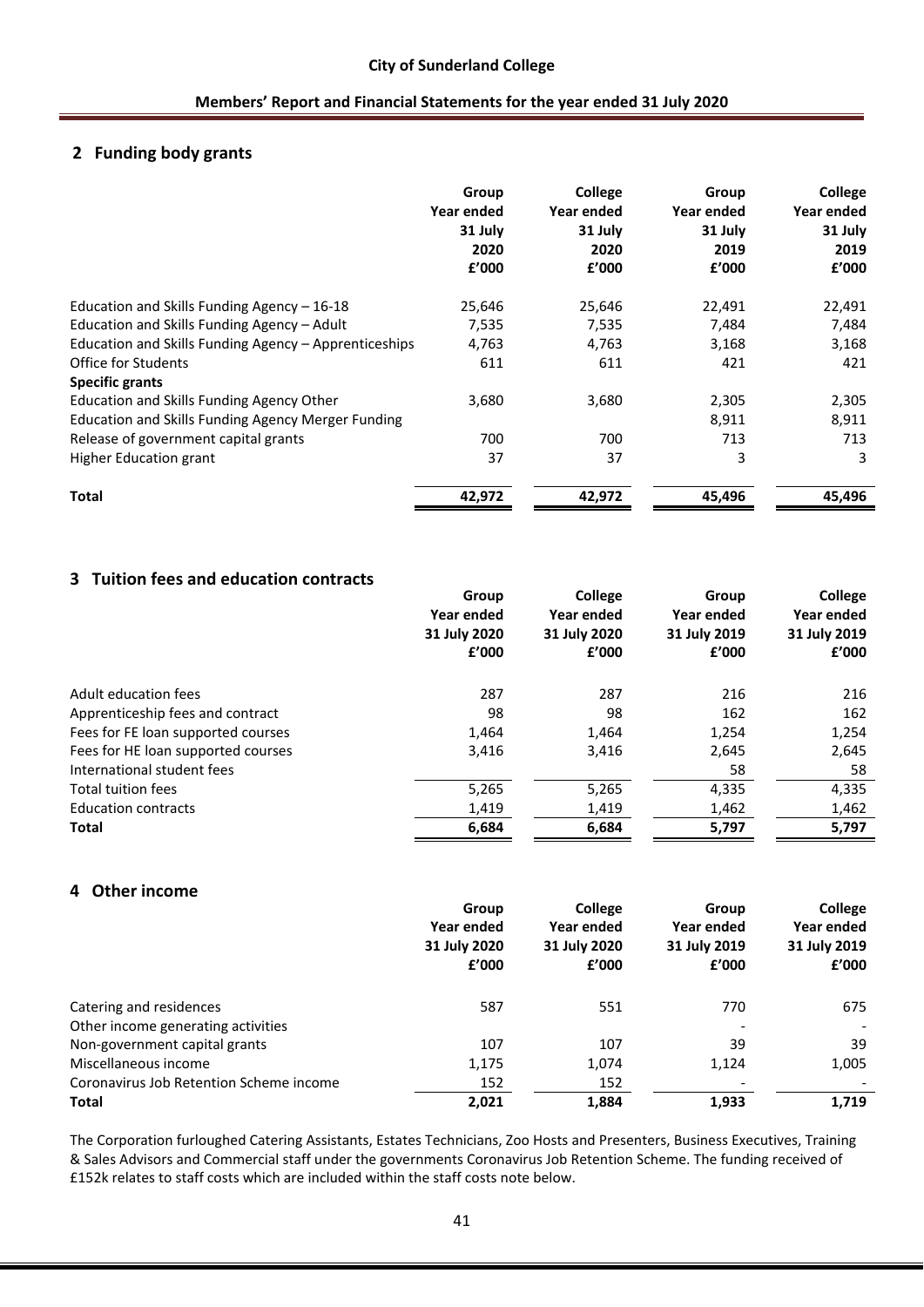## 2 Funding body grants

| | Group Year ended 31 July 2020 £'000 | College Year ended 31 July 2020 £'000 | Group Year ended 31 July 2019 £'000 | College Year ended 31 July 2019 £'000 |
|---|---|---|---|---|
| Education and Skills Funding Agency – 16-18 | 25,646 | 25,646 | 22,491 | 22,491 |
| Education and Skills Funding Agency – Adult | 7,535 | 7,535 | 7,484 | 7,484 |
| Education and Skills Funding Agency – Apprenticeships | 4,763 | 4,763 | 3,168 | 3,168 |
| Office for Students | 611 | 611 | 421 | 421 |
| **Specific grants** | | | | |
| Education and Skills Funding Agency Other | 3,680 | 3,680 | 2,305 | 2,305 |
| Education and Skills Funding Agency Merger Funding | | | 8,911 | 8,911 |
| Release of government capital grants | 700 | 700 | 713 | 713 |
| Higher Education grant | 37 | 37 | 3 | 3 |
| **Total** | **42,972** | **42,972** | **45,496** | **45,496** |

## 3 Tuition fees and education contracts

| | Group Year ended 31 July 2020 £'000 | College Year ended 31 July 2020 £'000 | Group Year ended 31 July 2019 £'000 | College Year ended 31 July 2019 £'000 |
|---|---|---|---|---|
| Adult education fees | 287 | 287 | 216 | 216 |
| Apprenticeship fees and contract | 98 | 98 | 162 | 162 |
| Fees for FE loan supported courses | 1,464 | 1,464 | 1,254 | 1,254 |
| Fees for HE loan supported courses | 3,416 | 3,416 | 2,645 | 2,645 |
| International student fees | | | 58 | 58 |
| Total tuition fees | 5,265 | 5,265 | 4,335 | 4,335 |
| Education contracts | 1,419 | 1,419 | 1,462 | 1,462 |
| **Total** | **6,684** | **6,684** | **5,797** | **5,797** |

## 4 Other income

| | Group Year ended 31 July 2020 £'000 | College Year ended 31 July 2020 £'000 | Group Year ended 31 July 2019 £'000 | College Year ended 31 July 2019 £'000 |
|---|---|---|---|---|
| Catering and residences | 587 | 551 | 770 | 675 |
| Other income generating activities | | | - | - |
| Non-government capital grants | 107 | 107 | 39 | 39 |
| Miscellaneous income | 1,175 | 1,074 | 1,124 | 1,005 |
| Coronavirus Job Retention Scheme income | 152 | 152 | - | - |
| **Total** | **2,021** | **1,884** | **1,933** | **1,719** |

The Corporation furloughed Catering Assistants, Estates Technicians, Zoo Hosts and Presenters, Business Executives, Training & Sales Advisors and Commercial staff under the governments Coronavirus Job Retention Scheme. The funding received of £152k relates to staff costs which are included within the staff costs note below.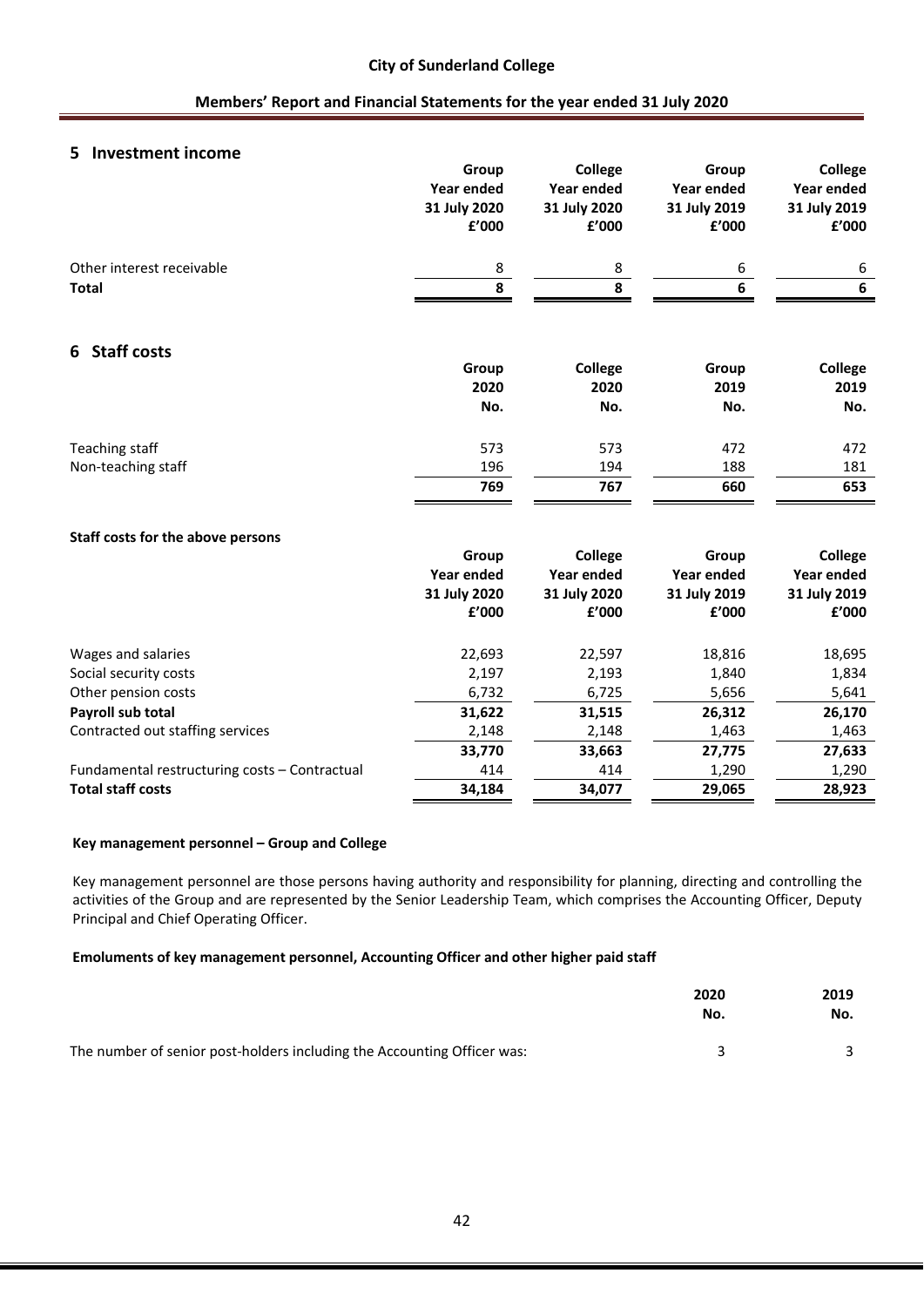## 5 Investment income

| | Group Year ended 31 July 2020 £'000 | College Year ended 31 July 2020 £'000 | Group Year ended 31 July 2019 £'000 | College Year ended 31 July 2019 £'000 |
|---|---|---|---|---|
| Other interest receivable | 8 | 8 | 6 | 6 |
| **Total** | **8** | **8** | **6** | **6** |

## 6 Staff costs

| | Group 2020 No. | College 2020 No. | Group 2019 No. | College 2019 No. |
|---|---|---|---|---|
| Teaching staff | 573 | 573 | 472 | 472 |
| Non-teaching staff | 196 | 194 | 188 | 181 |
| | **769** | **767** | **660** | **653** |

**Staff costs for the above persons**

| | Group Year ended 31 July 2020 £'000 | College Year ended 31 July 2020 £'000 | Group Year ended 31 July 2019 £'000 | College Year ended 31 July 2019 £'000 |
|---|---|---|---|---|
| Wages and salaries | 22,693 | 22,597 | 18,816 | 18,695 |
| Social security costs | 2,197 | 2,193 | 1,840 | 1,834 |
| Other pension costs | 6,732 | 6,725 | 5,656 | 5,641 |
| **Payroll sub total** | **31,622** | **31,515** | **26,312** | **26,170** |
| Contracted out staffing services | 2,148 | 2,148 | 1,463 | 1,463 |
| | **33,770** | **33,663** | **27,775** | **27,633** |
| Fundamental restructuring costs – Contractual | 414 | 414 | 1,290 | 1,290 |
| **Total staff costs** | **34,184** | **34,077** | **29,065** | **28,923** |

**Key management personnel – Group and College**

Key management personnel are those persons having authority and responsibility for planning, directing and controlling the activities of the Group and are represented by the Senior Leadership Team, which comprises the Accounting Officer, Deputy Principal and Chief Operating Officer.

**Emoluments of key management personnel, Accounting Officer and other higher paid staff**

| | 2020 No. | 2019 No. |
|---|---|---|
| The number of senior post-holders including the Accounting Officer was: | 3 | 3 |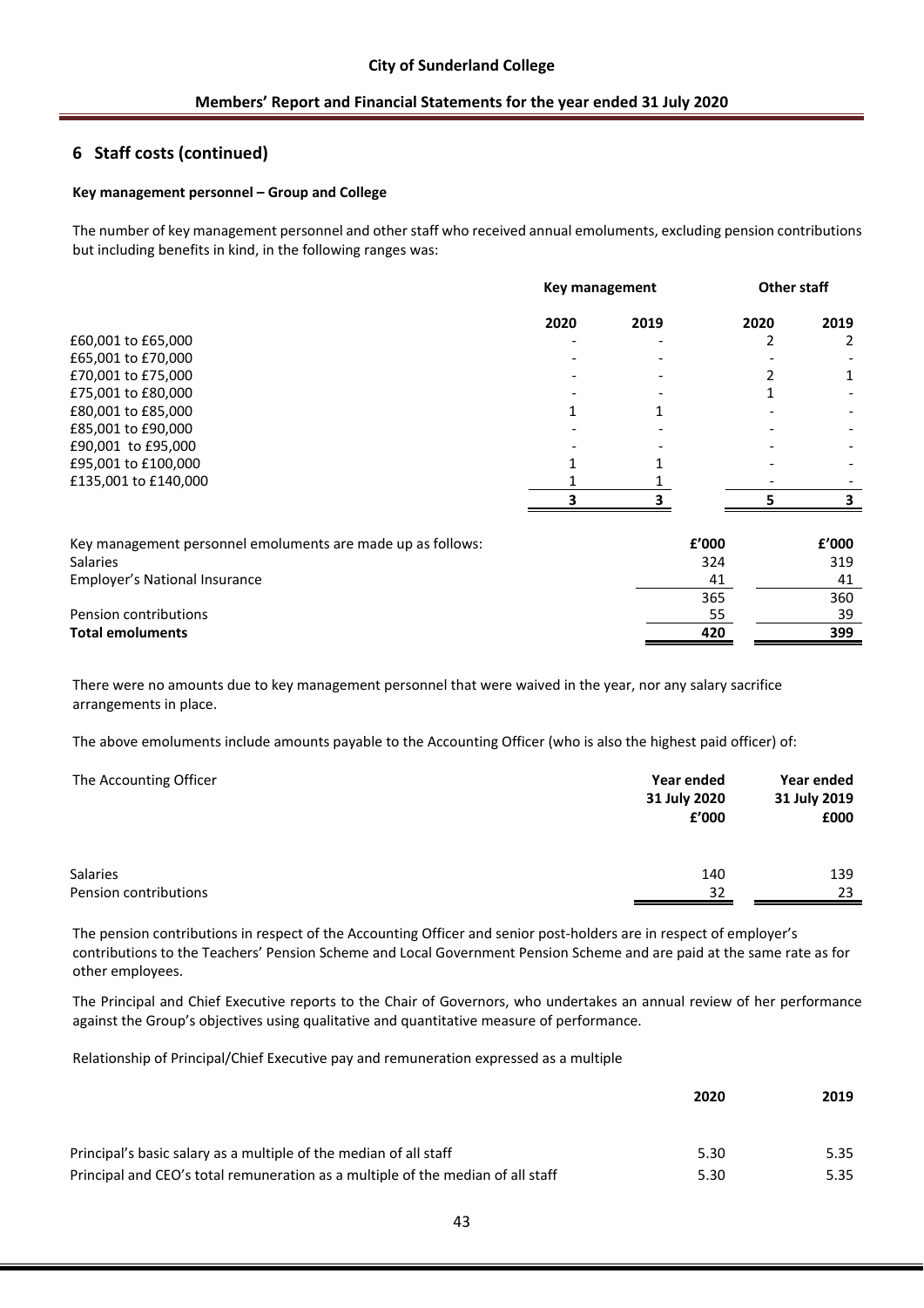## 6 Staff costs (continued)

**Key management personnel – Group and College**

The number of key management personnel and other staff who received annual emoluments, excluding pension contributions but including benefits in kind, in the following ranges was:

| | Key management | | Other staff | |
|---|---|---|---|---|
| | 2020 | 2019 | 2020 | 2019 |
| £60,001 to £65,000 | - | - | 2 | 2 |
| £65,001 to £70,000 | - | - | - | - |
| £70,001 to £75,000 | - | - | 2 | 1 |
| £75,001 to £80,000 | - | - | 1 | - |
| £80,001 to £85,000 | 1 | 1 | - | - |
| £85,001 to £90,000 | - | - | - | - |
| £90,001 to £95,000 | - | - | - | - |
| £95,001 to £100,000 | 1 | 1 | - | - |
| £135,001 to £140,000 | 1 | 1 | - | - |
| | **3** | **3** | **5** | **3** |

| Key management personnel emoluments are made up as follows: | £'000 | £'000 |
|---|---|---|
| Salaries | 324 | 319 |
| Employer's National Insurance | 41 | 41 |
| | 365 | 360 |
| Pension contributions | 55 | 39 |
| **Total emoluments** | **420** | **399** |

There were no amounts due to key management personnel that were waived in the year, nor any salary sacrifice arrangements in place.

The above emoluments include amounts payable to the Accounting Officer (who is also the highest paid officer) of:

| The Accounting Officer | Year ended 31 July 2020 £'000 | Year ended 31 July 2019 £000 |
|---|---|---|
| Salaries | 140 | 139 |
| Pension contributions | 32 | 23 |

The pension contributions in respect of the Accounting Officer and senior post-holders are in respect of employer's contributions to the Teachers' Pension Scheme and Local Government Pension Scheme and are paid at the same rate as for other employees.

The Principal and Chief Executive reports to the Chair of Governors, who undertakes an annual review of her performance against the Group's objectives using qualitative and quantitative measure of performance.

Relationship of Principal/Chief Executive pay and remuneration expressed as a multiple

| | 2020 | 2019 |
|---|---|---|
| Principal's basic salary as a multiple of the median of all staff | 5.30 | 5.35 |
| Principal and CEO's total remuneration as a multiple of the median of all staff | 5.30 | 5.35 |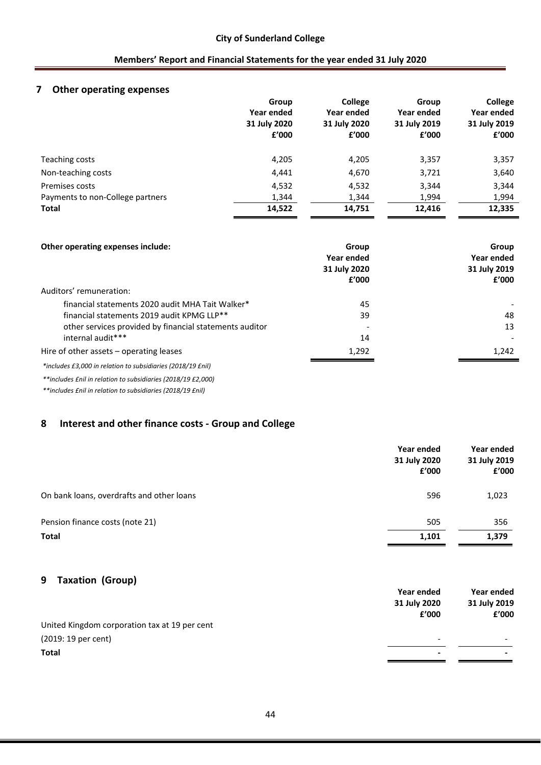## 7 Other operating expenses

| | Group Year ended 31 July 2020 £'000 | College Year ended 31 July 2020 £'000 | Group Year ended 31 July 2019 £'000 | College Year ended 31 July 2019 £'000 |
|---|---|---|---|---|
| Teaching costs | 4,205 | 4,205 | 3,357 | 3,357 |
| Non-teaching costs | 4,441 | 4,670 | 3,721 | 3,640 |
| Premises costs | 4,532 | 4,532 | 3,344 | 3,344 |
| Payments to non-College partners | 1,344 | 1,344 | 1,994 | 1,994 |
| **Total** | **14,522** | **14,751** | **12,416** | **12,335** |

| **Other operating expenses include:** | Group Year ended 31 July 2020 £'000 | Group Year ended 31 July 2019 £'000 |
|---|---|---|
| Auditors' remuneration: | | |
| financial statements 2020 audit MHA Tait Walker* | 45 | - |
| financial statements 2019 audit KPMG LLP** | 39 | 48 |
| other services provided by financial statements auditor | - | 13 |
| internal audit*** | 14 | - |
| Hire of other assets – operating leases | 1,292 | 1,242 |

*\*includes £3,000 in relation to subsidiaries (2018/19 £nil)*

*\*\*includes £nil in relation to subsidiaries (2018/19 £2,000)*

*\*\*includes £nil in relation to subsidiaries (2018/19 £nil)*

## 8 Interest and other finance costs - Group and College

| | Year ended 31 July 2020 £'000 | Year ended 31 July 2019 £'000 |
|---|---|---|
| On bank loans, overdrafts and other loans | 596 | 1,023 |
| Pension finance costs (note 21) | 505 | 356 |
| **Total** | **1,101** | **1,379** |

## 9 Taxation (Group)

| | Year ended 31 July 2020 £'000 | Year ended 31 July 2019 £'000 |
|---|---|---|
| United Kingdom corporation tax at 19 per cent (2019: 19 per cent) | - | - |
| **Total** | **-** | **-** |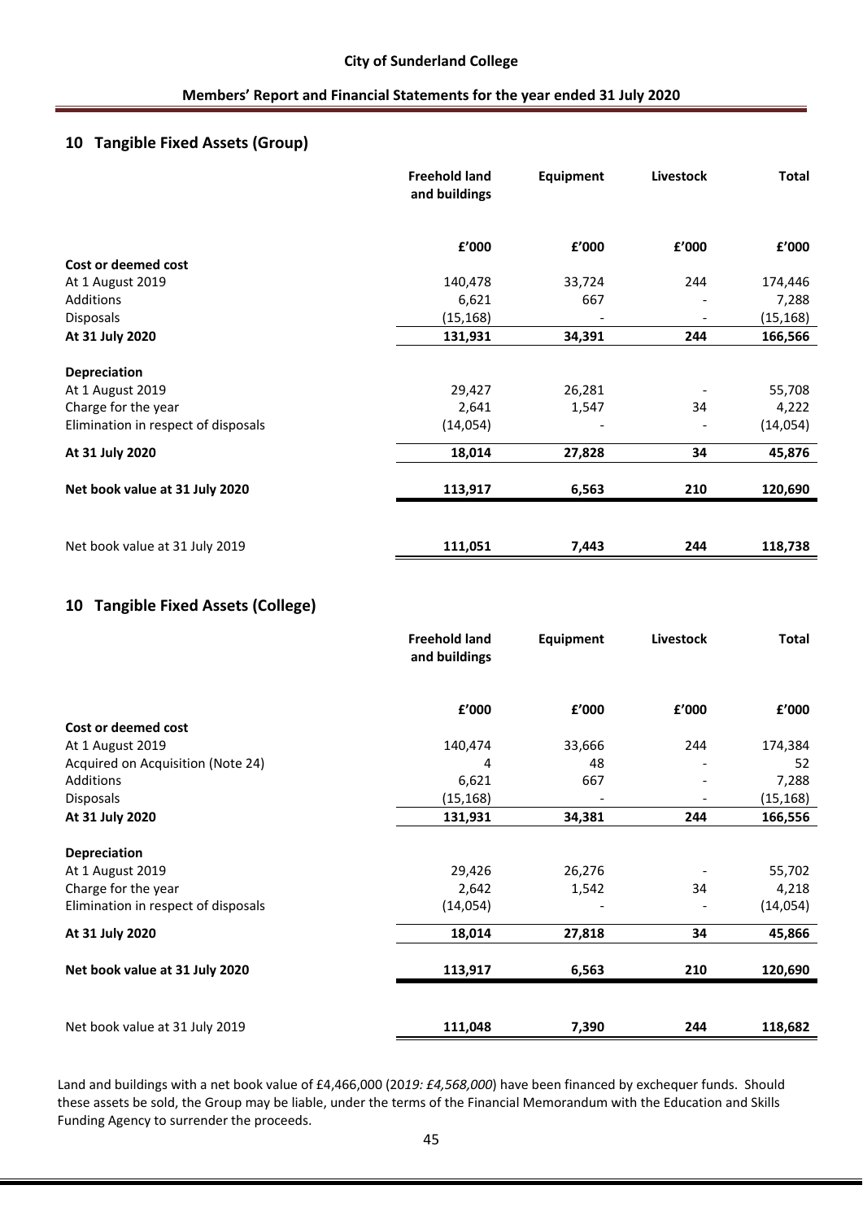## 10 Tangible Fixed Assets (Group)

| | Freehold land and buildings | Equipment | Livestock | Total |
|---|---|---|---|---|
| | £'000 | £'000 | £'000 | £'000 |
| **Cost or deemed cost** | | | | |
| At 1 August 2019 | 140,478 | 33,724 | 244 | 174,446 |
| Additions | 6,621 | 667 | - | 7,288 |
| Disposals | (15,168) | - | - | (15,168) |
| **At 31 July 2020** | **131,931** | **34,391** | **244** | **166,566** |
| **Depreciation** | | | | |
| At 1 August 2019 | 29,427 | 26,281 | - | 55,708 |
| Charge for the year | 2,641 | 1,547 | 34 | 4,222 |
| Elimination in respect of disposals | (14,054) | - | - | (14,054) |
| **At 31 July 2020** | **18,014** | **27,828** | **34** | **45,876** |
| **Net book value at 31 July 2020** | **113,917** | **6,563** | **210** | **120,690** |
| Net book value at 31 July 2019 | **111,051** | **7,443** | **244** | **118,738** |

## 10 Tangible Fixed Assets (College)

| | Freehold land and buildings | Equipment | Livestock | Total |
|---|---|---|---|---|
| | £'000 | £'000 | £'000 | £'000 |
| **Cost or deemed cost** | | | | |
| At 1 August 2019 | 140,474 | 33,666 | 244 | 174,384 |
| Acquired on Acquisition (Note 24) | 4 | 48 | - | 52 |
| Additions | 6,621 | 667 | - | 7,288 |
| Disposals | (15,168) | - | - | (15,168) |
| **At 31 July 2020** | **131,931** | **34,381** | **244** | **166,556** |
| **Depreciation** | | | | |
| At 1 August 2019 | 29,426 | 26,276 | - | 55,702 |
| Charge for the year | 2,642 | 1,542 | 34 | 4,218 |
| Elimination in respect of disposals | (14,054) | - | - | (14,054) |
| **At 31 July 2020** | **18,014** | **27,818** | **34** | **45,866** |
| **Net book value at 31 July 2020** | **113,917** | **6,563** | **210** | **120,690** |
| Net book value at 31 July 2019 | **111,048** | **7,390** | **244** | **118,682** |

Land and buildings with a net book value of £4,466,000 (20*19: £4,568,000*) have been financed by exchequer funds. Should these assets be sold, the Group may be liable, under the terms of the Financial Memorandum with the Education and Skills Funding Agency to surrender the proceeds.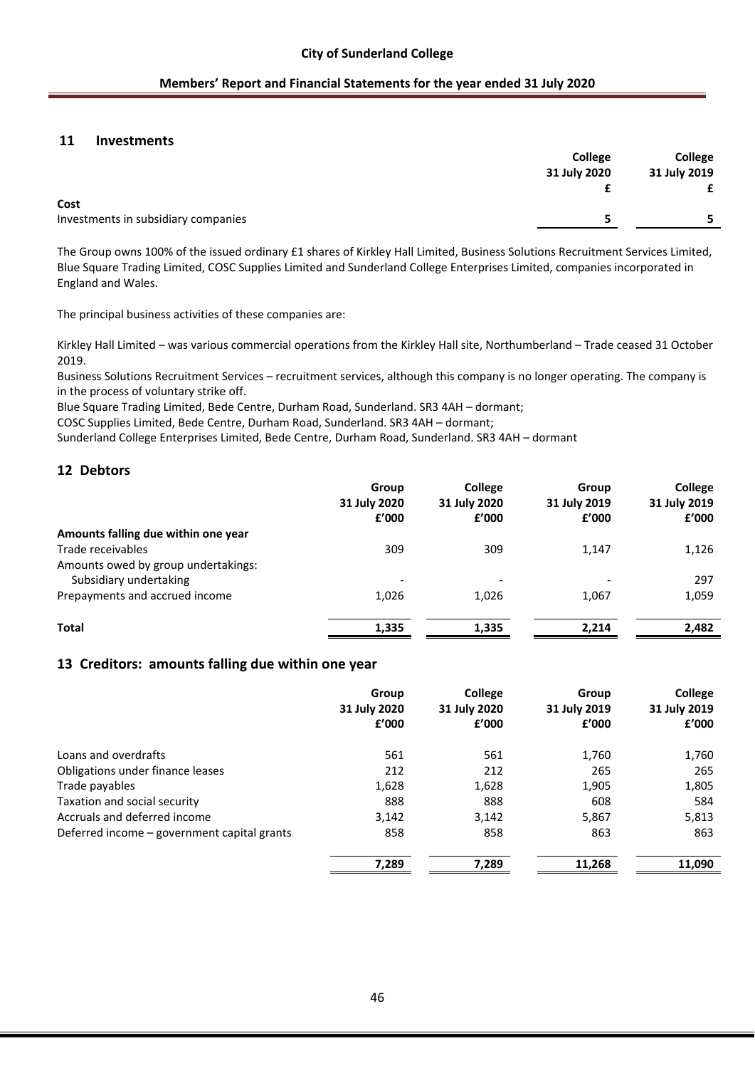## 11 Investments

| | College 31 July 2020 £ | College 31 July 2019 £ |
|---|---|---|
| **Cost** | | |
| Investments in subsidiary companies | 5 | 5 |

The Group owns 100% of the issued ordinary £1 shares of Kirkley Hall Limited, Business Solutions Recruitment Services Limited, Blue Square Trading Limited, COSC Supplies Limited and Sunderland College Enterprises Limited, companies incorporated in England and Wales.

The principal business activities of these companies are:

Kirkley Hall Limited – was various commercial operations from the Kirkley Hall site, Northumberland – Trade ceased 31 October 2019.
Business Solutions Recruitment Services – recruitment services, although this company is no longer operating. The company is in the process of voluntary strike off.
Blue Square Trading Limited, Bede Centre, Durham Road, Sunderland. SR3 4AH – dormant;
COSC Supplies Limited, Bede Centre, Durham Road, Sunderland. SR3 4AH – dormant;
Sunderland College Enterprises Limited, Bede Centre, Durham Road, Sunderland. SR3 4AH – dormant

## 12 Debtors

| | Group 31 July 2020 £'000 | College 31 July 2020 £'000 | Group 31 July 2019 £'000 | College 31 July 2019 £'000 |
|---|---|---|---|---|
| **Amounts falling due within one year** | | | | |
| Trade receivables | 309 | 309 | 1,147 | 1,126 |
| Amounts owed by group undertakings: | | | | |
| Subsidiary undertaking | - | - | - | 297 |
| Prepayments and accrued income | 1,026 | 1,026 | 1,067 | 1,059 |
| **Total** | **1,335** | **1,335** | **2,214** | **2,482** |

## 13 Creditors: amounts falling due within one year

| | Group 31 July 2020 £'000 | College 31 July 2020 £'000 | Group 31 July 2019 £'000 | College 31 July 2019 £'000 |
|---|---|---|---|---|
| Loans and overdrafts | 561 | 561 | 1,760 | 1,760 |
| Obligations under finance leases | 212 | 212 | 265 | 265 |
| Trade payables | 1,628 | 1,628 | 1,905 | 1,805 |
| Taxation and social security | 888 | 888 | 608 | 584 |
| Accruals and deferred income | 3,142 | 3,142 | 5,867 | 5,813 |
| Deferred income – government capital grants | 858 | 858 | 863 | 863 |
| | **7,289** | **7,289** | **11,268** | **11,090** |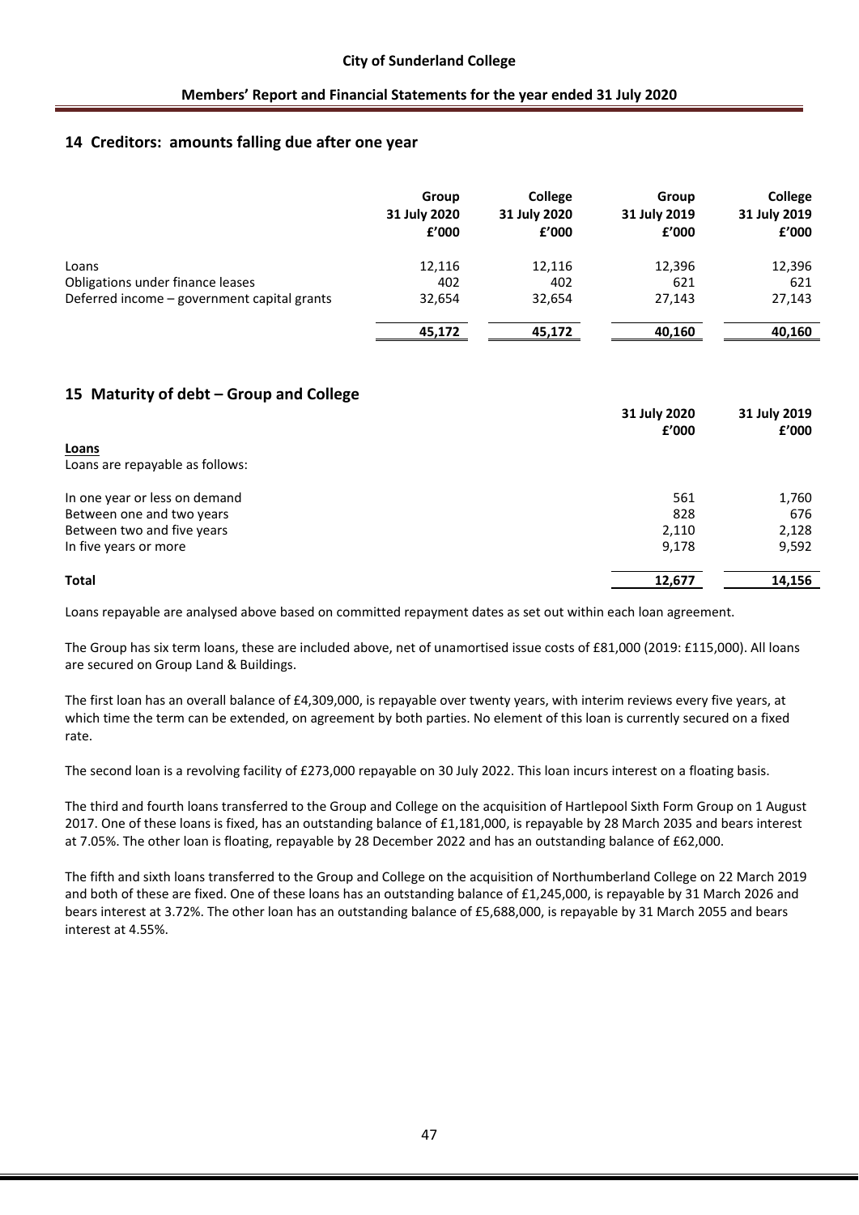## 14 Creditors: amounts falling due after one year

| | Group 31 July 2020 £'000 | College 31 July 2020 £'000 | Group 31 July 2019 £'000 | College 31 July 2019 £'000 |
|---|---|---|---|---|
| Loans | 12,116 | 12,116 | 12,396 | 12,396 |
| Obligations under finance leases | 402 | 402 | 621 | 621 |
| Deferred income – government capital grants | 32,654 | 32,654 | 27,143 | 27,143 |
| | **45,172** | **45,172** | **40,160** | **40,160** |

## 15 Maturity of debt – Group and College

| | 31 July 2020 £'000 | 31 July 2019 £'000 |
|---|---|---|
| **Loans** | | |
| Loans are repayable as follows: | | |
| In one year or less on demand | 561 | 1,760 |
| Between one and two years | 828 | 676 |
| Between two and five years | 2,110 | 2,128 |
| In five years or more | 9,178 | 9,592 |
| **Total** | **12,677** | **14,156** |

Loans repayable are analysed above based on committed repayment dates as set out within each loan agreement.

The Group has six term loans, these are included above, net of unamortised issue costs of £81,000 (2019: £115,000). All loans are secured on Group Land & Buildings.

The first loan has an overall balance of £4,309,000, is repayable over twenty years, with interim reviews every five years, at which time the term can be extended, on agreement by both parties. No element of this loan is currently secured on a fixed rate.

The second loan is a revolving facility of £273,000 repayable on 30 July 2022. This loan incurs interest on a floating basis.

The third and fourth loans transferred to the Group and College on the acquisition of Hartlepool Sixth Form Group on 1 August 2017. One of these loans is fixed, has an outstanding balance of £1,181,000, is repayable by 28 March 2035 and bears interest at 7.05%. The other loan is floating, repayable by 28 December 2022 and has an outstanding balance of £62,000.

The fifth and sixth loans transferred to the Group and College on the acquisition of Northumberland College on 22 March 2019 and both of these are fixed. One of these loans has an outstanding balance of £1,245,000, is repayable by 31 March 2026 and bears interest at 3.72%. The other loan has an outstanding balance of £5,688,000, is repayable by 31 March 2055 and bears interest at 4.55%.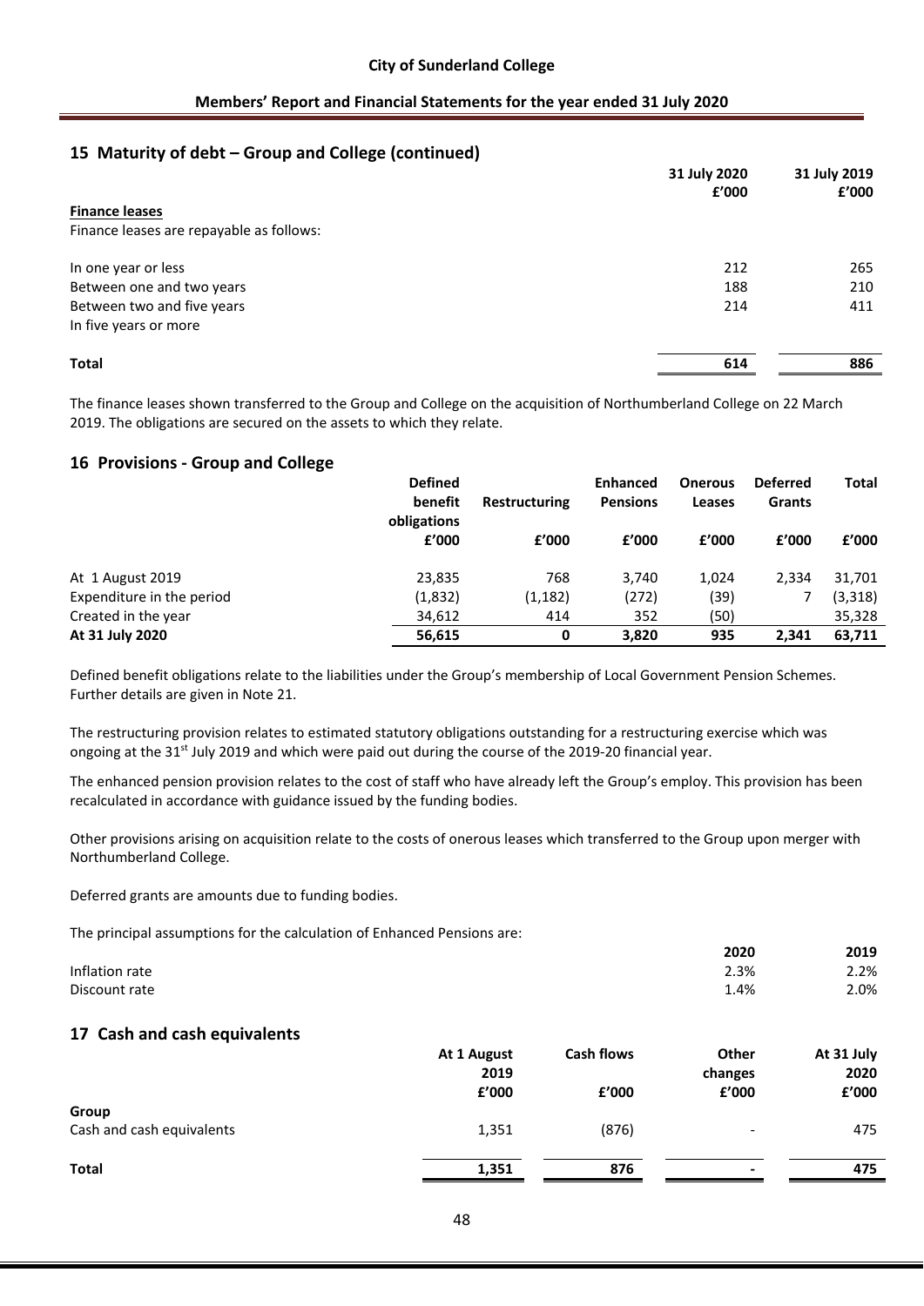## 15 Maturity of debt – Group and College (continued)

| | 31 July 2020 £'000 | 31 July 2019 £'000 |
|---|---|---|
| **Finance leases** | | |
| Finance leases are repayable as follows: | | |
| In one year or less | 212 | 265 |
| Between one and two years | 188 | 210 |
| Between two and five years | 214 | 411 |
| In five years or more | | |
| **Total** | **614** | **886** |

The finance leases shown transferred to the Group and College on the acquisition of Northumberland College on 22 March 2019. The obligations are secured on the assets to which they relate.

## 16 Provisions - Group and College

| | Defined benefit obligations £'000 | Restructuring £'000 | Enhanced Pensions £'000 | Onerous Leases £'000 | Deferred Grants £'000 | Total £'000 |
|---|---|---|---|---|---|---|
| At 1 August 2019 | 23,835 | 768 | 3,740 | 1,024 | 2,334 | 31,701 |
| Expenditure in the period | (1,832) | (1,182) | (272) | (39) | 7 | (3,318) |
| Created in the year | 34,612 | 414 | 352 | (50) | | 35,328 |
| **At 31 July 2020** | **56,615** | **0** | **3,820** | **935** | **2,341** | **63,711** |

Defined benefit obligations relate to the liabilities under the Group's membership of Local Government Pension Schemes. Further details are given in Note 21.

The restructuring provision relates to estimated statutory obligations outstanding for a restructuring exercise which was ongoing at the 31st July 2019 and which were paid out during the course of the 2019-20 financial year.

The enhanced pension provision relates to the cost of staff who have already left the Group's employ. This provision has been recalculated in accordance with guidance issued by the funding bodies.

Other provisions arising on acquisition relate to the costs of onerous leases which transferred to the Group upon merger with Northumberland College.

Deferred grants are amounts due to funding bodies.

The principal assumptions for the calculation of Enhanced Pensions are:

| | 2020 | 2019 |
|---|---|---|
| Inflation rate | 2.3% | 2.2% |
| Discount rate | 1.4% | 2.0% |

## 17 Cash and cash equivalents

| | At 1 August 2019 £'000 | Cash flows £'000 | Other changes £'000 | At 31 July 2020 £'000 |
|---|---|---|---|---|
| **Group** | | | | |
| Cash and cash equivalents | 1,351 | (876) | - | 475 |
| **Total** | **1,351** | **876** | **-** | **475** |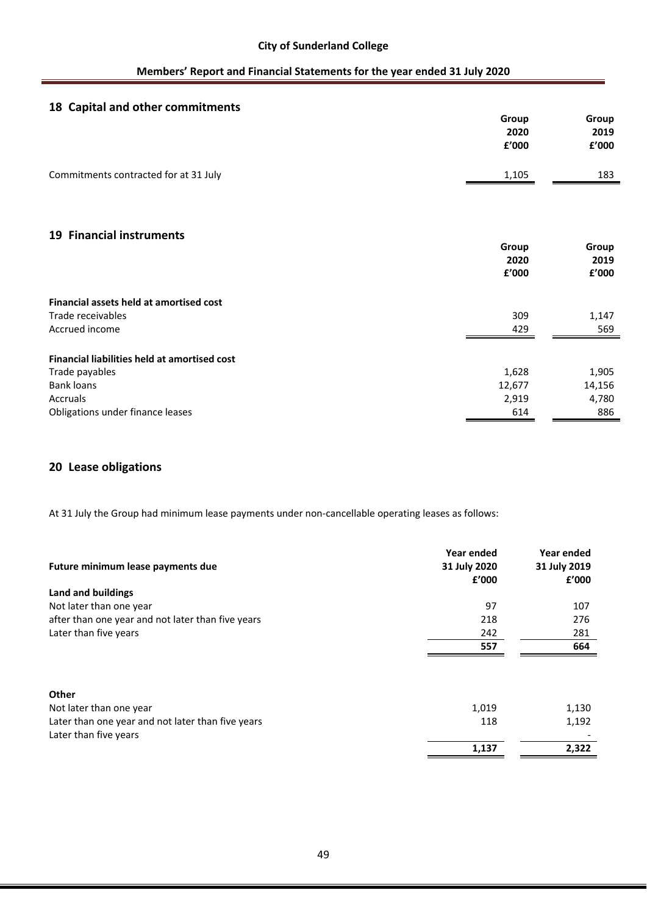## 18 Capital and other commitments

| | Group 2020 £'000 | Group 2019 £'000 |
|---|---|---|
| Commitments contracted for at 31 July | 1,105 | 183 |

## 19 Financial instruments

| | Group 2020 £'000 | Group 2019 £'000 |
|---|---|---|
| **Financial assets held at amortised cost** | | |
| Trade receivables | 309 | 1,147 |
| Accrued income | 429 | 569 |
| **Financial liabilities held at amortised cost** | | |
| Trade payables | 1,628 | 1,905 |
| Bank loans | 12,677 | 14,156 |
| Accruals | 2,919 | 4,780 |
| Obligations under finance leases | 614 | 886 |

## 20 Lease obligations

At 31 July the Group had minimum lease payments under non-cancellable operating leases as follows:

| Future minimum lease payments due | Year ended 31 July 2020 £'000 | Year ended 31 July 2019 £'000 |
|---|---|---|
| **Land and buildings** | | |
| Not later than one year | 97 | 107 |
| after than one year and not later than five years | 218 | 276 |
| Later than five years | 242 | 281 |
| | **557** | **664** |
| **Other** | | |
| Not later than one year | 1,019 | 1,130 |
| Later than one year and not later than five years | 118 | 1,192 |
| Later than five years | | - |
| | **1,137** | **2,322** |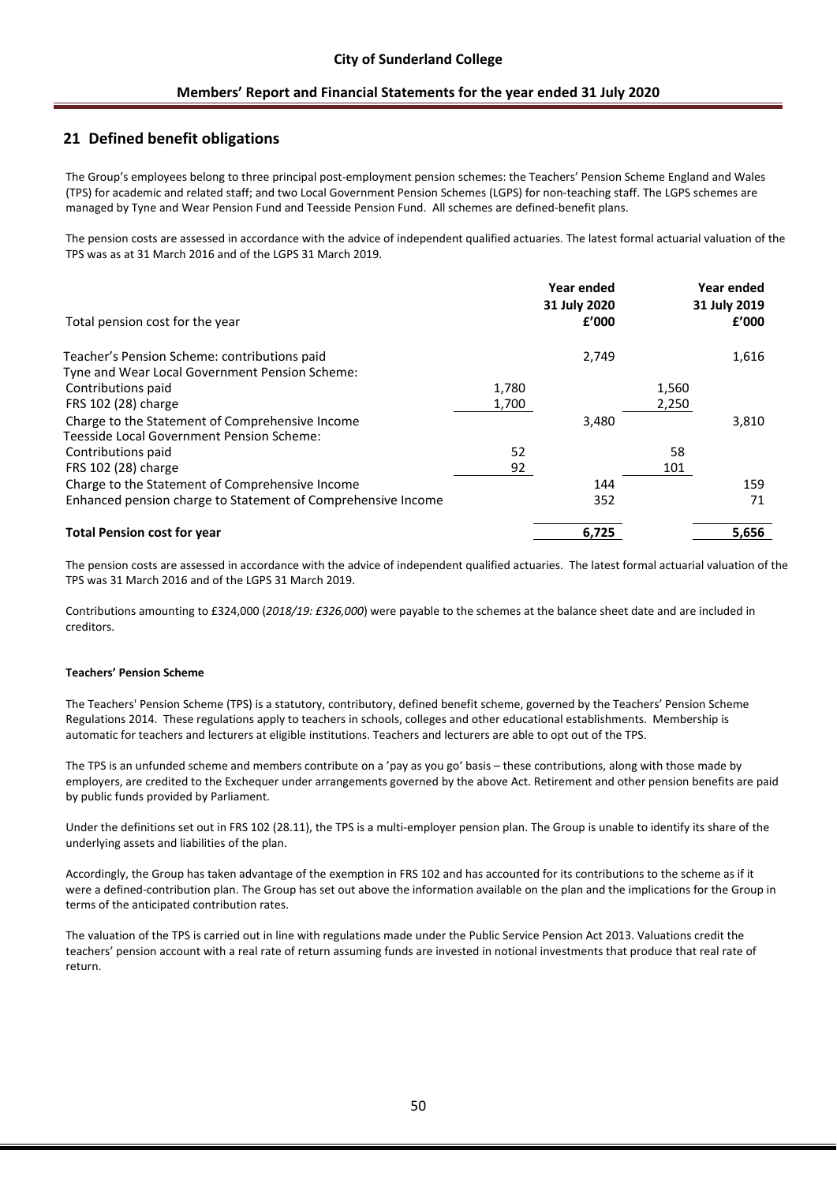## 21 Defined benefit obligations

The Group's employees belong to three principal post-employment pension schemes: the Teachers' Pension Scheme England and Wales (TPS) for academic and related staff; and two Local Government Pension Schemes (LGPS) for non-teaching staff. The LGPS schemes are managed by Tyne and Wear Pension Fund and Teesside Pension Fund. All schemes are defined-benefit plans.

The pension costs are assessed in accordance with the advice of independent qualified actuaries. The latest formal actuarial valuation of the TPS was as at 31 March 2016 and of the LGPS 31 March 2019.

| Total pension cost for the year | | Year ended 31 July 2020 £'000 | | Year ended 31 July 2019 £'000 |
|---|---|---|---|---|
| Teacher's Pension Scheme: contributions paid | | 2,749 | | 1,616 |
| Tyne and Wear Local Government Pension Scheme: | | | | |
| Contributions paid | 1,780 | | 1,560 | |
| FRS 102 (28) charge | 1,700 | | 2,250 | |
| Charge to the Statement of Comprehensive Income | | 3,480 | | 3,810 |
| Teesside Local Government Pension Scheme: | | | | |
| Contributions paid | 52 | | 58 | |
| FRS 102 (28) charge | 92 | | 101 | |
| Charge to the Statement of Comprehensive Income | | 144 | | 159 |
| Enhanced pension charge to Statement of Comprehensive Income | | 352 | | 71 |
| **Total Pension cost for year** | | **6,725** | | **5,656** |

The pension costs are assessed in accordance with the advice of independent qualified actuaries. The latest formal actuarial valuation of the TPS was 31 March 2016 and of the LGPS 31 March 2019.

Contributions amounting to £324,000 (*2018/19: £326,000*) were payable to the schemes at the balance sheet date and are included in creditors.

#### Teachers' Pension Scheme

The Teachers' Pension Scheme (TPS) is a statutory, contributory, defined benefit scheme, governed by the Teachers' Pension Scheme Regulations 2014. These regulations apply to teachers in schools, colleges and other educational establishments. Membership is automatic for teachers and lecturers at eligible institutions. Teachers and lecturers are able to opt out of the TPS.

The TPS is an unfunded scheme and members contribute on a 'pay as you go' basis – these contributions, along with those made by employers, are credited to the Exchequer under arrangements governed by the above Act. Retirement and other pension benefits are paid by public funds provided by Parliament.

Under the definitions set out in FRS 102 (28.11), the TPS is a multi-employer pension plan. The Group is unable to identify its share of the underlying assets and liabilities of the plan.

Accordingly, the Group has taken advantage of the exemption in FRS 102 and has accounted for its contributions to the scheme as if it were a defined-contribution plan. The Group has set out above the information available on the plan and the implications for the Group in terms of the anticipated contribution rates.

The valuation of the TPS is carried out in line with regulations made under the Public Service Pension Act 2013. Valuations credit the teachers' pension account with a real rate of return assuming funds are invested in notional investments that produce that real rate of return.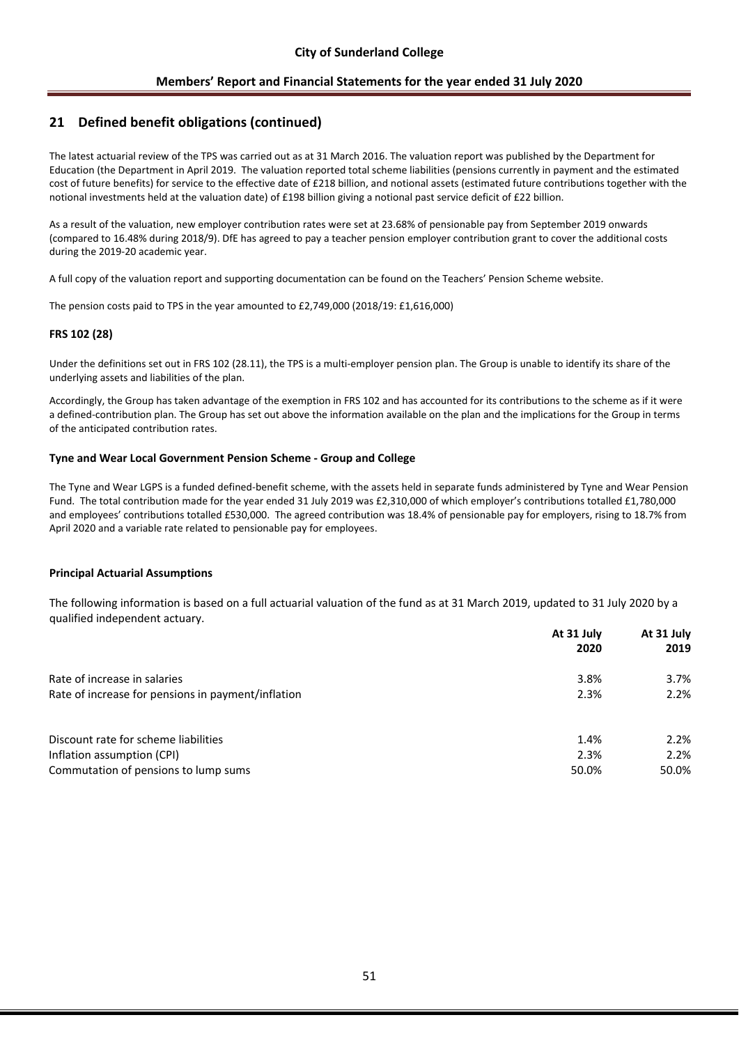## 21 Defined benefit obligations (continued)

The latest actuarial review of the TPS was carried out as at 31 March 2016. The valuation report was published by the Department for Education (the Department in April 2019. The valuation reported total scheme liabilities (pensions currently in payment and the estimated cost of future benefits) for service to the effective date of £218 billion, and notional assets (estimated future contributions together with the notional investments held at the valuation date) of £198 billion giving a notional past service deficit of £22 billion.

As a result of the valuation, new employer contribution rates were set at 23.68% of pensionable pay from September 2019 onwards (compared to 16.48% during 2018/9). DfE has agreed to pay a teacher pension employer contribution grant to cover the additional costs during the 2019-20 academic year.

A full copy of the valuation report and supporting documentation can be found on the Teachers' Pension Scheme website.

The pension costs paid to TPS in the year amounted to £2,749,000 (2018/19: £1,616,000)

**FRS 102 (28)**

Under the definitions set out in FRS 102 (28.11), the TPS is a multi-employer pension plan. The Group is unable to identify its share of the underlying assets and liabilities of the plan.

Accordingly, the Group has taken advantage of the exemption in FRS 102 and has accounted for its contributions to the scheme as if it were a defined-contribution plan. The Group has set out above the information available on the plan and the implications for the Group in terms of the anticipated contribution rates.

**Tyne and Wear Local Government Pension Scheme - Group and College**

The Tyne and Wear LGPS is a funded defined-benefit scheme, with the assets held in separate funds administered by Tyne and Wear Pension Fund. The total contribution made for the year ended 31 July 2019 was £2,310,000 of which employer's contributions totalled £1,780,000 and employees' contributions totalled £530,000. The agreed contribution was 18.4% of pensionable pay for employers, rising to 18.7% from April 2020 and a variable rate related to pensionable pay for employees.

**Principal Actuarial Assumptions**

The following information is based on a full actuarial valuation of the fund as at 31 March 2019, updated to 31 July 2020 by a qualified independent actuary.

| | At 31 July 2020 | At 31 July 2019 |
|---|---|---|
| Rate of increase in salaries | 3.8% | 3.7% |
| Rate of increase for pensions in payment/inflation | 2.3% | 2.2% |
| | | |
| Discount rate for scheme liabilities | 1.4% | 2.2% |
| Inflation assumption (CPI) | 2.3% | 2.2% |
| Commutation of pensions to lump sums | 50.0% | 50.0% |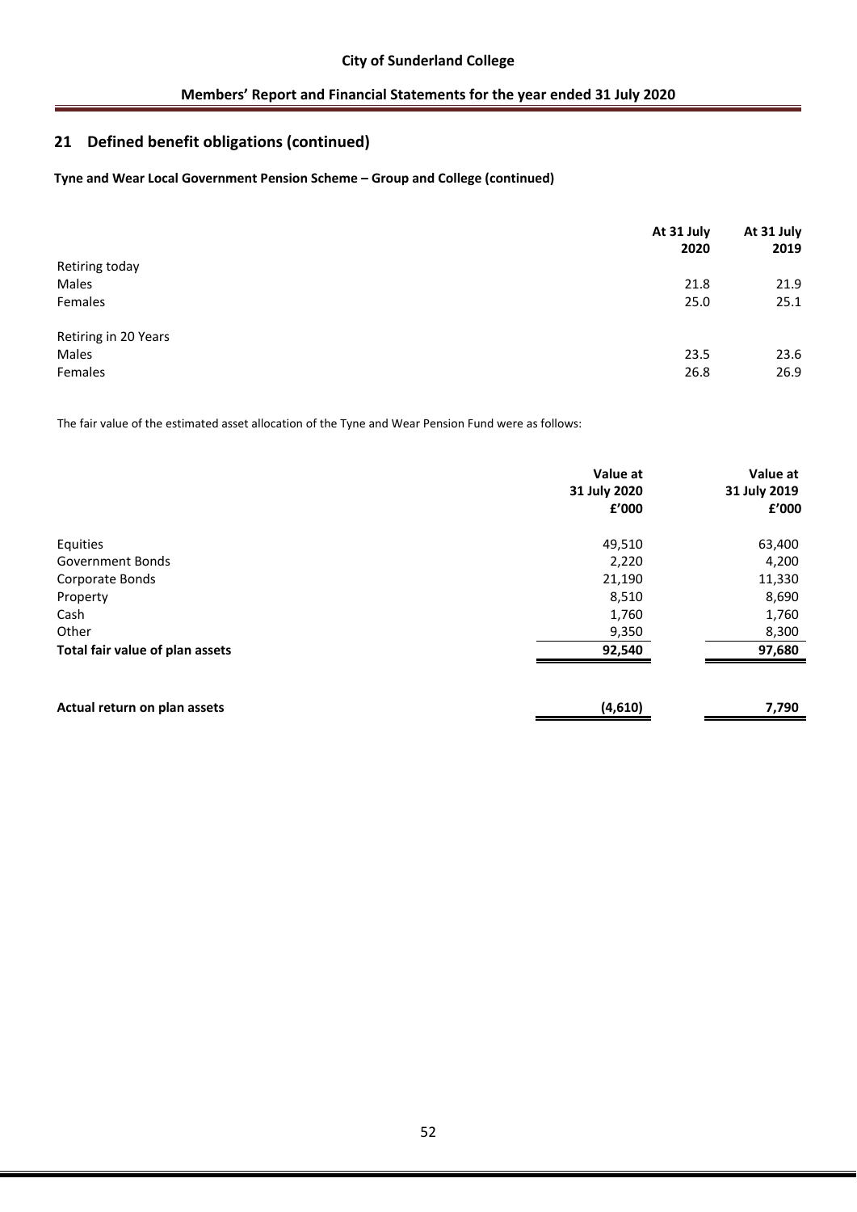## 21 Defined benefit obligations (continued)

**Tyne and Wear Local Government Pension Scheme – Group and College (continued)**

| | At 31 July 2020 | At 31 July 2019 |
|---|---|---|
| Retiring today | | |
| Males | 21.8 | 21.9 |
| Females | 25.0 | 25.1 |
| | | |
| Retiring in 20 Years | | |
| Males | 23.5 | 23.6 |
| Females | 26.8 | 26.9 |

The fair value of the estimated asset allocation of the Tyne and Wear Pension Fund were as follows:

| | Value at 31 July 2020 £'000 | Value at 31 July 2019 £'000 |
|---|---|---|
| Equities | 49,510 | 63,400 |
| Government Bonds | 2,220 | 4,200 |
| Corporate Bonds | 21,190 | 11,330 |
| Property | 8,510 | 8,690 |
| Cash | 1,760 | 1,760 |
| Other | 9,350 | 8,300 |
| **Total fair value of plan assets** | **92,540** | **97,680** |
| | | |
| **Actual return on plan assets** | **(4,610)** | **7,790** |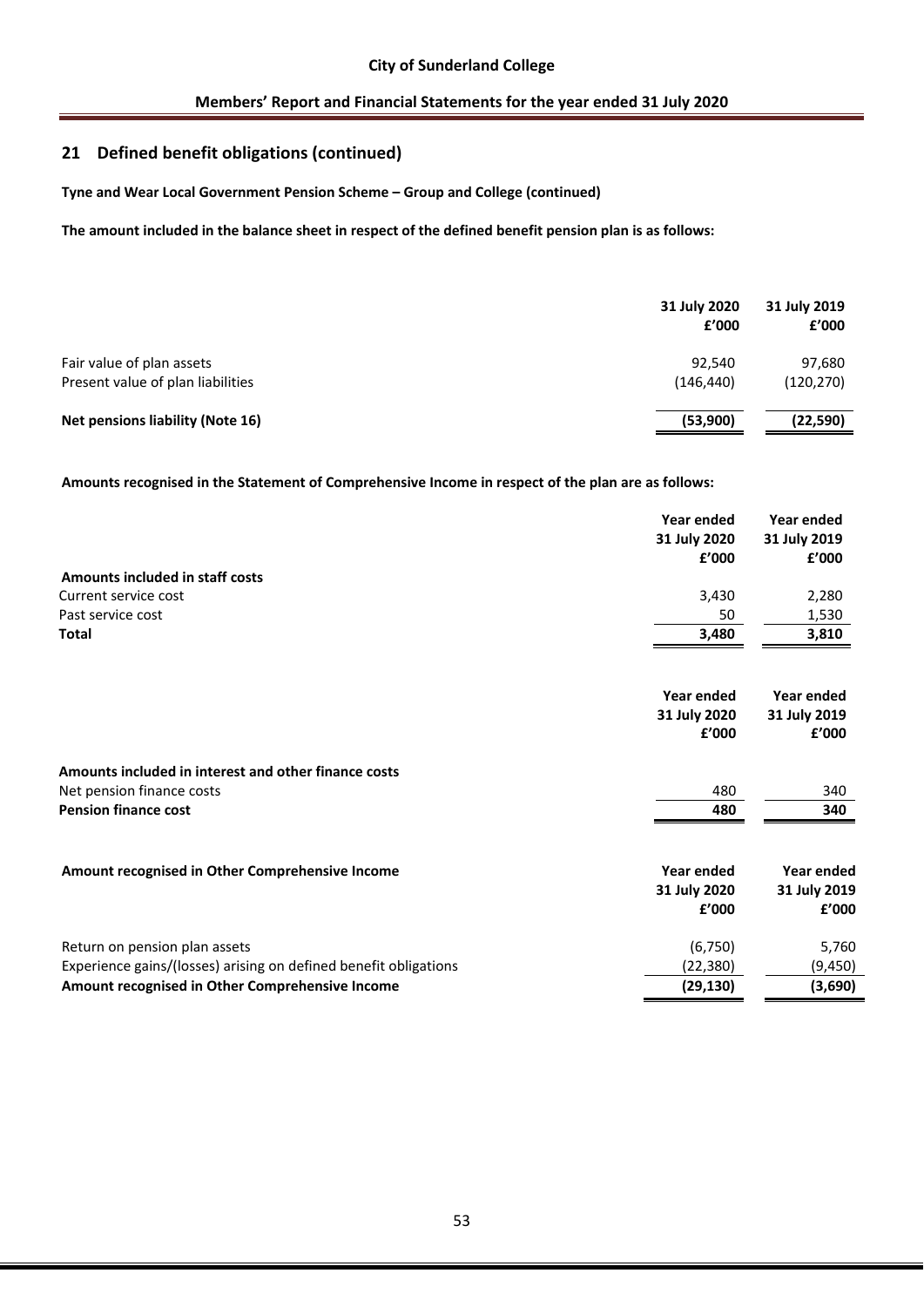## 21 Defined benefit obligations (continued)

**Tyne and Wear Local Government Pension Scheme – Group and College (continued)**

**The amount included in the balance sheet in respect of the defined benefit pension plan is as follows:**

| | 31 July 2020 £'000 | 31 July 2019 £'000 |
|---|---|---|
| Fair value of plan assets | 92,540 | 97,680 |
| Present value of plan liabilities | (146,440) | (120,270) |
| **Net pensions liability (Note 16)** | **(53,900)** | **(22,590)** |

**Amounts recognised in the Statement of Comprehensive Income in respect of the plan are as follows:**

| | Year ended 31 July 2020 £'000 | Year ended 31 July 2019 £'000 |
|---|---|---|
| **Amounts included in staff costs** | | |
| Current service cost | 3,430 | 2,280 |
| Past service cost | 50 | 1,530 |
| **Total** | **3,480** | **3,810** |

| | Year ended 31 July 2020 £'000 | Year ended 31 July 2019 £'000 |
|---|---|---|
| **Amounts included in interest and other finance costs** | | |
| Net pension finance costs | 480 | 340 |
| **Pension finance cost** | **480** | **340** |

| **Amount recognised in Other Comprehensive Income** | Year ended 31 July 2020 £'000 | Year ended 31 July 2019 £'000 |
|---|---|---|
| Return on pension plan assets | (6,750) | 5,760 |
| Experience gains/(losses) arising on defined benefit obligations | (22,380) | (9,450) |
| **Amount recognised in Other Comprehensive Income** | **(29,130)** | **(3,690)** |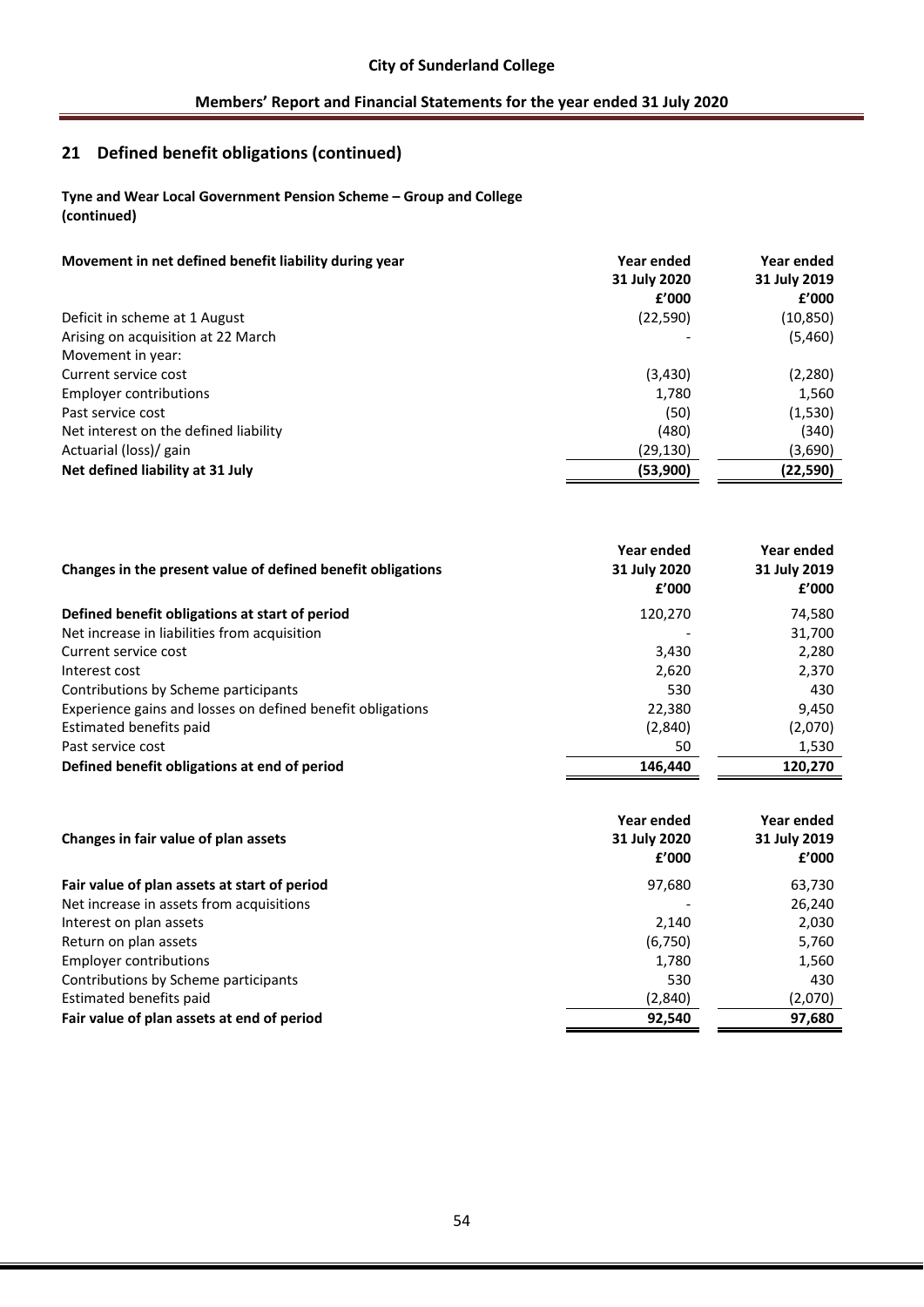## 21 Defined benefit obligations (continued)

**Tyne and Wear Local Government Pension Scheme – Group and College (continued)**

| **Movement in net defined benefit liability during year** | **Year ended 31 July 2020 £'000** | **Year ended 31 July 2019 £'000** |
|---|---|---|
| Deficit in scheme at 1 August | (22,590) | (10,850) |
| Arising on acquisition at 22 March | - | (5,460) |
| Movement in year: | | |
| Current service cost | (3,430) | (2,280) |
| Employer contributions | 1,780 | 1,560 |
| Past service cost | (50) | (1,530) |
| Net interest on the defined liability | (480) | (340) |
| Actuarial (loss)/ gain | (29,130) | (3,690) |
| **Net defined liability at 31 July** | **(53,900)** | **(22,590)** |

| **Changes in the present value of defined benefit obligations** | **Year ended 31 July 2020 £'000** | **Year ended 31 July 2019 £'000** |
|---|---|---|
| **Defined benefit obligations at start of period** | 120,270 | 74,580 |
| Net increase in liabilities from acquisition | - | 31,700 |
| Current service cost | 3,430 | 2,280 |
| Interest cost | 2,620 | 2,370 |
| Contributions by Scheme participants | 530 | 430 |
| Experience gains and losses on defined benefit obligations | 22,380 | 9,450 |
| Estimated benefits paid | (2,840) | (2,070) |
| Past service cost | 50 | 1,530 |
| **Defined benefit obligations at end of period** | **146,440** | **120,270** |

| **Changes in fair value of plan assets** | **Year ended 31 July 2020 £'000** | **Year ended 31 July 2019 £'000** |
|---|---|---|
| **Fair value of plan assets at start of period** | 97,680 | 63,730 |
| Net increase in assets from acquisitions | - | 26,240 |
| Interest on plan assets | 2,140 | 2,030 |
| Return on plan assets | (6,750) | 5,760 |
| Employer contributions | 1,780 | 1,560 |
| Contributions by Scheme participants | 530 | 430 |
| Estimated benefits paid | (2,840) | (2,070) |
| **Fair value of plan assets at end of period** | **92,540** | **97,680** |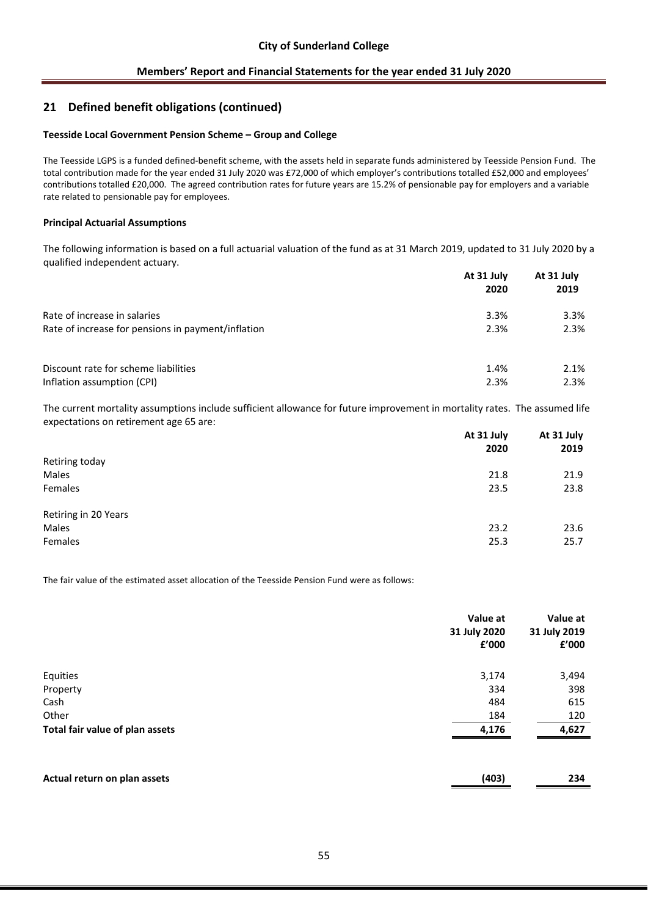## 21 Defined benefit obligations (continued)

**Teesside Local Government Pension Scheme – Group and College**

The Teesside LGPS is a funded defined-benefit scheme, with the assets held in separate funds administered by Teesside Pension Fund. The total contribution made for the year ended 31 July 2020 was £72,000 of which employer's contributions totalled £52,000 and employees' contributions totalled £20,000. The agreed contribution rates for future years are 15.2% of pensionable pay for employers and a variable rate related to pensionable pay for employees.

**Principal Actuarial Assumptions**

The following information is based on a full actuarial valuation of the fund as at 31 March 2019, updated to 31 July 2020 by a qualified independent actuary.

| | At 31 July 2020 | At 31 July 2019 |
|---|---|---|
| Rate of increase in salaries | 3.3% | 3.3% |
| Rate of increase for pensions in payment/inflation | 2.3% | 2.3% |
| | | |
| Discount rate for scheme liabilities | 1.4% | 2.1% |
| Inflation assumption (CPI) | 2.3% | 2.3% |

The current mortality assumptions include sufficient allowance for future improvement in mortality rates. The assumed life expectations on retirement age 65 are:

| | At 31 July 2020 | At 31 July 2019 |
|---|---|---|
| Retiring today | | |
| Males | 21.8 | 21.9 |
| Females | 23.5 | 23.8 |
| | | |
| Retiring in 20 Years | | |
| Males | 23.2 | 23.6 |
| Females | 25.3 | 25.7 |

The fair value of the estimated asset allocation of the Teesside Pension Fund were as follows:

| | Value at 31 July 2020 £'000 | Value at 31 July 2019 £'000 |
|---|---|---|
| Equities | 3,174 | 3,494 |
| Property | 334 | 398 |
| Cash | 484 | 615 |
| Other | 184 | 120 |
| **Total fair value of plan assets** | **4,176** | **4,627** |
| | | |
| **Actual return on plan assets** | **(403)** | **234** |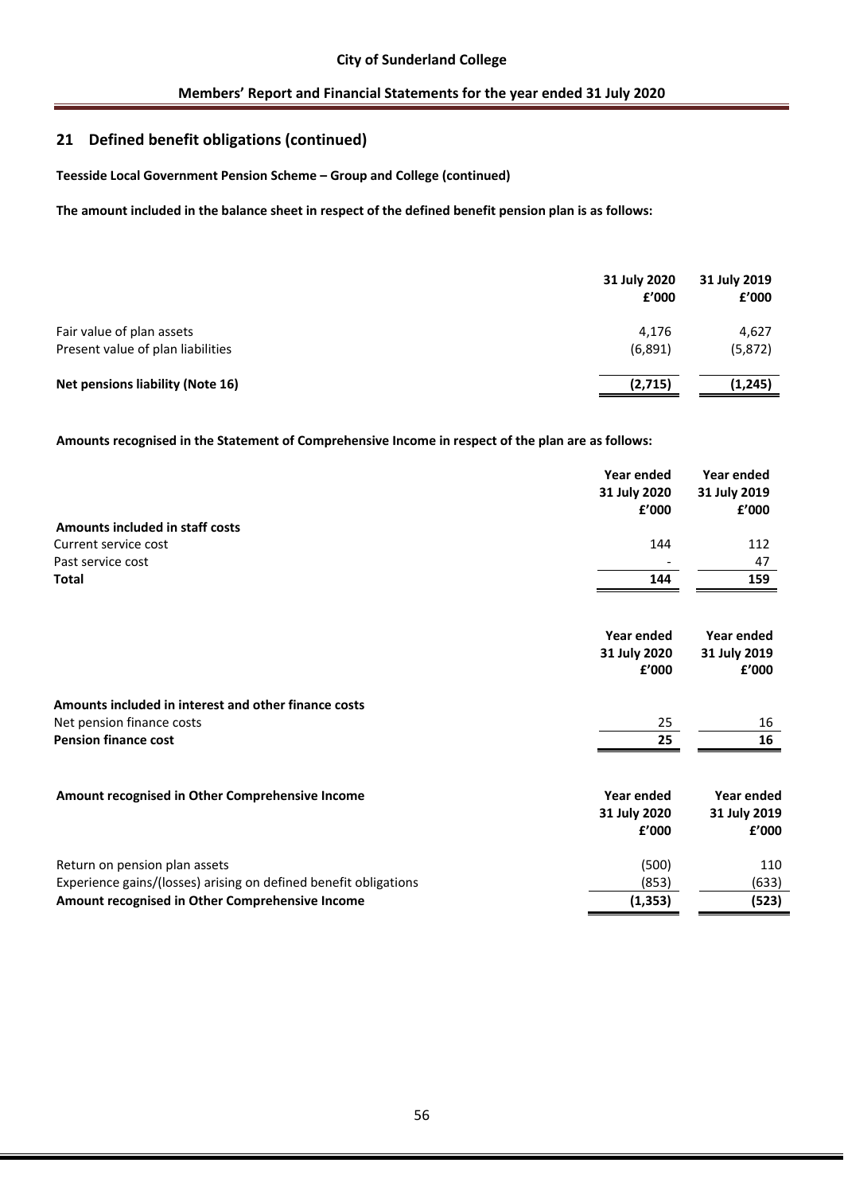## 21 Defined benefit obligations (continued)

**Teesside Local Government Pension Scheme – Group and College (continued)**

**The amount included in the balance sheet in respect of the defined benefit pension plan is as follows:**

| | 31 July 2020 £'000 | 31 July 2019 £'000 |
|---|---|---|
| Fair value of plan assets | 4,176 | 4,627 |
| Present value of plan liabilities | (6,891) | (5,872) |
| **Net pensions liability (Note 16)** | **(2,715)** | **(1,245)** |

**Amounts recognised in the Statement of Comprehensive Income in respect of the plan are as follows:**

| | Year ended 31 July 2020 £'000 | Year ended 31 July 2019 £'000 |
|---|---|---|
| **Amounts included in staff costs** | | |
| Current service cost | 144 | 112 |
| Past service cost | - | 47 |
| **Total** | **144** | **159** |

| | Year ended 31 July 2020 £'000 | Year ended 31 July 2019 £'000 |
|---|---|---|
| **Amounts included in interest and other finance costs** | | |
| Net pension finance costs | 25 | 16 |
| **Pension finance cost** | **25** | **16** |

| **Amount recognised in Other Comprehensive Income** | Year ended 31 July 2020 £'000 | Year ended 31 July 2019 £'000 |
|---|---|---|
| Return on pension plan assets | (500) | 110 |
| Experience gains/(losses) arising on defined benefit obligations | (853) | (633) |
| **Amount recognised in Other Comprehensive Income** | **(1,353)** | **(523)** |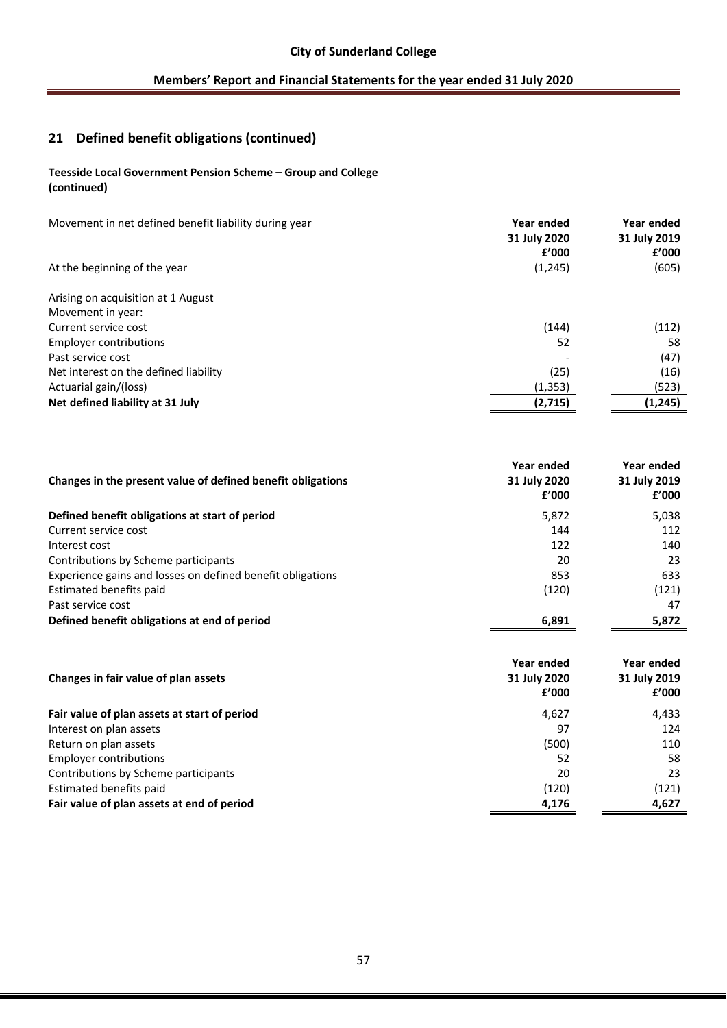## 21 Defined benefit obligations (continued)

**Teesside Local Government Pension Scheme – Group and College (continued)**

| Movement in net defined benefit liability during year | Year ended 31 July 2020 £'000 | Year ended 31 July 2019 £'000 |
|---|---|---|
| At the beginning of the year | (1,245) | (605) |
| | | |
| Arising on acquisition at 1 August | | |
| Movement in year: | | |
| Current service cost | (144) | (112) |
| Employer contributions | 52 | 58 |
| Past service cost | - | (47) |
| Net interest on the defined liability | (25) | (16) |
| Actuarial gain/(loss) | (1,353) | (523) |
| **Net defined liability at 31 July** | **(2,715)** | **(1,245)** |

| **Changes in the present value of defined benefit obligations** | **Year ended 31 July 2020 £'000** | **Year ended 31 July 2019 £'000** |
|---|---|---|
| **Defined benefit obligations at start of period** | 5,872 | 5,038 |
| Current service cost | 144 | 112 |
| Interest cost | 122 | 140 |
| Contributions by Scheme participants | 20 | 23 |
| Experience gains and losses on defined benefit obligations | 853 | 633 |
| Estimated benefits paid | (120) | (121) |
| Past service cost | | 47 |
| **Defined benefit obligations at end of period** | **6,891** | **5,872** |

| **Changes in fair value of plan assets** | **Year ended 31 July 2020 £'000** | **Year ended 31 July 2019 £'000** |
|---|---|---|
| **Fair value of plan assets at start of period** | 4,627 | 4,433 |
| Interest on plan assets | 97 | 124 |
| Return on plan assets | (500) | 110 |
| Employer contributions | 52 | 58 |
| Contributions by Scheme participants | 20 | 23 |
| Estimated benefits paid | (120) | (121) |
| **Fair value of plan assets at end of period** | **4,176** | **4,627** |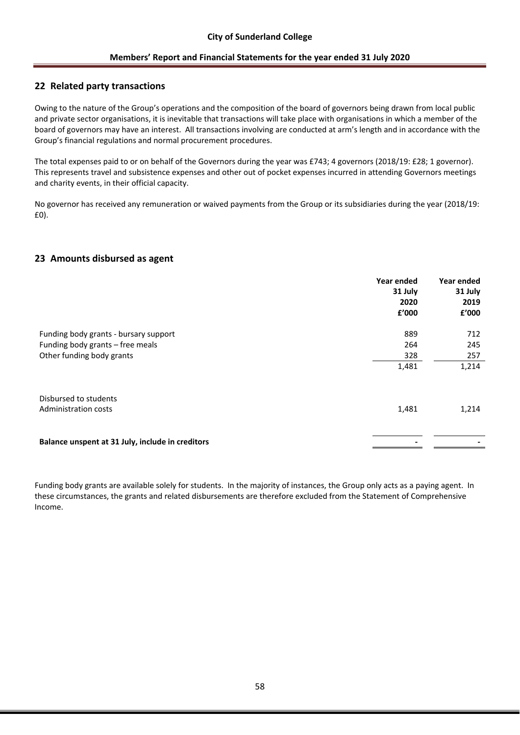## 22 Related party transactions

Owing to the nature of the Group's operations and the composition of the board of governors being drawn from local public and private sector organisations, it is inevitable that transactions will take place with organisations in which a member of the board of governors may have an interest. All transactions involving are conducted at arm's length and in accordance with the Group's financial regulations and normal procurement procedures.

The total expenses paid to or on behalf of the Governors during the year was £743; 4 governors (2018/19: £28; 1 governor). This represents travel and subsistence expenses and other out of pocket expenses incurred in attending Governors meetings and charity events, in their official capacity.

No governor has received any remuneration or waived payments from the Group or its subsidiaries during the year (2018/19: £0).

## 23 Amounts disbursed as agent

| | Year ended 31 July 2020 £'000 | Year ended 31 July 2019 £'000 |
|---|---|---|
| Funding body grants - bursary support | 889 | 712 |
| Funding body grants – free meals | 264 | 245 |
| Other funding body grants | 328 | 257 |
| | 1,481 | 1,214 |
| Disbursed to students | | |
| Administration costs | 1,481 | 1,214 |
| **Balance unspent at 31 July, include in creditors** | - | - |

Funding body grants are available solely for students. In the majority of instances, the Group only acts as a paying agent. In these circumstances, the grants and related disbursements are therefore excluded from the Statement of Comprehensive Income.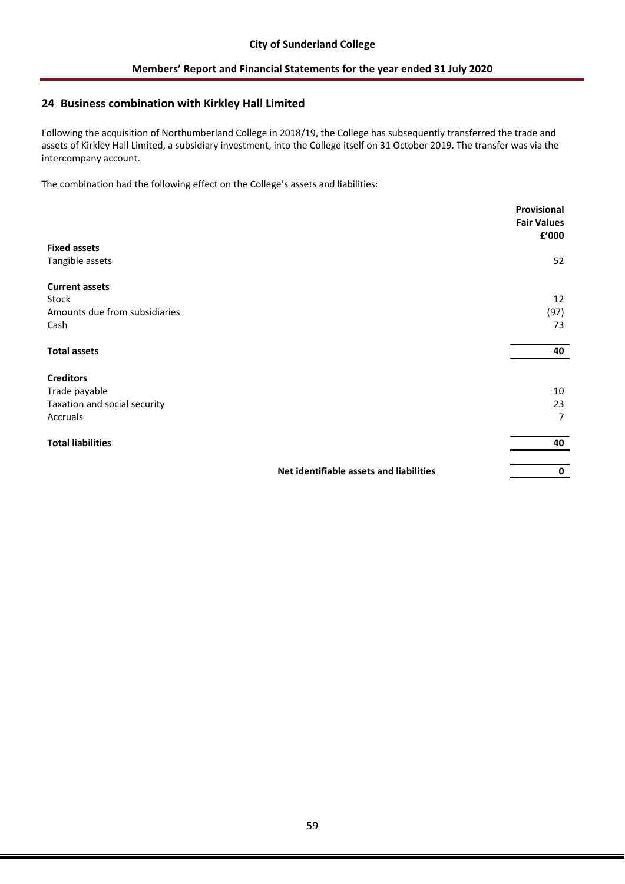## 24 Business combination with Kirkley Hall Limited

Following the acquisition of Northumberland College in 2018/19, the College has subsequently transferred the trade and assets of Kirkley Hall Limited, a subsidiary investment, into the College itself on 31 October 2019. The transfer was via the intercompany account.

The combination had the following effect on the College's assets and liabilities:

| | Provisional Fair Values £'000 |
|---|---|
| **Fixed assets** | |
| Tangible assets | 52 |
| **Current assets** | |
| Stock | 12 |
| Amounts due from subsidiaries | (97) |
| Cash | 73 |
| **Total assets** | **40** |
| **Creditors** | |
| Trade payable | 10 |
| Taxation and social security | 23 |
| Accruals | 7 |
| **Total liabilities** | **40** |
| **Net identifiable assets and liabilities** | **0** |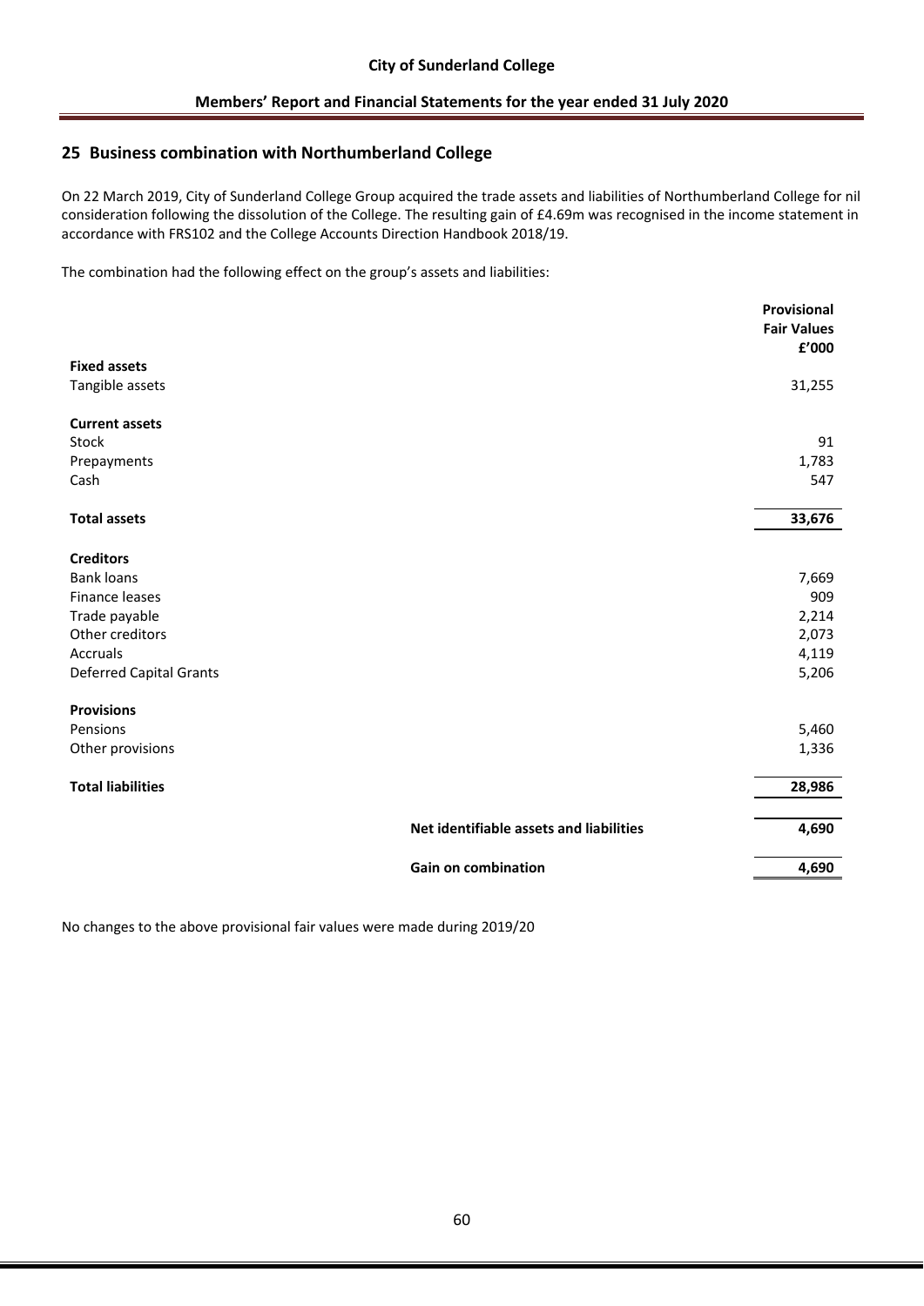## 25 Business combination with Northumberland College

On 22 March 2019, City of Sunderland College Group acquired the trade assets and liabilities of Northumberland College for nil consideration following the dissolution of the College. The resulting gain of £4.69m was recognised in the income statement in accordance with FRS102 and the College Accounts Direction Handbook 2018/19.

The combination had the following effect on the group's assets and liabilities:

| | Provisional Fair Values £'000 |
|---|---|
| **Fixed assets** | |
| Tangible assets | 31,255 |
| **Current assets** | |
| Stock | 91 |
| Prepayments | 1,783 |
| Cash | 547 |
| **Total assets** | **33,676** |
| **Creditors** | |
| Bank loans | 7,669 |
| Finance leases | 909 |
| Trade payable | 2,214 |
| Other creditors | 2,073 |
| Accruals | 4,119 |
| Deferred Capital Grants | 5,206 |
| **Provisions** | |
| Pensions | 5,460 |
| Other provisions | 1,336 |
| **Total liabilities** | **28,986** |
| **Net identifiable assets and liabilities** | **4,690** |
| **Gain on combination** | **4,690** |

No changes to the above provisional fair values were made during 2019/20